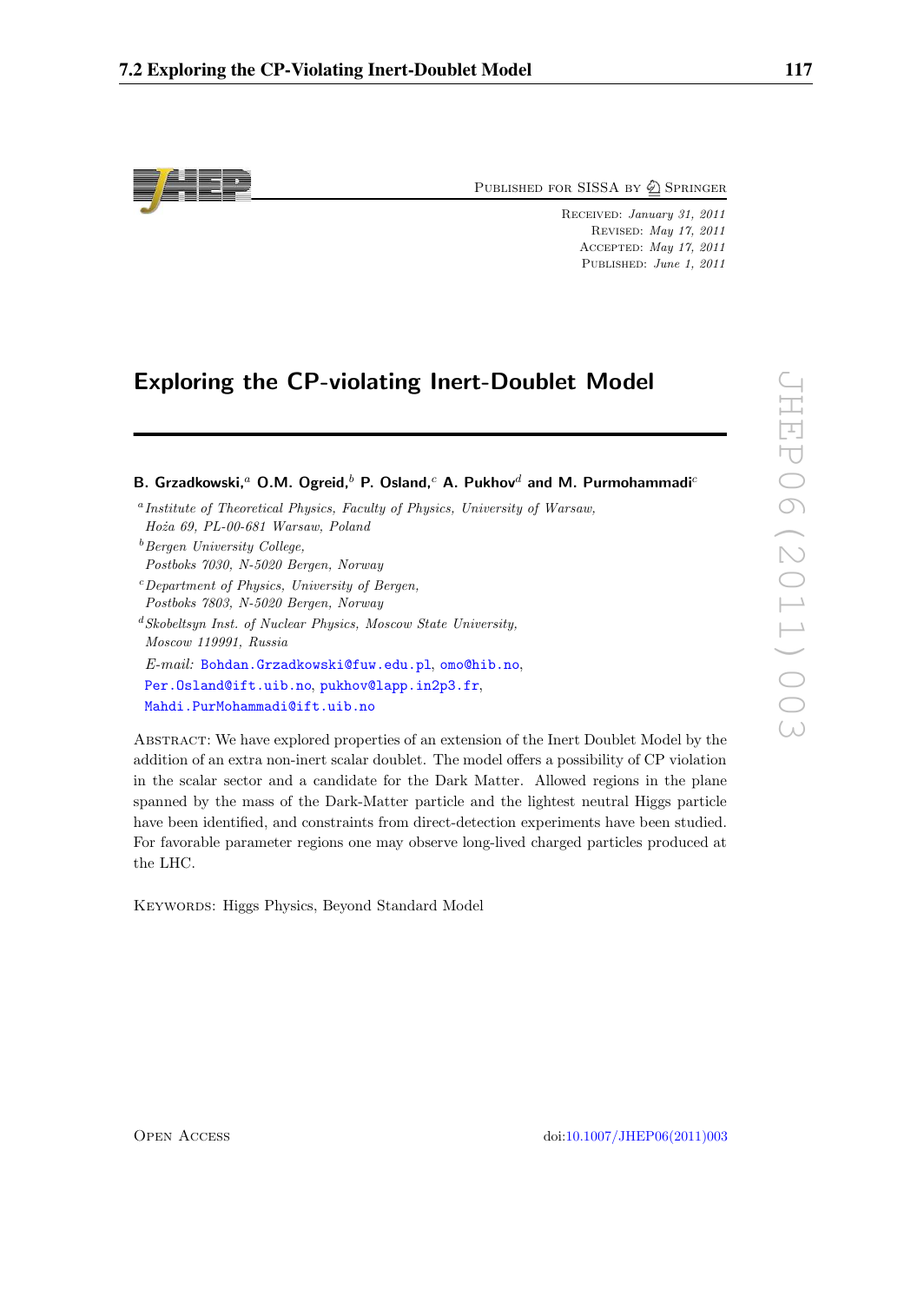Published for SISSA by Springer

Received: *January 31, 2011*
Revised: *May 17, 2011*
Accepted: *May 17, 2011*
Published: *June 1, 2011*

# Exploring the CP-violating Inert-Doublet Model

**B. Grzadkowski,[a] O.M. Ogreid,[b] P. Osland,[c] A. Pukhov[d] and M. Purmohammadi[c]**

[a] *Institute of Theoretical Physics, Faculty of Physics, University of Warsaw, Hoża 69, PL-00-681 Warsaw, Poland*

[b] *Bergen University College, Postboks 7030, N-5020 Bergen, Norway*

[c] *Department of Physics, University of Bergen, Postboks 7803, N-5020 Bergen, Norway*

[d] *Skobeltsyn Inst. of Nuclear Physics, Moscow State University, Moscow 119991, Russia*

*E-mail:* Bohdan.Grzadkowski@fuw.edu.pl, omo@hib.no, Per.Osland@ift.uib.no, pukhov@lapp.in2p3.fr, Mahdi.PurMohammadi@ift.uib.no

Abstract: We have explored properties of an extension of the Inert Doublet Model by the addition of an extra non-inert scalar doublet. The model offers a possibility of CP violation in the scalar sector and a candidate for the Dark Matter. Allowed regions in the plane spanned by the mass of the Dark-Matter particle and the lightest neutral Higgs particle have been identified, and constraints from direct-detection experiments have been studied. For favorable parameter regions one may observe long-lived charged particles produced at the LHC.

Keywords: Higgs Physics, Beyond Standard Model

Open Access

doi:10.1007/JHEP06(2011)003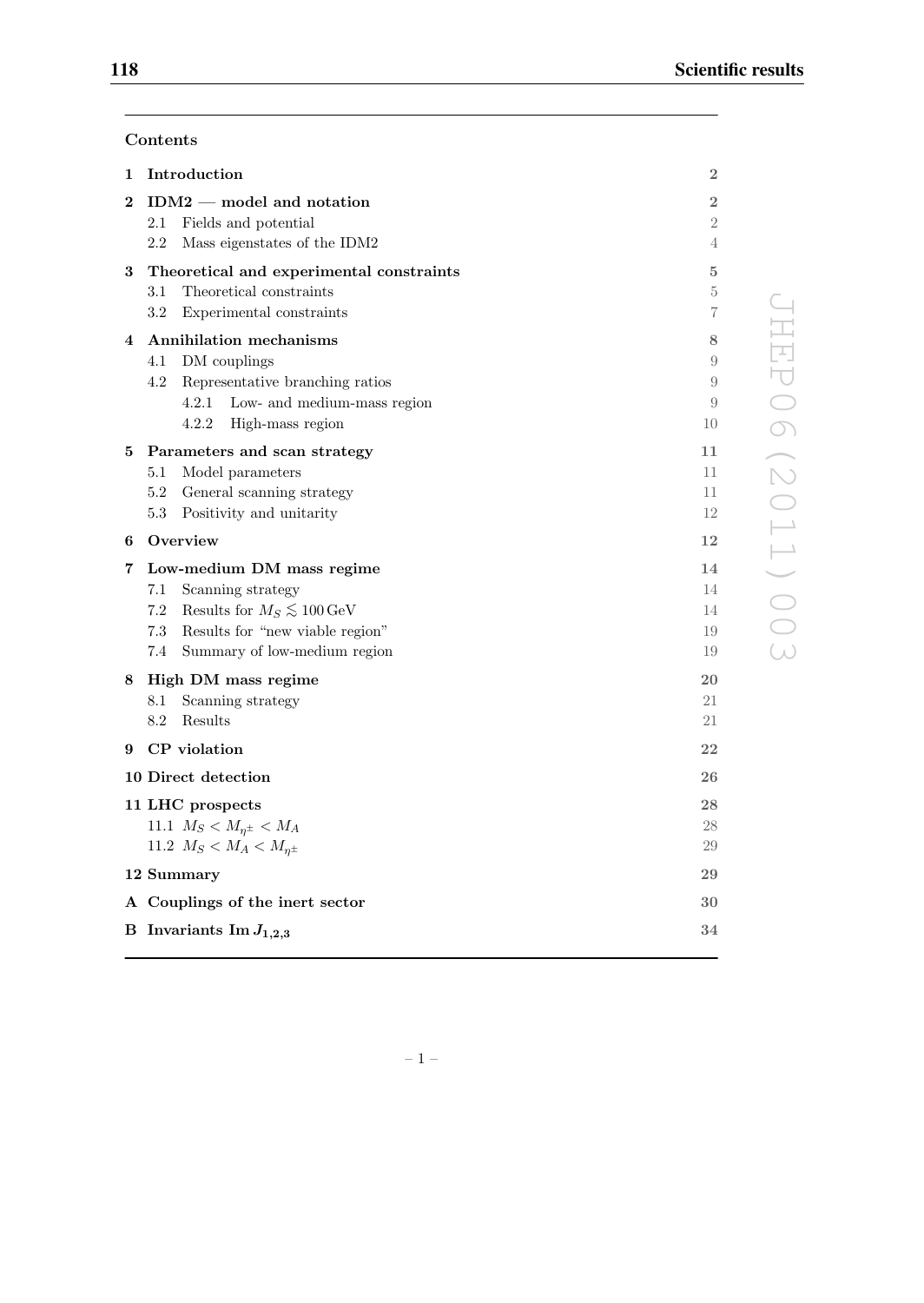## Contents

| | | |
|---|---|---|
| **1** | **Introduction** | **2** |
| **2** | **IDM2 — model and notation** | **2** |
| | 2.1 Fields and potential | 2 |
| | 2.2 Mass eigenstates of the IDM2 | 4 |
| **3** | **Theoretical and experimental constraints** | **5** |
| | 3.1 Theoretical constraints | 5 |
| | 3.2 Experimental constraints | 7 |
| **4** | **Annihilation mechanisms** | **8** |
| | 4.1 DM couplings | 9 |
| | 4.2 Representative branching ratios | 9 |
| | 4.2.1 Low- and medium-mass region | 9 |
| | 4.2.2 High-mass region | 10 |
| **5** | **Parameters and scan strategy** | **11** |
| | 5.1 Model parameters | 11 |
| | 5.2 General scanning strategy | 11 |
| | 5.3 Positivity and unitarity | 12 |
| **6** | **Overview** | **12** |
| **7** | **Low-medium DM mass regime** | **14** |
| | 7.1 Scanning strategy | 14 |
| | 7.2 Results for $M_S \lesssim 100\,\mathrm{GeV}$ | 14 |
| | 7.3 Results for "new viable region" | 19 |
| | 7.4 Summary of low-medium region | 19 |
| **8** | **High DM mass regime** | **20** |
| | 8.1 Scanning strategy | 21 |
| | 8.2 Results | 21 |
| **9** | **CP violation** | **22** |
| **10** | **Direct detection** | **26** |
| **11** | **LHC prospects** | **28** |
| | 11.1 $M_S < M_{\eta^\pm} < M_A$ | 28 |
| | 11.2 $M_S < M_A < M_{\eta^\pm}$ | 29 |
| **12** | **Summary** | **29** |
| **A** | **Couplings of the inert sector** | **30** |
| **B** | **Invariants Im $J_{1,2,3}$** | **34** |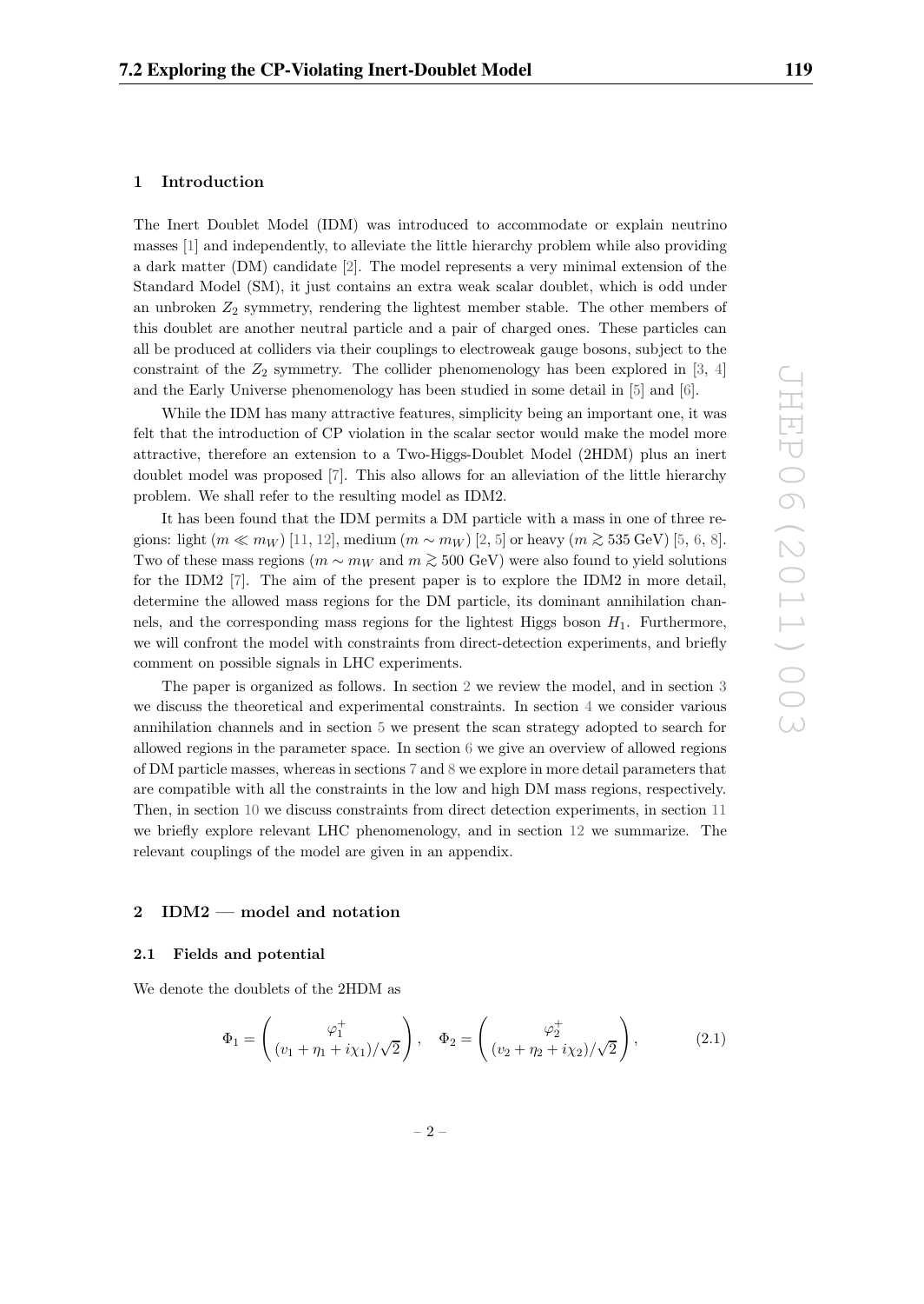## 1 Introduction

The Inert Doublet Model (IDM) was introduced to accommodate or explain neutrino masses [1] and independently, to alleviate the little hierarchy problem while also providing a dark matter (DM) candidate [2]. The model represents a very minimal extension of the Standard Model (SM), it just contains an extra weak scalar doublet, which is odd under an unbroken $Z_2$ symmetry, rendering the lightest member stable. The other members of this doublet are another neutral particle and a pair of charged ones. These particles can all be produced at colliders via their couplings to electroweak gauge bosons, subject to the constraint of the $Z_2$ symmetry. The collider phenomenology has been explored in [3, 4] and the Early Universe phenomenology has been studied in some detail in [5] and [6].

While the IDM has many attractive features, simplicity being an important one, it was felt that the introduction of CP violation in the scalar sector would make the model more attractive, therefore an extension to a Two-Higgs-Doublet Model (2HDM) plus an inert doublet model was proposed [7]. This also allows for an alleviation of the little hierarchy problem. We shall refer to the resulting model as IDM2.

It has been found that the IDM permits a DM particle with a mass in one of three regions: light ($m \ll m_W$) [11, 12], medium ($m \sim m_W$) [2, 5] or heavy ($m \gtrsim 535$ GeV) [5, 6, 8]. Two of these mass regions ($m \sim m_W$ and $m \gtrsim 500$ GeV) were also found to yield solutions for the IDM2 [7]. The aim of the present paper is to explore the IDM2 in more detail, determine the allowed mass regions for the DM particle, its dominant annihilation channels, and the corresponding mass regions for the lightest Higgs boson $H_1$. Furthermore, we will confront the model with constraints from direct-detection experiments, and briefly comment on possible signals in LHC experiments.

The paper is organized as follows. In section 2 we review the model, and in section 3 we discuss the theoretical and experimental constraints. In section 4 we consider various annihilation channels and in section 5 we present the scan strategy adopted to search for allowed regions in the parameter space. In section 6 we give an overview of allowed regions of DM particle masses, whereas in sections 7 and 8 we explore in more detail parameters that are compatible with all the constraints in the low and high DM mass regions, respectively. Then, in section 10 we discuss constraints from direct detection experiments, in section 11 we briefly explore relevant LHC phenomenology, and in section 12 we summarize. The relevant couplings of the model are given in an appendix.

## 2 IDM2 — model and notation

### 2.1 Fields and potential

We denote the doublets of the 2HDM as

$$\Phi_1 = \begin{pmatrix} \varphi_1^+ \\ (v_1 + \eta_1 + i\chi_1)/\sqrt{2} \end{pmatrix}, \quad \Phi_2 = \begin{pmatrix} \varphi_2^+ \\ (v_2 + \eta_2 + i\chi_2)/\sqrt{2} \end{pmatrix}, \tag{2.1}$$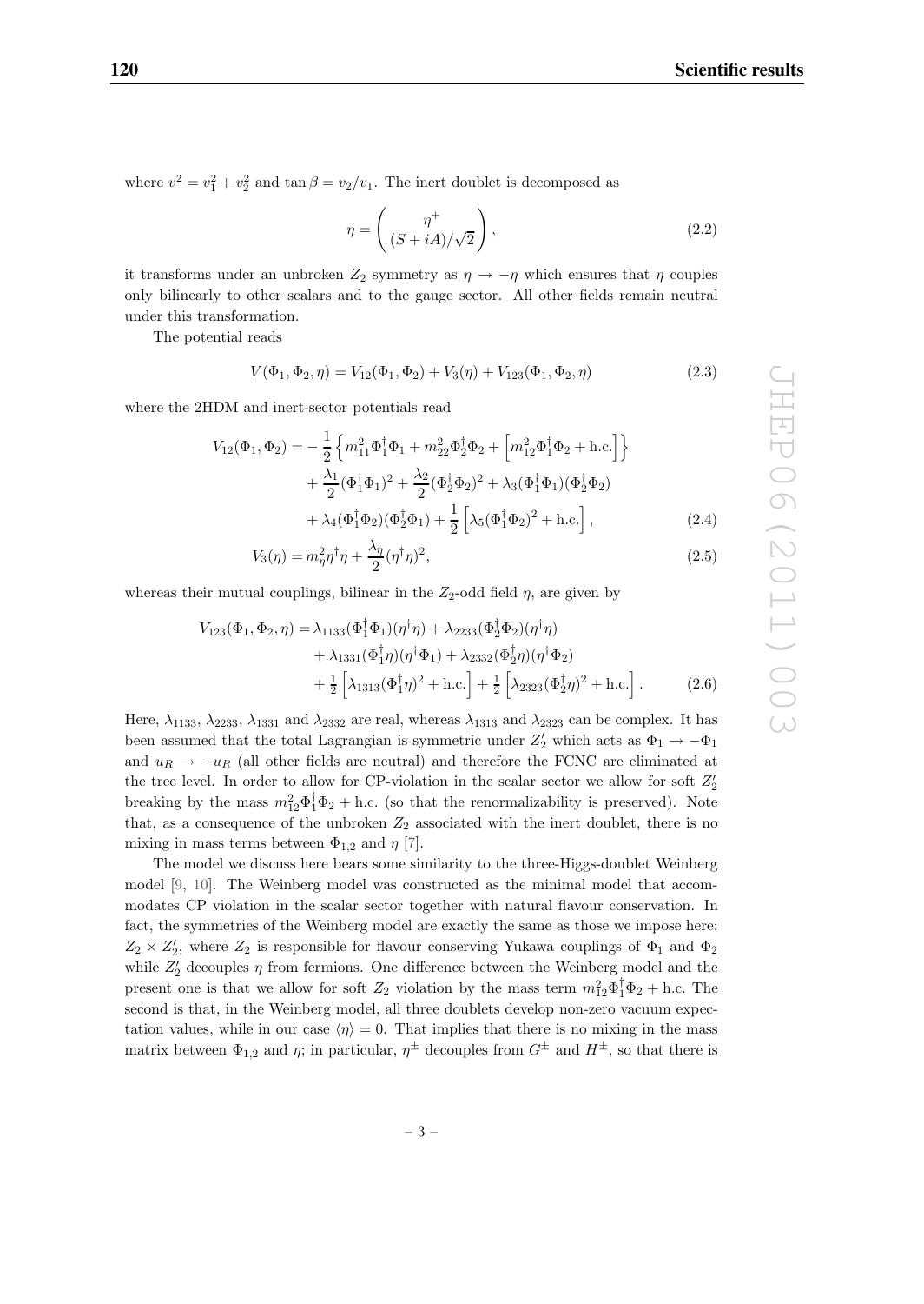where $v^2 = v_1^2 + v_2^2$ and $\tan\beta = v_2/v_1$. The inert doublet is decomposed as

$$\eta = \begin{pmatrix} \eta^+ \\ (S + iA)/\sqrt{2} \end{pmatrix}, \tag{2.2}$$

it transforms under an unbroken $Z_2$ symmetry as $\eta \to -\eta$ which ensures that $\eta$ couples only bilinearly to other scalars and to the gauge sector. All other fields remain neutral under this transformation.

The potential reads

$$V(\Phi_1, \Phi_2, \eta) = V_{12}(\Phi_1, \Phi_2) + V_3(\eta) + V_{123}(\Phi_1, \Phi_2, \eta) \tag{2.3}$$

where the 2HDM and inert-sector potentials read

$$\begin{aligned}
V_{12}(\Phi_1, \Phi_2) = & -\frac{1}{2}\left\{ m_{11}^2 \Phi_1^\dagger \Phi_1 + m_{22}^2 \Phi_2^\dagger \Phi_2 + \left[ m_{12}^2 \Phi_1^\dagger \Phi_2 + \text{h.c.} \right] \right\} \\
& + \frac{\lambda_1}{2}(\Phi_1^\dagger \Phi_1)^2 + \frac{\lambda_2}{2}(\Phi_2^\dagger \Phi_2)^2 + \lambda_3 (\Phi_1^\dagger \Phi_1)(\Phi_2^\dagger \Phi_2) \\
& + \lambda_4 (\Phi_1^\dagger \Phi_2)(\Phi_2^\dagger \Phi_1) + \frac{1}{2}\left[ \lambda_5 (\Phi_1^\dagger \Phi_2)^2 + \text{h.c.} \right], 
\end{aligned} \tag{2.4}$$

$$V_3(\eta) = m_\eta^2 \eta^\dagger \eta + \frac{\lambda_\eta}{2}(\eta^\dagger \eta)^2, \tag{2.5}$$

whereas their mutual couplings, bilinear in the $Z_2$-odd field $\eta$, are given by

$$\begin{aligned}
V_{123}(\Phi_1, \Phi_2, \eta) = & \lambda_{1133}(\Phi_1^\dagger \Phi_1)(\eta^\dagger \eta) + \lambda_{2233}(\Phi_2^\dagger \Phi_2)(\eta^\dagger \eta) \\
& + \lambda_{1331}(\Phi_1^\dagger \eta)(\eta^\dagger \Phi_1) + \lambda_{2332}(\Phi_2^\dagger \eta)(\eta^\dagger \Phi_2) \\
& + \tfrac{1}{2}\left[ \lambda_{1313}(\Phi_1^\dagger \eta)^2 + \text{h.c.} \right] + \tfrac{1}{2}\left[ \lambda_{2323}(\Phi_2^\dagger \eta)^2 + \text{h.c.} \right].
\end{aligned} \tag{2.6}$$

Here, $\lambda_{1133}$, $\lambda_{2233}$, $\lambda_{1331}$ and $\lambda_{2332}$ are real, whereas $\lambda_{1313}$ and $\lambda_{2323}$ can be complex. It has been assumed that the total Lagrangian is symmetric under $Z_2'$ which acts as $\Phi_1 \to -\Phi_1$ and $u_R \to -u_R$ (all other fields are neutral) and therefore the FCNC are eliminated at the tree level. In order to allow for CP-violation in the scalar sector we allow for soft $Z_2'$ breaking by the mass $m_{12}^2 \Phi_1^\dagger \Phi_2 + \text{h.c.}$ (so that the renormalizability is preserved). Note that, as a consequence of the unbroken $Z_2$ associated with the inert doublet, there is no mixing in mass terms between $\Phi_{1,2}$ and $\eta$ [7].

The model we discuss here bears some similarity to the three-Higgs-doublet Weinberg model [9, 10]. The Weinberg model was constructed as the minimal model that accommodates CP violation in the scalar sector together with natural flavour conservation. In fact, the symmetries of the Weinberg model are exactly the same as those we impose here: $Z_2 \times Z_2'$, where $Z_2$ is responsible for flavour conserving Yukawa couplings of $\Phi_1$ and $\Phi_2$ while $Z_2'$ decouples $\eta$ from fermions. One difference between the Weinberg model and the present one is that we allow for soft $Z_2$ violation by the mass term $m_{12}^2 \Phi_1^\dagger \Phi_2 + \text{h.c.}$ The second is that, in the Weinberg model, all three doublets develop non-zero vacuum expectation values, while in our case $\langle \eta \rangle = 0$. That implies that there is no mixing in the mass matrix between $\Phi_{1,2}$ and $\eta$; in particular, $\eta^\pm$ decouples from $G^\pm$ and $H^\pm$, so that there is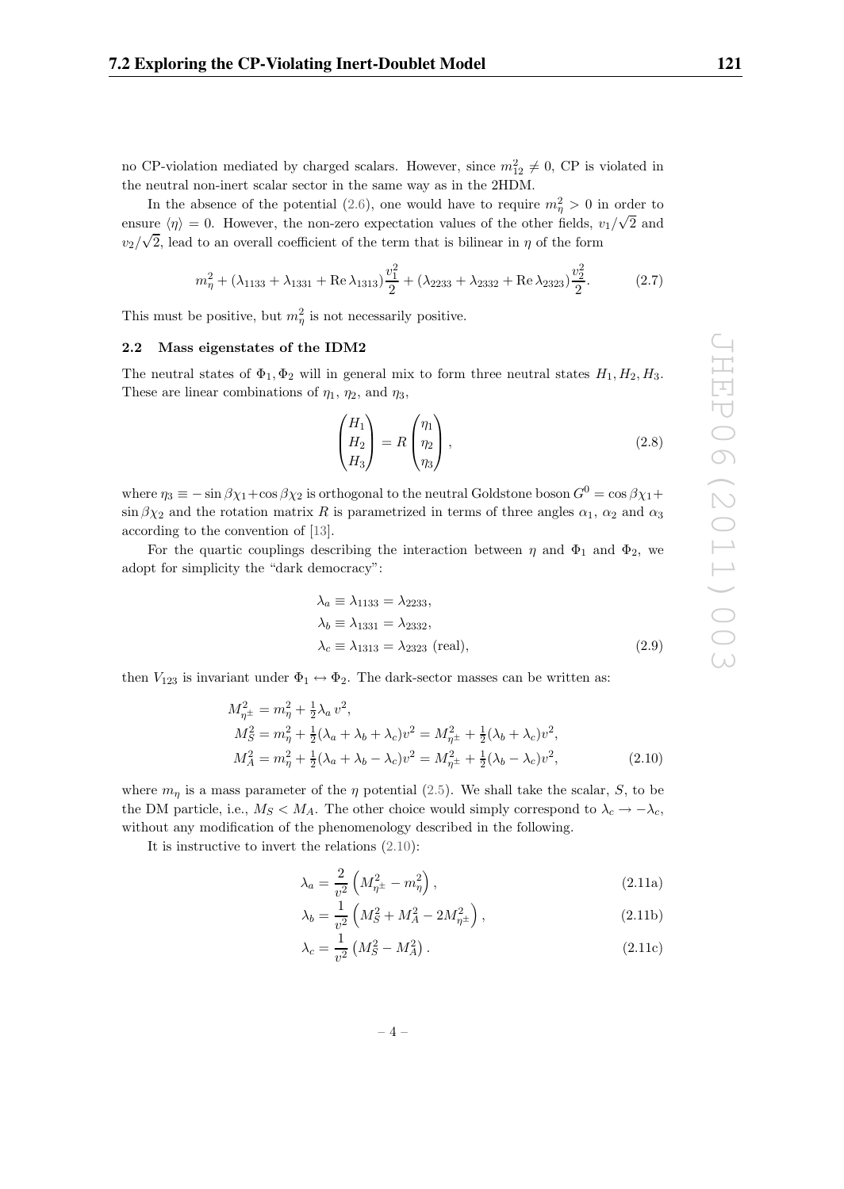no CP-violation mediated by charged scalars. However, since $m_{12}^2 \neq 0$, CP is violated in the neutral non-inert scalar sector in the same way as in the 2HDM.

In the absence of the potential (2.6), one would have to require $m_\eta^2 > 0$ in order to ensure $\langle \eta \rangle = 0$. However, the non-zero expectation values of the other fields, $v_1/\sqrt{2}$ and $v_2/\sqrt{2}$, lead to an overall coefficient of the term that is bilinear in $\eta$ of the form

$$m_\eta^2 + (\lambda_{1133} + \lambda_{1331} + \mathrm{Re}\,\lambda_{1313})\frac{v_1^2}{2} + (\lambda_{2233} + \lambda_{2332} + \mathrm{Re}\,\lambda_{2323})\frac{v_2^2}{2}. \tag{2.7}$$

This must be positive, but $m_\eta^2$ is not necessarily positive.

## 2.2 Mass eigenstates of the IDM2

The neutral states of $\Phi_1, \Phi_2$ will in general mix to form three neutral states $H_1, H_2, H_3$. These are linear combinations of $\eta_1$, $\eta_2$, and $\eta_3$,

$$\begin{pmatrix} H_1 \\ H_2 \\ H_3 \end{pmatrix} = R \begin{pmatrix} \eta_1 \\ \eta_2 \\ \eta_3 \end{pmatrix}, \tag{2.8}$$

where $\eta_3 \equiv -\sin\beta\chi_1 + \cos\beta\chi_2$ is orthogonal to the neutral Goldstone boson $G^0 = \cos\beta\chi_1 + \sin\beta\chi_2$ and the rotation matrix $R$ is parametrized in terms of three angles $\alpha_1$, $\alpha_2$ and $\alpha_3$ according to the convention of [13].

For the quartic couplings describing the interaction between $\eta$ and $\Phi_1$ and $\Phi_2$, we adopt for simplicity the "dark democracy":

$$\begin{aligned} \lambda_a &\equiv \lambda_{1133} = \lambda_{2233}, \\ \lambda_b &\equiv \lambda_{1331} = \lambda_{2332}, \\ \lambda_c &\equiv \lambda_{1313} = \lambda_{2323} \ \text{(real)}, \end{aligned} \tag{2.9}$$

then $V_{123}$ is invariant under $\Phi_1 \leftrightarrow \Phi_2$. The dark-sector masses can be written as:

$$\begin{aligned} M_{\eta^\pm}^2 &= m_\eta^2 + \tfrac{1}{2}\lambda_a\, v^2, \\ M_S^2 &= m_\eta^2 + \tfrac{1}{2}(\lambda_a + \lambda_b + \lambda_c)v^2 = M_{\eta^\pm}^2 + \tfrac{1}{2}(\lambda_b + \lambda_c)v^2, \\ M_A^2 &= m_\eta^2 + \tfrac{1}{2}(\lambda_a + \lambda_b - \lambda_c)v^2 = M_{\eta^\pm}^2 + \tfrac{1}{2}(\lambda_b - \lambda_c)v^2, \end{aligned} \tag{2.10}$$

where $m_\eta$ is a mass parameter of the $\eta$ potential (2.5). We shall take the scalar, $S$, to be the DM particle, i.e., $M_S < M_A$. The other choice would simply correspond to $\lambda_c \to -\lambda_c$, without any modification of the phenomenology described in the following.

It is instructive to invert the relations (2.10):

$$\lambda_a = \frac{2}{v^2}\left(M_{\eta^\pm}^2 - m_\eta^2\right), \tag{2.11a}$$

$$\lambda_b = \frac{1}{v^2}\left(M_S^2 + M_A^2 - 2M_{\eta^\pm}^2\right), \tag{2.11b}$$

$$\lambda_c = \frac{1}{v^2}\left(M_S^2 - M_A^2\right). \tag{2.11c}$$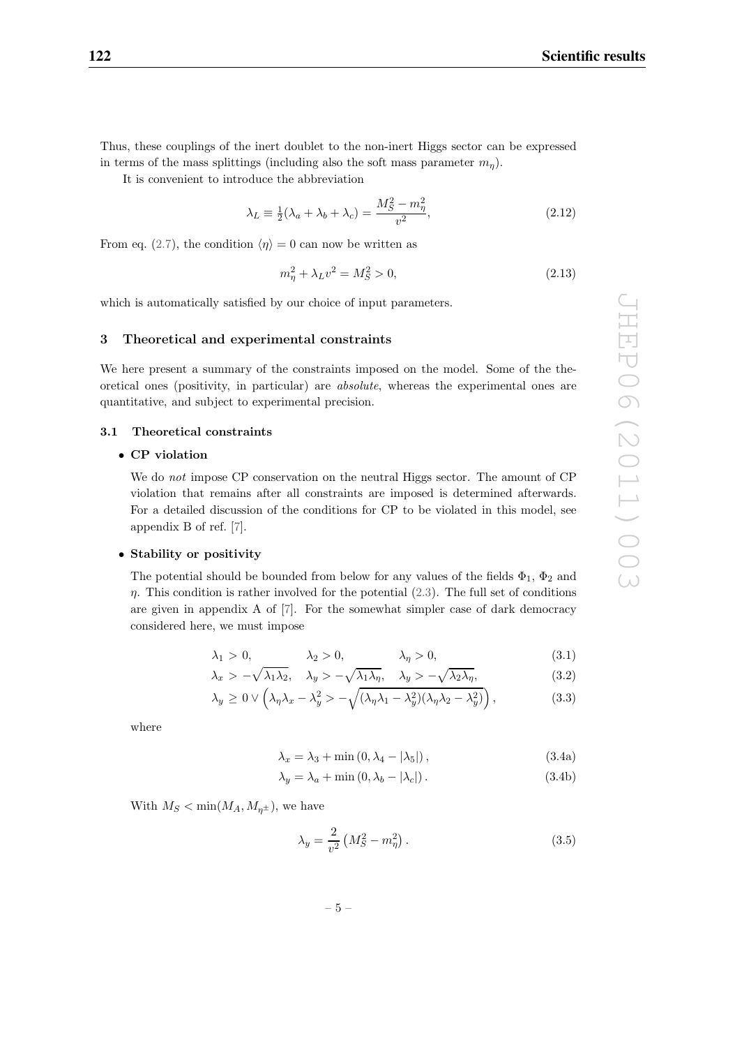Thus, these couplings of the inert doublet to the non-inert Higgs sector can be expressed in terms of the mass splittings (including also the soft mass parameter $m_\eta$).

It is convenient to introduce the abbreviation

$$\lambda_L \equiv \tfrac{1}{2}(\lambda_a + \lambda_b + \lambda_c) = \frac{M_S^2 - m_\eta^2}{v^2}, \tag{2.12}$$

From eq. (2.7), the condition $\langle \eta \rangle = 0$ can now be written as

$$m_\eta^2 + \lambda_L v^2 = M_S^2 > 0, \tag{2.13}$$

which is automatically satisfied by our choice of input parameters.

## 3 Theoretical and experimental constraints

We here present a summary of the constraints imposed on the model. Some of the theoretical ones (positivity, in particular) are *absolute*, whereas the experimental ones are quantitative, and subject to experimental precision.

### 3.1 Theoretical constraints

- **CP violation**

  We do *not* impose CP conservation on the neutral Higgs sector. The amount of CP violation that remains after all constraints are imposed is determined afterwards. For a detailed discussion of the conditions for CP to be violated in this model, see appendix B of ref. [7].

- **Stability or positivity**

  The potential should be bounded from below for any values of the fields $\Phi_1$, $\Phi_2$ and $\eta$. This condition is rather involved for the potential (2.3). The full set of conditions are given in appendix A of [7]. For the somewhat simpler case of dark democracy considered here, we must impose

$$\lambda_1 > 0, \qquad \lambda_2 > 0, \qquad \lambda_\eta > 0, \tag{3.1}$$

$$\lambda_x > -\sqrt{\lambda_1 \lambda_2}, \quad \lambda_y > -\sqrt{\lambda_1 \lambda_\eta}, \quad \lambda_y > -\sqrt{\lambda_2 \lambda_\eta}, \tag{3.2}$$

$$\lambda_y \geq 0 \vee \left( \lambda_\eta \lambda_x - \lambda_y^2 > -\sqrt{(\lambda_\eta \lambda_1 - \lambda_y^2)(\lambda_\eta \lambda_2 - \lambda_y^2)} \right), \tag{3.3}$$

  where

$$\lambda_x = \lambda_3 + \min\left(0, \lambda_4 - |\lambda_5|\right), \tag{3.4a}$$

$$\lambda_y = \lambda_a + \min\left(0, \lambda_b - |\lambda_c|\right). \tag{3.4b}$$

  With $M_S < \min(M_A, M_{\eta^\pm})$, we have

$$\lambda_y = \frac{2}{v^2}\left(M_S^2 - m_\eta^2\right). \tag{3.5}$$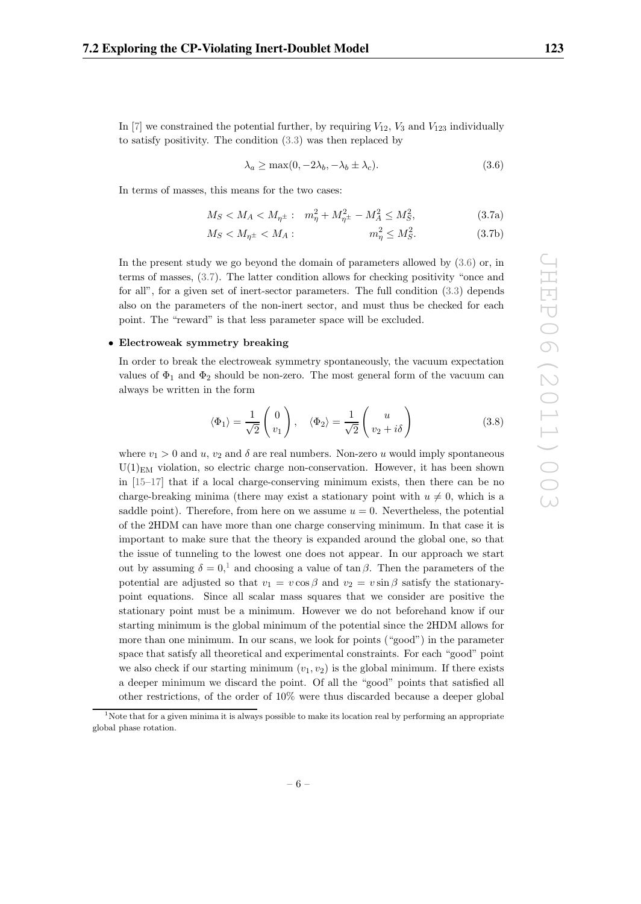In [7] we constrained the potential further, by requiring $V_{12}$, $V_3$ and $V_{123}$ individually to satisfy positivity. The condition (3.3) was then replaced by

$$\lambda_a \geq \max(0, -2\lambda_b, -\lambda_b \pm \lambda_c). \tag{3.6}$$

In terms of masses, this means for the two cases:

$$M_S < M_A < M_{\eta^\pm}: \quad m_\eta^2 + M_{\eta^\pm}^2 - M_A^2 \leq M_S^2, \tag{3.7a}$$

$$M_S < M_{\eta^\pm} < M_A: \quad m_\eta^2 \leq M_S^2. \tag{3.7b}$$

In the present study we go beyond the domain of parameters allowed by (3.6) or, in terms of masses, (3.7). The latter condition allows for checking positivity "once and for all", for a given set of inert-sector parameters. The full condition (3.3) depends also on the parameters of the non-inert sector, and must thus be checked for each point. The "reward" is that less parameter space will be excluded.

- **Electroweak symmetry breaking**

  In order to break the electroweak symmetry spontaneously, the vacuum expectation values of $\Phi_1$ and $\Phi_2$ should be non-zero. The most general form of the vacuum can always be written in the form

$$\langle \Phi_1 \rangle = \frac{1}{\sqrt{2}} \begin{pmatrix} 0 \\ v_1 \end{pmatrix}, \quad \langle \Phi_2 \rangle = \frac{1}{\sqrt{2}} \begin{pmatrix} u \\ v_2 + i\delta \end{pmatrix} \tag{3.8}$$

  where $v_1 > 0$ and $u$, $v_2$ and $\delta$ are real numbers. Non-zero $u$ would imply spontaneous $\mathrm{U}(1)_{\mathrm{EM}}$ violation, so electric charge non-conservation. However, it has been shown in [15–17] that if a local charge-conserving minimum exists, then there can be no charge-breaking minima (there may exist a stationary point with $u \neq 0$, which is a saddle point). Therefore, from here on we assume $u = 0$. Nevertheless, the potential of the 2HDM can have more than one charge conserving minimum. In that case it is important to make sure that the theory is expanded around the global one, so that the issue of tunneling to the lowest one does not appear. In our approach we start out by assuming $\delta = 0$,[1] and choosing a value of $\tan\beta$. Then the parameters of the potential are adjusted so that $v_1 = v\cos\beta$ and $v_2 = v\sin\beta$ satisfy the stationary-point equations. Since all scalar mass squares that we consider are positive the stationary point must be a minimum. However we do not beforehand know if our starting minimum is the global minimum of the potential since the 2HDM allows for more than one minimum. In our scans, we look for points ("good") in the parameter space that satisfy all theoretical and experimental constraints. For each "good" point we also check if our starting minimum $(v_1, v_2)$ is the global minimum. If there exists a deeper minimum we discard the point. Of all the "good" points that satisfied all other restrictions, of the order of 10% were thus discarded because a deeper global

[1] Note that for a given minima it is always possible to make its location real by performing an appropriate global phase rotation.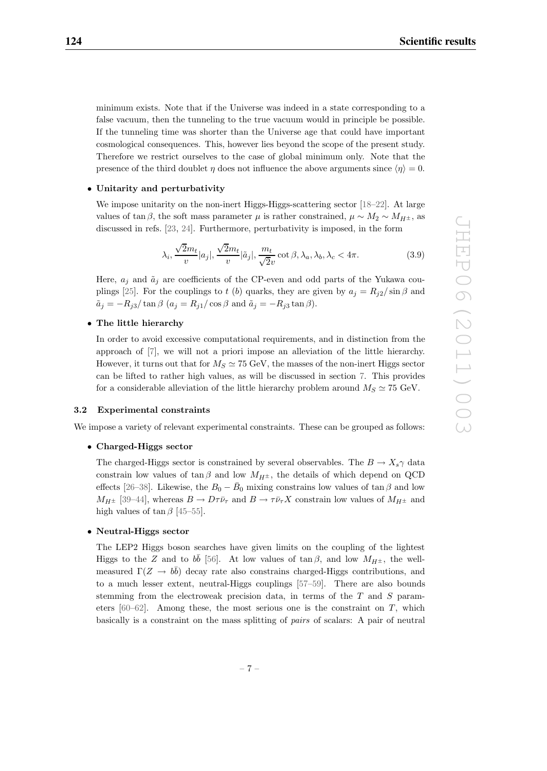minimum exists. Note that if the Universe was indeed in a state corresponding to a false vacuum, then the tunneling to the true vacuum would in principle be possible. If the tunneling time was shorter than the Universe age that could have important cosmological consequences. This, however lies beyond the scope of the present study. Therefore we restrict ourselves to the case of global minimum only. Note that the presence of the third doublet $\eta$ does not influence the above arguments since $\langle \eta \rangle = 0$.

- **Unitarity and perturbativity**

  We impose unitarity on the non-inert Higgs-Higgs-scattering sector [18–22]. At large values of $\tan\beta$, the soft mass parameter $\mu$ is rather constrained, $\mu \sim M_2 \sim M_{H^\pm}$, as discussed in refs. [23, 24]. Furthermore, perturbativity is imposed, in the form

$$\lambda_i, \frac{\sqrt{2}m_t}{v}|a_j|, \frac{\sqrt{2}m_t}{v}|\tilde{a}_j|, \frac{m_t}{\sqrt{2}v}\cot\beta, \lambda_a, \lambda_b, \lambda_c < 4\pi. \tag{3.9}$$

  Here, $a_j$ and $\tilde{a}_j$ are coefficients of the CP-even and odd parts of the Yukawa couplings [25]. For the couplings to $t$ ($b$) quarks, they are given by $a_j = R_{j2}/\sin\beta$ and $\tilde{a}_j = -R_{j3}/\tan\beta$ ($a_j = R_{j1}/\cos\beta$ and $\tilde{a}_j = -R_{j3}\tan\beta$).

- **The little hierarchy**

  In order to avoid excessive computational requirements, and in distinction from the approach of [7], we will not a priori impose an alleviation of the little hierarchy. However, it turns out that for $M_S \simeq 75$ GeV, the masses of the non-inert Higgs sector can be lifted to rather high values, as will be discussed in section 7. This provides for a considerable alleviation of the little hierarchy problem around $M_S \simeq 75$ GeV.

### 3.2 Experimental constraints

We impose a variety of relevant experimental constraints. These can be grouped as follows:

- **Charged-Higgs sector**

  The charged-Higgs sector is constrained by several observables. The $B \to X_s\gamma$ data constrain low values of $\tan\beta$ and low $M_{H^\pm}$, the details of which depend on QCD effects [26–38]. Likewise, the $B_0 - \bar{B}_0$ mixing constrains low values of $\tan\beta$ and low $M_{H^\pm}$ [39–44], whereas $B \to D\tau\bar{\nu}_\tau$ and $B \to \tau\bar{\nu}_\tau X$ constrain low values of $M_{H^\pm}$ and high values of $\tan\beta$ [45–55].

- **Neutral-Higgs sector**

  The LEP2 Higgs boson searches have given limits on the coupling of the lightest Higgs to the $Z$ and to $b\bar{b}$ [56]. At low values of $\tan\beta$, and low $M_{H^\pm}$, the well-measured $\Gamma(Z \to b\bar{b})$ decay rate also constrains charged-Higgs contributions, and to a much lesser extent, neutral-Higgs couplings [57–59]. There are also bounds stemming from the electroweak precision data, in terms of the $T$ and $S$ parameters [60–62]. Among these, the most serious one is the constraint on $T$, which basically is a constraint on the mass splitting of *pairs* of scalars: A pair of neutral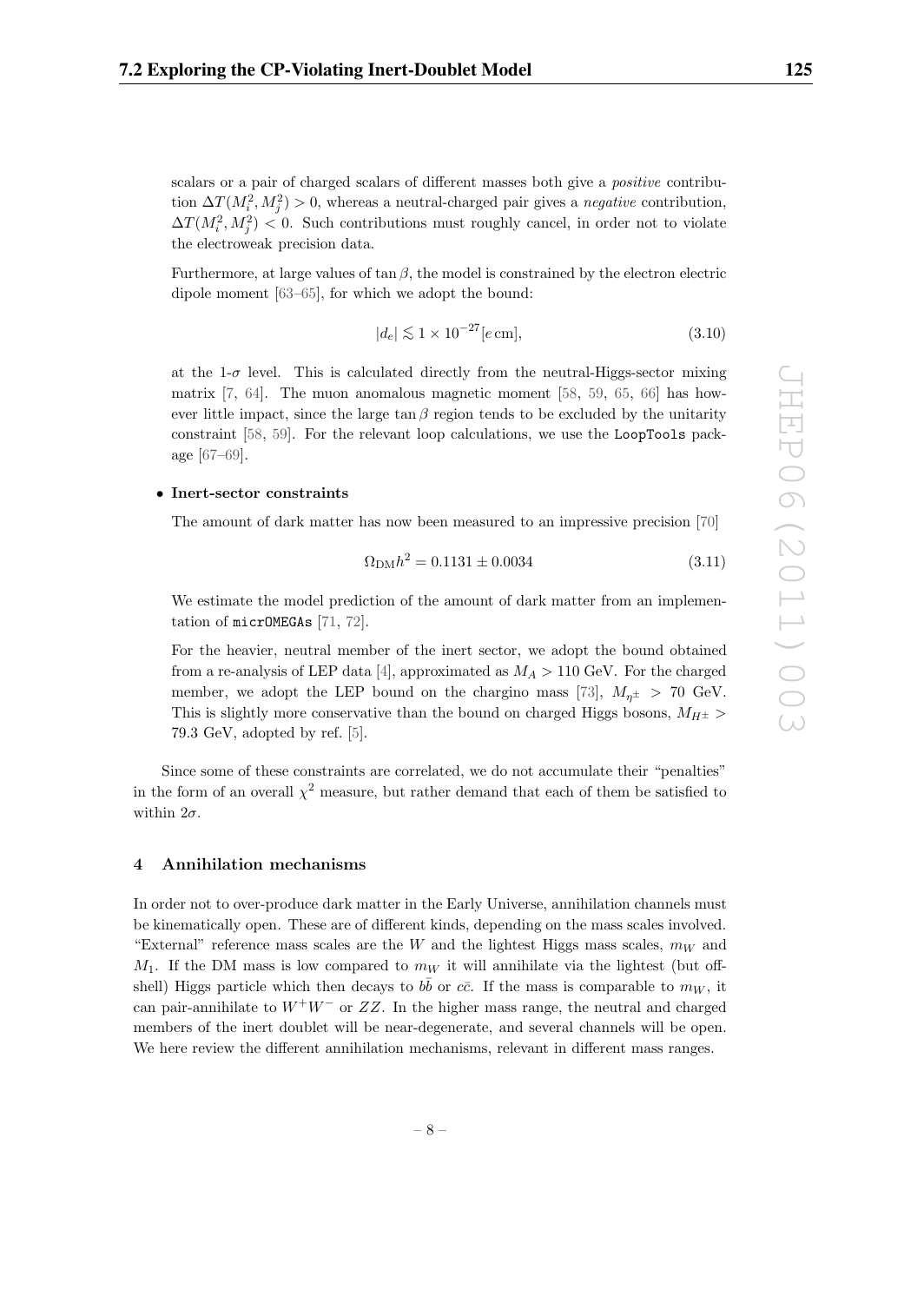scalars or a pair of charged scalars of different masses both give a *positive* contribution $\Delta T(M_i^2, M_j^2) > 0$, whereas a neutral-charged pair gives a *negative* contribution, $\Delta T(M_i^2, M_j^2) < 0$. Such contributions must roughly cancel, in order not to violate the electroweak precision data.

Furthermore, at large values of $\tan\beta$, the model is constrained by the electron electric dipole moment [63–65], for which we adopt the bound:

$$|d_e| \lesssim 1 \times 10^{-27} [e\,\text{cm}], \tag{3.10}$$

at the 1-$\sigma$ level. This is calculated directly from the neutral-Higgs-sector mixing matrix [7, 64]. The muon anomalous magnetic moment [58, 59, 65, 66] has however little impact, since the large $\tan\beta$ region tends to be excluded by the unitarity constraint [58, 59]. For the relevant loop calculations, we use the `LoopTools` package [67–69].

- **Inert-sector constraints**

  The amount of dark matter has now been measured to an impressive precision [70]

  $$\Omega_{\text{DM}} h^2 = 0.1131 \pm 0.0034 \tag{3.11}$$

  We estimate the model prediction of the amount of dark matter from an implementation of `micrOMEGAs` [71, 72].

  For the heavier, neutral member of the inert sector, we adopt the bound obtained from a re-analysis of LEP data [4], approximated as $M_A > 110$ GeV. For the charged member, we adopt the LEP bound on the chargino mass [73], $M_{\eta^\pm} > 70$ GeV. This is slightly more conservative than the bound on charged Higgs bosons, $M_{H^\pm} > 79.3$ GeV, adopted by ref. [5].

Since some of these constraints are correlated, we do not accumulate their "penalties" in the form of an overall $\chi^2$ measure, but rather demand that each of them be satisfied to within $2\sigma$.

## 4 Annihilation mechanisms

In order not to over-produce dark matter in the Early Universe, annihilation channels must be kinematically open. These are of different kinds, depending on the mass scales involved. "External" reference mass scales are the $W$ and the lightest Higgs mass scales, $m_W$ and $M_1$. If the DM mass is low compared to $m_W$ it will annihilate via the lightest (but off-shell) Higgs particle which then decays to $b\bar{b}$ or $c\bar{c}$. If the mass is comparable to $m_W$, it can pair-annihilate to $W^+W^-$ or $ZZ$. In the higher mass range, the neutral and charged members of the inert doublet will be near-degenerate, and several channels will be open. We here review the different annihilation mechanisms, relevant in different mass ranges.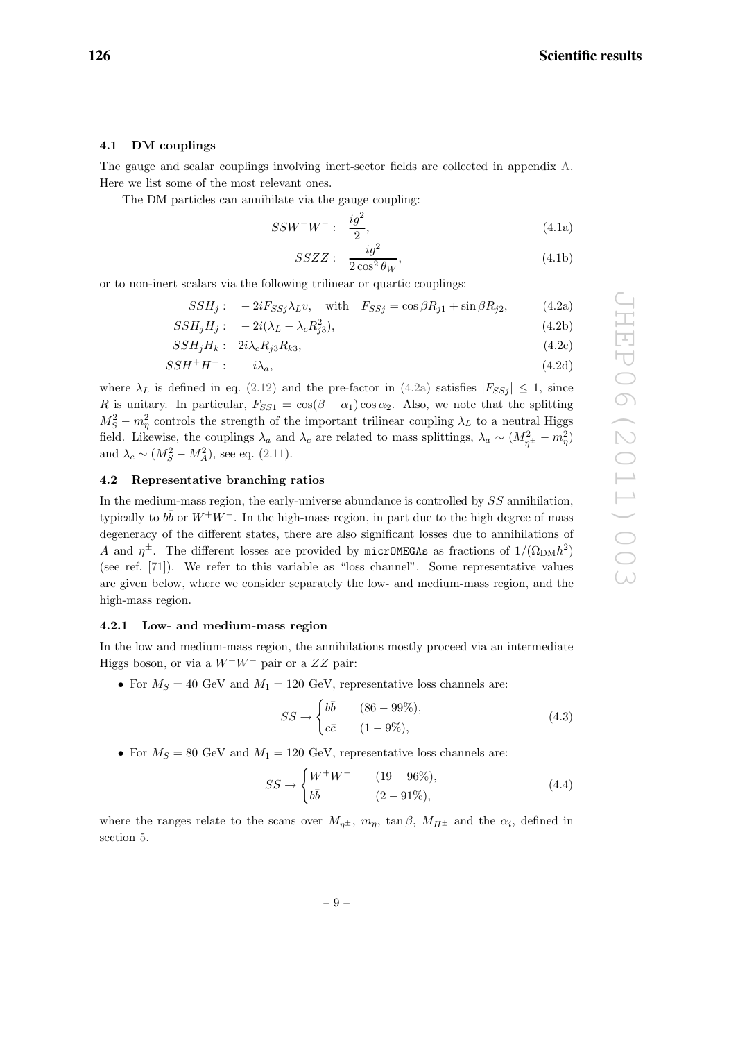### 4.1 DM couplings

The gauge and scalar couplings involving inert-sector fields are collected in appendix A. Here we list some of the most relevant ones.

The DM particles can annihilate via the gauge coupling:

$$SSW^+W^-: \quad \frac{ig^2}{2}, \tag{4.1a}$$

$$SSZZ: \quad \frac{ig^2}{2\cos^2\theta_W}, \tag{4.1b}$$

or to non-inert scalars via the following trilinear or quartic couplings:

$$SSH_j: \quad -2iF_{SSj}\lambda_L v, \quad \text{with} \quad F_{SSj} = \cos\beta R_{j1} + \sin\beta R_{j2}, \tag{4.2a}$$

$$SSH_jH_j: \quad -2i(\lambda_L - \lambda_c R_{j3}^2), \tag{4.2b}$$

$$SSH_jH_k: \quad 2i\lambda_c R_{j3}R_{k3}, \tag{4.2c}$$

$$SSH^+H^-: \quad -i\lambda_a, \tag{4.2d}$$

where $\lambda_L$ is defined in eq. (2.12) and the pre-factor in (4.2a) satisfies $|F_{SSj}| \leq 1$, since $R$ is unitary. In particular, $F_{SS1} = \cos(\beta - \alpha_1)\cos\alpha_2$. Also, we note that the splitting $M_S^2 - m_\eta^2$ controls the strength of the important trilinear coupling $\lambda_L$ to a neutral Higgs field. Likewise, the couplings $\lambda_a$ and $\lambda_c$ are related to mass splittings, $\lambda_a \sim (M_{\eta^\pm}^2 - m_\eta^2)$ and $\lambda_c \sim (M_S^2 - M_A^2)$, see eq. (2.11).

### 4.2 Representative branching ratios

In the medium-mass region, the early-universe abundance is controlled by $SS$ annihilation, typically to $b\bar{b}$ or $W^+W^-$. In the high-mass region, in part due to the high degree of mass degeneracy of the different states, there are also significant losses due to annihilations of $A$ and $\eta^\pm$. The different losses are provided by `micrOMEGAs` as fractions of $1/(\Omega_{\rm DM}h^2)$ (see ref. [71]). We refer to this variable as "loss channel". Some representative values are given below, where we consider separately the low- and medium-mass region, and the high-mass region.

#### 4.2.1 Low- and medium-mass region

In the low and medium-mass region, the annihilations mostly proceed via an intermediate Higgs boson, or via a $W^+W^-$ pair or a $ZZ$ pair:

- For $M_S = 40$ GeV and $M_1 = 120$ GeV, representative loss channels are:

$$SS \to \begin{cases} b\bar{b} & (86-99\%), \\ c\bar{c} & (1-9\%), \end{cases} \tag{4.3}$$

- For $M_S = 80$ GeV and $M_1 = 120$ GeV, representative loss channels are:

$$SS \to \begin{cases} W^+W^- & (19-96\%), \\ b\bar{b} & (2-91\%), \end{cases} \tag{4.4}$$

where the ranges relate to the scans over $M_{\eta^\pm}$, $m_\eta$, $\tan\beta$, $M_{H^\pm}$ and the $\alpha_i$, defined in section 5.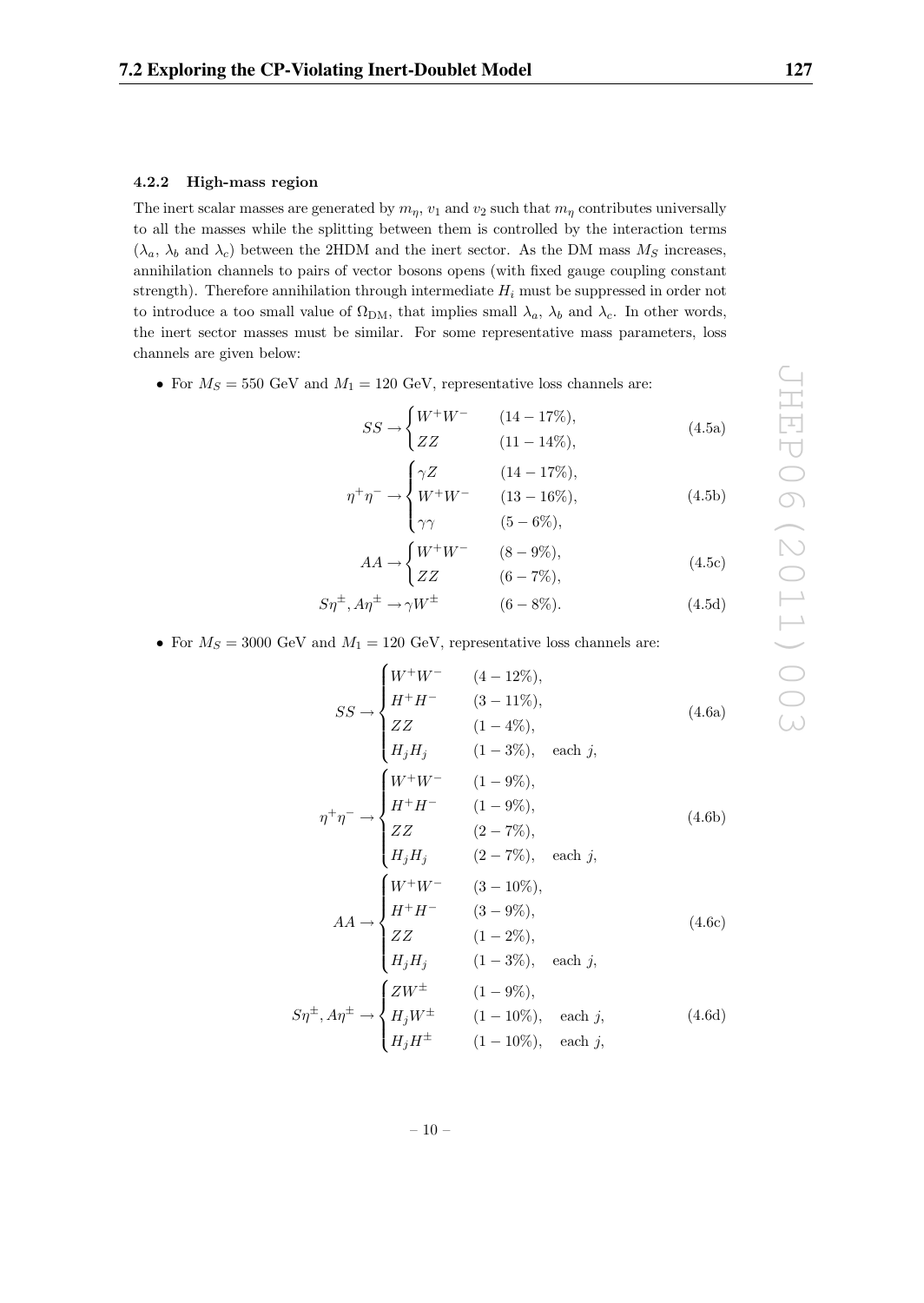### 4.2.2 High-mass region

The inert scalar masses are generated by $m_\eta$, $v_1$ and $v_2$ such that $m_\eta$ contributes universally to all the masses while the splitting between them is controlled by the interaction terms ($\lambda_a$, $\lambda_b$ and $\lambda_c$) between the 2HDM and the inert sector. As the DM mass $M_S$ increases, annihilation channels to pairs of vector bosons opens (with fixed gauge coupling constant strength). Therefore annihilation through intermediate $H_i$ must be suppressed in order not to introduce a too small value of $\Omega_{\rm DM}$, that implies small $\lambda_a$, $\lambda_b$ and $\lambda_c$. In other words, the inert sector masses must be similar. For some representative mass parameters, loss channels are given below:

- For $M_S = 550$ GeV and $M_1 = 120$ GeV, representative loss channels are:

$$SS \to \begin{cases} W^+W^- & (14-17\%), \\ ZZ & (11-14\%), \end{cases} \tag{4.5a}$$

$$\eta^+\eta^- \to \begin{cases} \gamma Z & (14-17\%), \\ W^+W^- & (13-16\%), \\ \gamma\gamma & (5-6\%), \end{cases} \tag{4.5b}$$

$$AA \to \begin{cases} W^+W^- & (8-9\%), \\ ZZ & (6-7\%), \end{cases} \tag{4.5c}$$

$$S\eta^\pm, A\eta^\pm \to \gamma W^\pm \qquad (6-8\%). \tag{4.5d}$$

- For $M_S = 3000$ GeV and $M_1 = 120$ GeV, representative loss channels are:

$$SS \to \begin{cases} W^+W^- & (4-12\%), \\ H^+H^- & (3-11\%), \\ ZZ & (1-4\%), \\ H_jH_j & (1-3\%), \quad \text{each } j, \end{cases} \tag{4.6a}$$

$$\eta^+\eta^- \to \begin{cases} W^+W^- & (1-9\%), \\ H^+H^- & (1-9\%), \\ ZZ & (2-7\%), \\ H_jH_j & (2-7\%), \quad \text{each } j, \end{cases} \tag{4.6b}$$

$$AA \to \begin{cases} W^+W^- & (3-10\%), \\ H^+H^- & (3-9\%), \\ ZZ & (1-2\%), \\ H_jH_j & (1-3\%), \quad \text{each } j, \end{cases} \tag{4.6c}$$

$$S\eta^\pm, A\eta^\pm \to \begin{cases} ZW^\pm & (1-9\%), \\ H_jW^\pm & (1-10\%), \quad \text{each } j, \\ H_jH^\pm & (1-10\%), \quad \text{each } j, \end{cases} \tag{4.6d}$$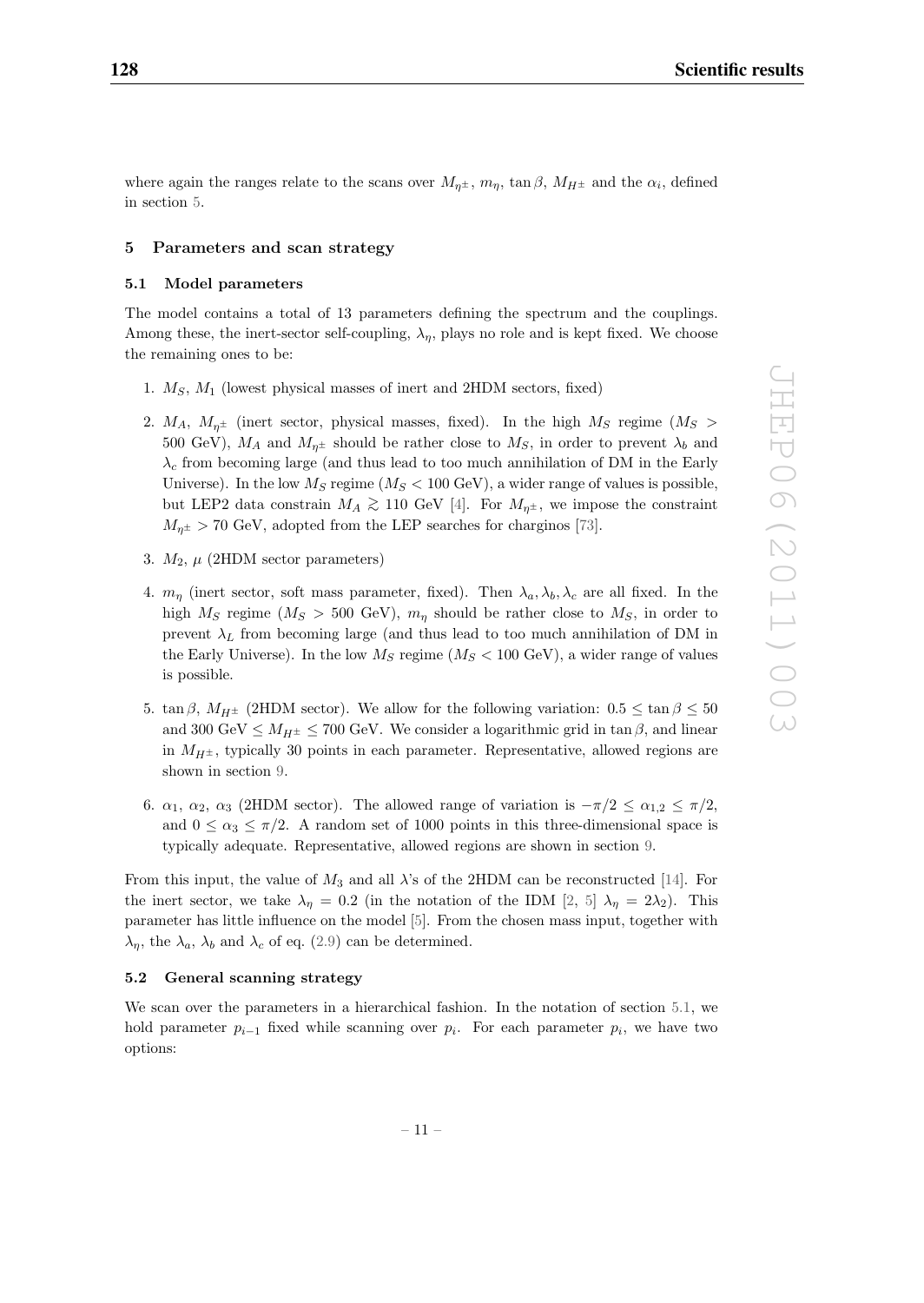where again the ranges relate to the scans over $M_{\eta^\pm}$, $m_\eta$, $\tan\beta$, $M_{H^\pm}$ and the $\alpha_i$, defined in section 5.

## 5 Parameters and scan strategy

### 5.1 Model parameters

The model contains a total of 13 parameters defining the spectrum and the couplings. Among these, the inert-sector self-coupling, $\lambda_\eta$, plays no role and is kept fixed. We choose the remaining ones to be:

1. $M_S$, $M_1$ (lowest physical masses of inert and 2HDM sectors, fixed)
2. $M_A$, $M_{\eta^\pm}$ (inert sector, physical masses, fixed). In the high $M_S$ regime ($M_S > 500$ GeV), $M_A$ and $M_{\eta^\pm}$ should be rather close to $M_S$, in order to prevent $\lambda_b$ and $\lambda_c$ from becoming large (and thus lead to too much annihilation of DM in the Early Universe). In the low $M_S$ regime ($M_S < 100$ GeV), a wider range of values is possible, but LEP2 data constrain $M_A \gtrsim 110$ GeV [4]. For $M_{\eta^\pm}$, we impose the constraint $M_{\eta^\pm} > 70$ GeV, adopted from the LEP searches for charginos [73].
3. $M_2$, $\mu$ (2HDM sector parameters)
4. $m_\eta$ (inert sector, soft mass parameter, fixed). Then $\lambda_a, \lambda_b, \lambda_c$ are all fixed. In the high $M_S$ regime ($M_S > 500$ GeV), $m_\eta$ should be rather close to $M_S$, in order to prevent $\lambda_L$ from becoming large (and thus lead to too much annihilation of DM in the Early Universe). In the low $M_S$ regime ($M_S < 100$ GeV), a wider range of values is possible.
5. $\tan\beta$, $M_{H^\pm}$ (2HDM sector). We allow for the following variation: $0.5 \leq \tan\beta \leq 50$ and 300 GeV $\leq M_{H^\pm} \leq$ 700 GeV. We consider a logarithmic grid in $\tan\beta$, and linear in $M_{H^\pm}$, typically 30 points in each parameter. Representative, allowed regions are shown in section 9.
6. $\alpha_1$, $\alpha_2$, $\alpha_3$ (2HDM sector). The allowed range of variation is $-\pi/2 \leq \alpha_{1,2} \leq \pi/2$, and $0 \leq \alpha_3 \leq \pi/2$. A random set of 1000 points in this three-dimensional space is typically adequate. Representative, allowed regions are shown in section 9.

From this input, the value of $M_3$ and all $\lambda$'s of the 2HDM can be reconstructed [14]. For the inert sector, we take $\lambda_\eta = 0.2$ (in the notation of the IDM [2, 5] $\lambda_\eta = 2\lambda_2$). This parameter has little influence on the model [5]. From the chosen mass input, together with $\lambda_\eta$, the $\lambda_a$, $\lambda_b$ and $\lambda_c$ of eq. (2.9) can be determined.

### 5.2 General scanning strategy

We scan over the parameters in a hierarchical fashion. In the notation of section 5.1, we hold parameter $p_{i-1}$ fixed while scanning over $p_i$. For each parameter $p_i$, we have two options: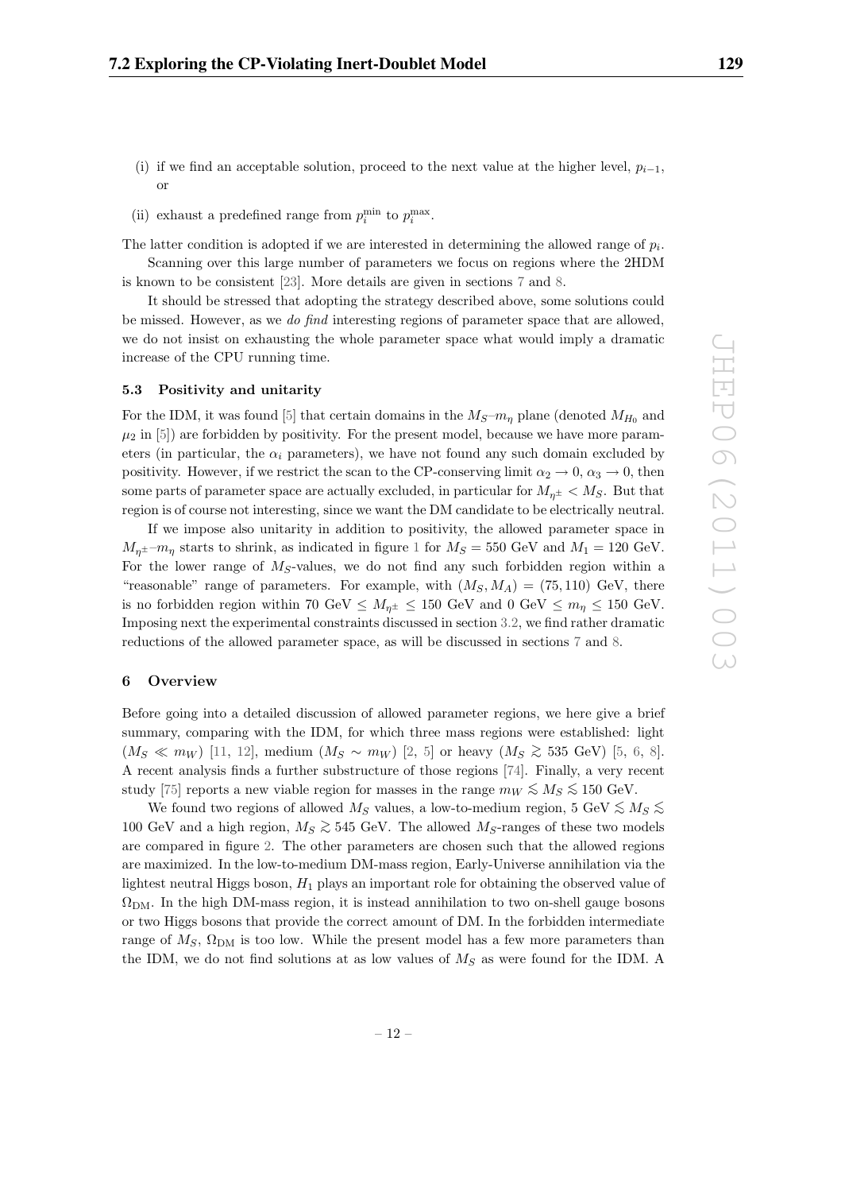(i) if we find an acceptable solution, proceed to the next value at the higher level, $p_{i-1}$, or

(ii) exhaust a predefined range from $p_i^{\min}$ to $p_i^{\max}$.

The latter condition is adopted if we are interested in determining the allowed range of $p_i$.

Scanning over this large number of parameters we focus on regions where the 2HDM is known to be consistent [23]. More details are given in sections 7 and 8.

It should be stressed that adopting the strategy described above, some solutions could be missed. However, as we *do find* interesting regions of parameter space that are allowed, we do not insist on exhausting the whole parameter space what would imply a dramatic increase of the CPU running time.

### 5.3 Positivity and unitarity

For the IDM, it was found [5] that certain domains in the $M_S$–$m_\eta$ plane (denoted $M_{H_0}$ and $\mu_2$ in [5]) are forbidden by positivity. For the present model, because we have more parameters (in particular, the $\alpha_i$ parameters), we have not found any such domain excluded by positivity. However, if we restrict the scan to the CP-conserving limit $\alpha_2 \to 0$, $\alpha_3 \to 0$, then some parts of parameter space are actually excluded, in particular for $M_{\eta^\pm} < M_S$. But that region is of course not interesting, since we want the DM candidate to be electrically neutral.

If we impose also unitarity in addition to positivity, the allowed parameter space in $M_{\eta^\pm}$–$m_\eta$ starts to shrink, as indicated in figure 1 for $M_S = 550$ GeV and $M_1 = 120$ GeV. For the lower range of $M_S$-values, we do not find any such forbidden region within a "reasonable" range of parameters. For example, with $(M_S, M_A) = (75, 110)$ GeV, there is no forbidden region within 70 GeV $\leq M_{\eta^\pm} \leq$ 150 GeV and 0 GeV $\leq m_\eta \leq$ 150 GeV. Imposing next the experimental constraints discussed in section 3.2, we find rather dramatic reductions of the allowed parameter space, as will be discussed in sections 7 and 8.

## 6 Overview

Before going into a detailed discussion of allowed parameter regions, we here give a brief summary, comparing with the IDM, for which three mass regions were established: light ($M_S \ll m_W$) [11, 12], medium ($M_S \sim m_W$) [2, 5] or heavy ($M_S \gtrsim 535$ GeV) [5, 6, 8]. A recent analysis finds a further substructure of those regions [74]. Finally, a very recent study [75] reports a new viable region for masses in the range $m_W \lesssim M_S \lesssim 150$ GeV.

We found two regions of allowed $M_S$ values, a low-to-medium region, 5 GeV $\lesssim M_S \lesssim$ 100 GeV and a high region, $M_S \gtrsim 545$ GeV. The allowed $M_S$-ranges of these two models are compared in figure 2. The other parameters are chosen such that the allowed regions are maximized. In the low-to-medium DM-mass region, Early-Universe annihilation via the lightest neutral Higgs boson, $H_1$ plays an important role for obtaining the observed value of $\Omega_{\rm DM}$. In the high DM-mass region, it is instead annihilation to two on-shell gauge bosons or two Higgs bosons that provide the correct amount of DM. In the forbidden intermediate range of $M_S$, $\Omega_{\rm DM}$ is too low. While the present model has a few more parameters than the IDM, we do not find solutions at as low values of $M_S$ as were found for the IDM. A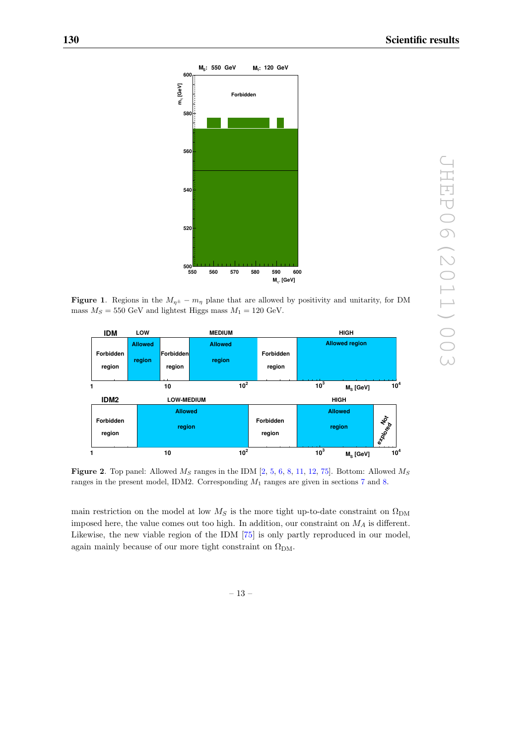**Figure 1**. Regions in the $M_{\eta^\pm} - m_\eta$ plane that are allowed by positivity and unitarity, for DM mass $M_S = 550$ GeV and lightest Higgs mass $M_1 = 120$ GeV.

**Figure 2**. Top panel: Allowed $M_S$ ranges in the IDM [2, 5, 6, 8, 11, 12, 75]. Bottom: Allowed $M_S$ ranges in the present model, IDM2. Corresponding $M_1$ ranges are given in sections 7 and 8.

main restriction on the model at low $M_S$ is the more tight up-to-date constraint on $\Omega_{\rm DM}$ imposed here, the value comes out too high. In addition, our constraint on $M_A$ is different. Likewise, the new viable region of the IDM [75] is only partly reproduced in our model, again mainly because of our more tight constraint on $\Omega_{\rm DM}$.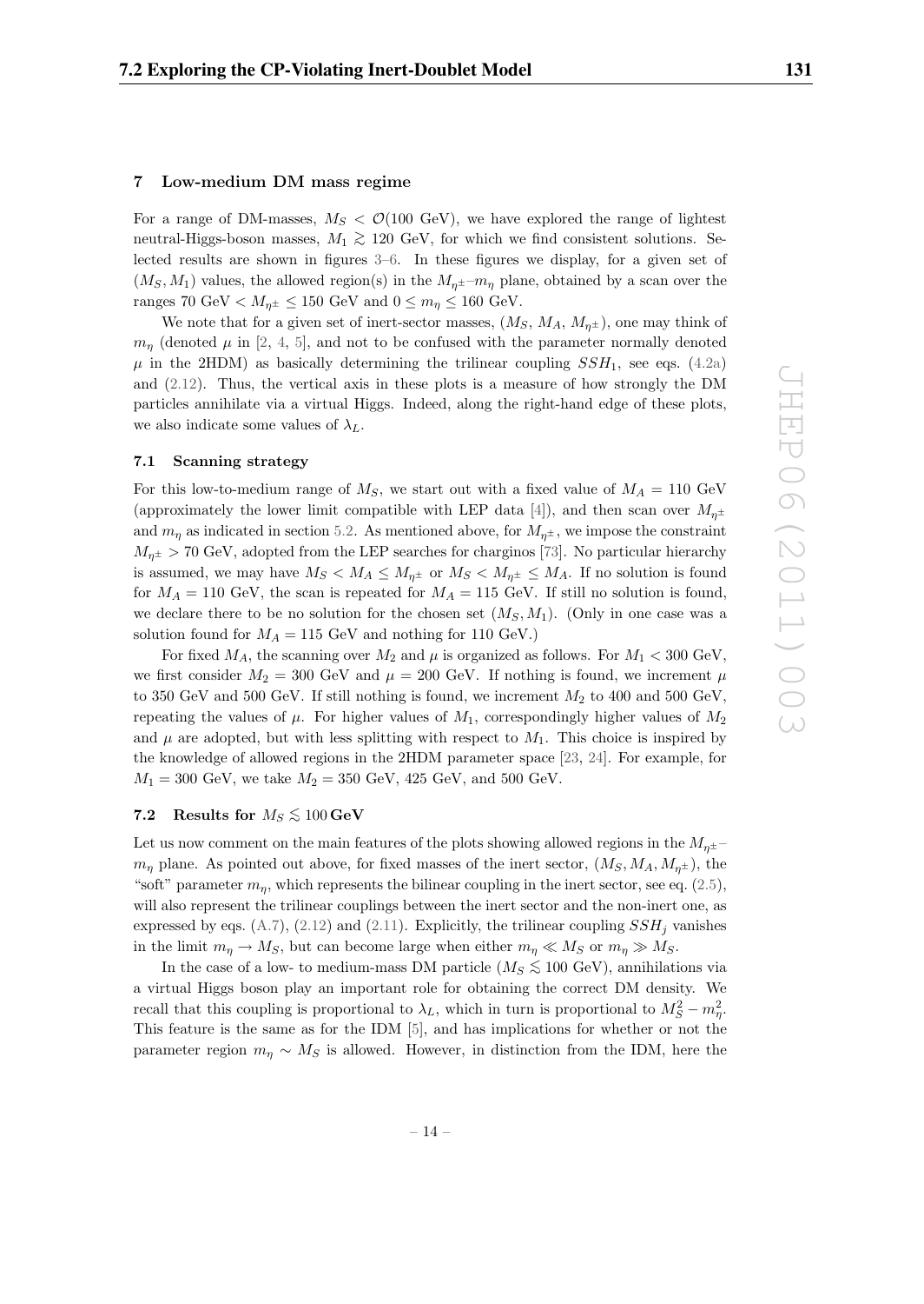## 7 Low-medium DM mass regime

For a range of DM-masses, $M_S < \mathcal{O}(100 \text{ GeV})$, we have explored the range of lightest neutral-Higgs-boson masses, $M_1 \gtrsim 120$ GeV, for which we find consistent solutions. Selected results are shown in figures 3–6. In these figures we display, for a given set of $(M_S, M_1)$ values, the allowed region(s) in the $M_{\eta^\pm}$–$m_\eta$ plane, obtained by a scan over the ranges 70 GeV $< M_{\eta^\pm} \leq 150$ GeV and $0 \leq m_\eta \leq 160$ GeV.

We note that for a given set of inert-sector masses, $(M_S, M_A, M_{\eta^\pm})$, one may think of $m_\eta$ (denoted $\mu$ in [2, 4, 5], and not to be confused with the parameter normally denoted $\mu$ in the 2HDM) as basically determining the trilinear coupling $SSH_1$, see eqs. (4.2a) and (2.12). Thus, the vertical axis in these plots is a measure of how strongly the DM particles annihilate via a virtual Higgs. Indeed, along the right-hand edge of these plots, we also indicate some values of $\lambda_L$.

### 7.1 Scanning strategy

For this low-to-medium range of $M_S$, we start out with a fixed value of $M_A = 110$ GeV (approximately the lower limit compatible with LEP data [4]), and then scan over $M_{\eta^\pm}$ and $m_\eta$ as indicated in section 5.2. As mentioned above, for $M_{\eta^\pm}$, we impose the constraint $M_{\eta^\pm} > 70$ GeV, adopted from the LEP searches for charginos [73]. No particular hierarchy is assumed, we may have $M_S < M_A \leq M_{\eta^\pm}$ or $M_S < M_{\eta^\pm} \leq M_A$. If no solution is found for $M_A = 110$ GeV, the scan is repeated for $M_A = 115$ GeV. If still no solution is found, we declare there to be no solution for the chosen set $(M_S, M_1)$. (Only in one case was a solution found for $M_A = 115$ GeV and nothing for 110 GeV.)

For fixed $M_A$, the scanning over $M_2$ and $\mu$ is organized as follows. For $M_1 < 300$ GeV, we first consider $M_2 = 300$ GeV and $\mu = 200$ GeV. If nothing is found, we increment $\mu$ to 350 GeV and 500 GeV. If still nothing is found, we increment $M_2$ to 400 and 500 GeV, repeating the values of $\mu$. For higher values of $M_1$, correspondingly higher values of $M_2$ and $\mu$ are adopted, but with less splitting with respect to $M_1$. This choice is inspired by the knowledge of allowed regions in the 2HDM parameter space [23, 24]. For example, for $M_1 = 300$ GeV, we take $M_2 = 350$ GeV, 425 GeV, and 500 GeV.

### 7.2 Results for $M_S \lesssim 100\,\text{GeV}$

Let us now comment on the main features of the plots showing allowed regions in the $M_{\eta^\pm}$–$m_\eta$ plane. As pointed out above, for fixed masses of the inert sector, $(M_S, M_A, M_{\eta^\pm})$, the "soft" parameter $m_\eta$, which represents the bilinear coupling in the inert sector, see eq. (2.5), will also represent the trilinear couplings between the inert sector and the non-inert one, as expressed by eqs. (A.7), (2.12) and (2.11). Explicitly, the trilinear coupling $SSH_j$ vanishes in the limit $m_\eta \to M_S$, but can become large when either $m_\eta \ll M_S$ or $m_\eta \gg M_S$.

In the case of a low- to medium-mass DM particle ($M_S \lesssim 100$ GeV), annihilations via a virtual Higgs boson play an important role for obtaining the correct DM density. We recall that this coupling is proportional to $\lambda_L$, which in turn is proportional to $M_S^2 - m_\eta^2$. This feature is the same as for the IDM [5], and has implications for whether or not the parameter region $m_\eta \sim M_S$ is allowed. However, in distinction from the IDM, here the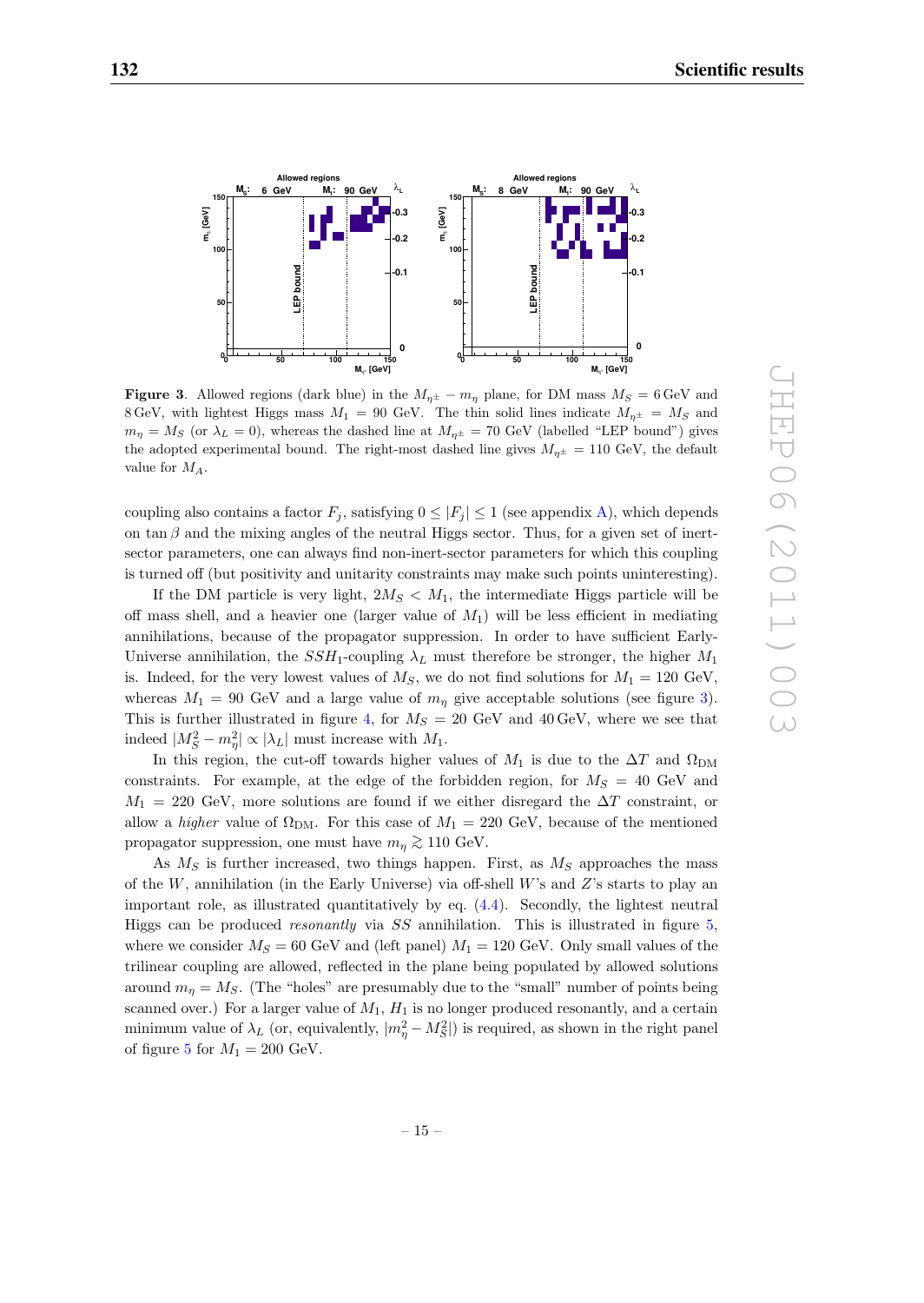**Figure 3**. Allowed regions (dark blue) in the $M_{\eta^\pm} - m_\eta$ plane, for DM mass $M_S = 6\,\text{GeV}$ and $8\,\text{GeV}$, with lightest Higgs mass $M_1 = 90$ GeV. The thin solid lines indicate $M_{\eta^\pm} = M_S$ and $m_\eta = M_S$ (or $\lambda_L = 0$), whereas the dashed line at $M_{\eta^\pm} = 70$ GeV (labelled "LEP bound") gives the adopted experimental bound. The right-most dashed line gives $M_{\eta^\pm} = 110$ GeV, the default value for $M_A$.

coupling also contains a factor $F_j$, satisfying $0 \leq |F_j| \leq 1$ (see appendix A), which depends on $\tan\beta$ and the mixing angles of the neutral Higgs sector. Thus, for a given set of inert-sector parameters, one can always find non-inert-sector parameters for which this coupling is turned off (but positivity and unitarity constraints may make such points uninteresting).

If the DM particle is very light, $2M_S < M_1$, the intermediate Higgs particle will be off mass shell, and a heavier one (larger value of $M_1$) will be less efficient in mediating annihilations, because of the propagator suppression. In order to have sufficient Early-Universe annihilation, the $SSH_1$-coupling $\lambda_L$ must therefore be stronger, the higher $M_1$ is. Indeed, for the very lowest values of $M_S$, we do not find solutions for $M_1 = 120$ GeV, whereas $M_1 = 90$ GeV and a large value of $m_\eta$ give acceptable solutions (see figure 3). This is further illustrated in figure 4, for $M_S = 20$ GeV and $40\,\text{GeV}$, where we see that indeed $|M_S^2 - m_\eta^2| \propto |\lambda_L|$ must increase with $M_1$.

In this region, the cut-off towards higher values of $M_1$ is due to the $\Delta T$ and $\Omega_{\text{DM}}$ constraints. For example, at the edge of the forbidden region, for $M_S = 40$ GeV and $M_1 = 220$ GeV, more solutions are found if we either disregard the $\Delta T$ constraint, or allow a *higher* value of $\Omega_{\text{DM}}$. For this case of $M_1 = 220$ GeV, because of the mentioned propagator suppression, one must have $m_\eta \gtrsim 110$ GeV.

As $M_S$ is further increased, two things happen. First, as $M_S$ approaches the mass of the $W$, annihilation (in the Early Universe) via off-shell $W$'s and $Z$'s starts to play an important role, as illustrated quantitatively by eq. (4.4). Secondly, the lightest neutral Higgs can be produced *resonantly* via $SS$ annihilation. This is illustrated in figure 5, where we consider $M_S = 60$ GeV and (left panel) $M_1 = 120$ GeV. Only small values of the trilinear coupling are allowed, reflected in the plane being populated by allowed solutions around $m_\eta = M_S$. (The "holes" are presumably due to the "small" number of points being scanned over.) For a larger value of $M_1$, $H_1$ is no longer produced resonantly, and a certain minimum value of $\lambda_L$ (or, equivalently, $|m_\eta^2 - M_S^2|$) is required, as shown in the right panel of figure 5 for $M_1 = 200$ GeV.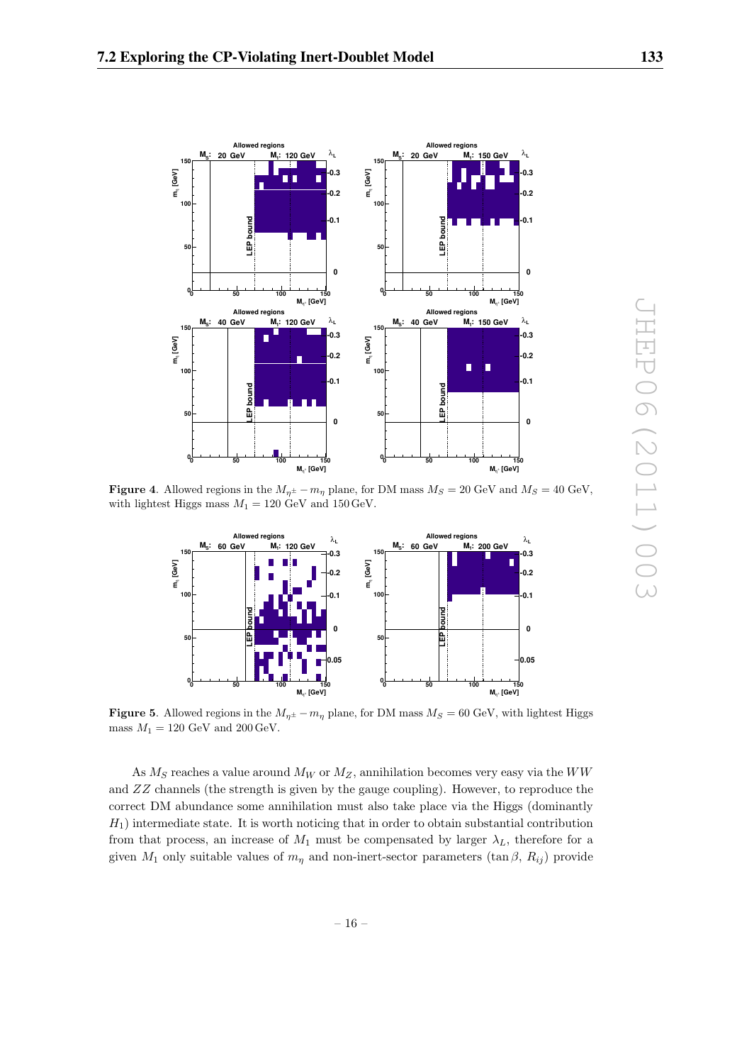**Figure 4**. Allowed regions in the $M_{\eta^\pm} - m_\eta$ plane, for DM mass $M_S = 20$ GeV and $M_S = 40$ GeV, with lightest Higgs mass $M_1 = 120$ GeV and 150 GeV.

**Figure 5**. Allowed regions in the $M_{\eta^\pm} - m_\eta$ plane, for DM mass $M_S = 60$ GeV, with lightest Higgs mass $M_1 = 120$ GeV and 200 GeV.

As $M_S$ reaches a value around $M_W$ or $M_Z$, annihilation becomes very easy via the $WW$ and $ZZ$ channels (the strength is given by the gauge coupling). However, to reproduce the correct DM abundance some annihilation must also take place via the Higgs (dominantly $H_1$) intermediate state. It is worth noticing that in order to obtain substantial contribution from that process, an increase of $M_1$ must be compensated by larger $\lambda_L$, therefore for a given $M_1$ only suitable values of $m_\eta$ and non-inert-sector parameters ($\tan\beta$, $R_{ij}$) provide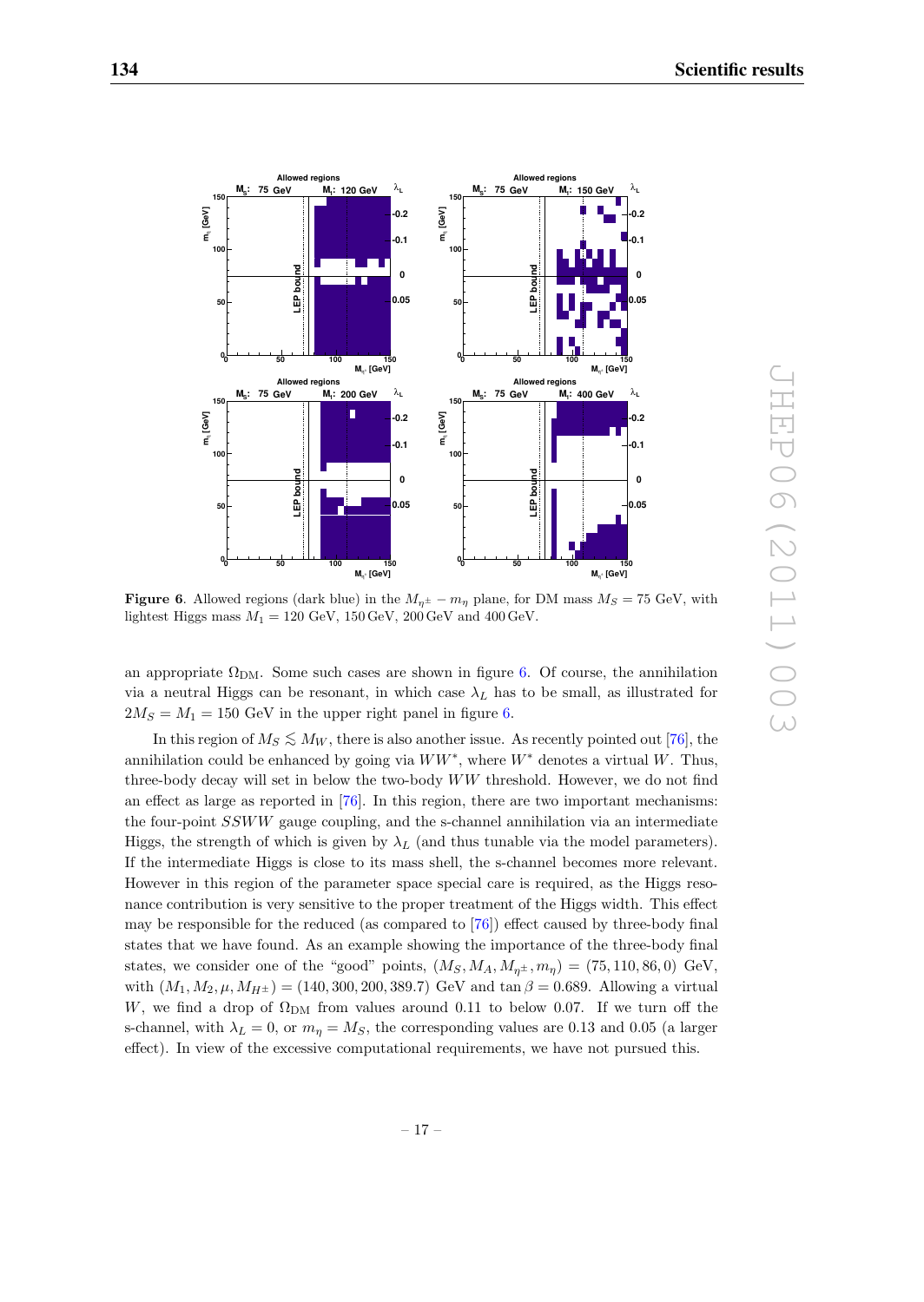**Figure 6**. Allowed regions (dark blue) in the $M_{\eta^\pm} - m_\eta$ plane, for DM mass $M_S = 75$ GeV, with lightest Higgs mass $M_1 = 120$ GeV, 150 GeV, 200 GeV and 400 GeV.

an appropriate $\Omega_{\rm DM}$. Some such cases are shown in figure 6. Of course, the annihilation via a neutral Higgs can be resonant, in which case $\lambda_L$ has to be small, as illustrated for $2M_S = M_1 = 150$ GeV in the upper right panel in figure 6.

In this region of $M_S \lesssim M_W$, there is also another issue. As recently pointed out [76], the annihilation could be enhanced by going via $WW^*$, where $W^*$ denotes a virtual $W$. Thus, three-body decay will set in below the two-body $WW$ threshold. However, we do not find an effect as large as reported in [76]. In this region, there are two important mechanisms: the four-point $SSWW$ gauge coupling, and the s-channel annihilation via an intermediate Higgs, the strength of which is given by $\lambda_L$ (and thus tunable via the model parameters). If the intermediate Higgs is close to its mass shell, the s-channel becomes more relevant. However in this region of the parameter space special care is required, as the Higgs resonance contribution is very sensitive to the proper treatment of the Higgs width. This effect may be responsible for the reduced (as compared to [76]) effect caused by three-body final states that we have found. As an example showing the importance of the three-body final states, we consider one of the "good" points, $(M_S, M_A, M_{\eta^\pm}, m_\eta) = (75, 110, 86, 0)$ GeV, with $(M_1, M_2, \mu, M_{H^\pm}) = (140, 300, 200, 389.7)$ GeV and $\tan\beta = 0.689$. Allowing a virtual $W$, we find a drop of $\Omega_{\rm DM}$ from values around 0.11 to below 0.07. If we turn off the s-channel, with $\lambda_L = 0$, or $m_\eta = M_S$, the corresponding values are 0.13 and 0.05 (a larger effect). In view of the excessive computational requirements, we have not pursued this.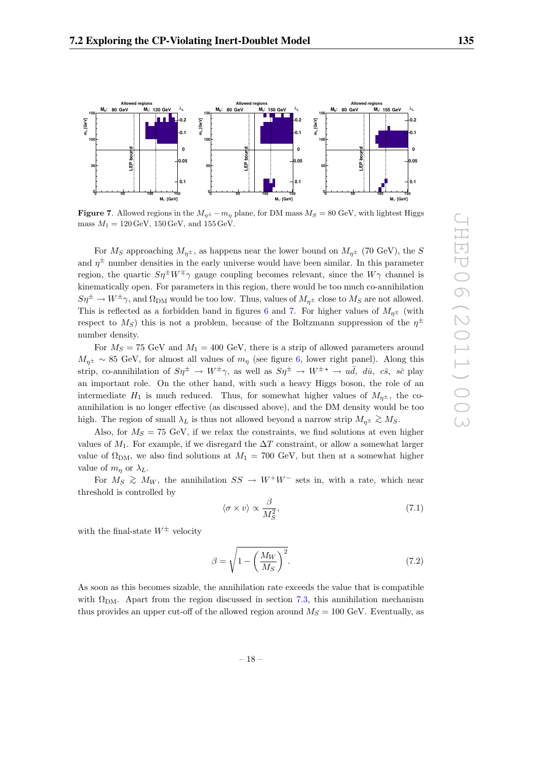**Figure 7**. Allowed regions in the $M_{\eta^\pm} - m_\eta$ plane, for DM mass $M_S = 80$ GeV, with lightest Higgs mass $M_1 = 120$ GeV, 150 GeV, and 155 GeV.

For $M_S$ approaching $M_{\eta^\pm}$, as happens near the lower bound on $M_{\eta^\pm}$ (70 GeV), the $S$ and $\eta^\pm$ number densities in the early universe would have been similar. In this parameter region, the quartic $S\eta^\pm W^\mp\gamma$ gauge coupling becomes relevant, since the $W\gamma$ channel is kinematically open. For parameters in this region, there would be too much co-annihilation $S\eta^\pm \to W^\pm\gamma$, and $\Omega_{\rm DM}$ would be too low. Thus, values of $M_{\eta^\pm}$ close to $M_S$ are not allowed. This is reflected as a forbidden band in figures 6 and 7. For higher values of $M_{\eta^\pm}$ (with respect to $M_S$) this is not a problem, because of the Boltzmann suppression of the $\eta^\pm$ number density.

For $M_S = 75$ GeV and $M_1 = 400$ GeV, there is a strip of allowed parameters around $M_{\eta^\pm} \sim 85$ GeV, for almost all values of $m_\eta$ (see figure 6, lower right panel). Along this strip, co-annihilation of $S\eta^\pm \to W^\pm\gamma$, as well as $S\eta^\pm \to W^{\pm\star} \to u\bar{d}$, $d\bar{u}$, $c\bar{s}$, $s\bar{c}$ play an important role. On the other hand, with such a heavy Higgs boson, the role of an intermediate $H_1$ is much reduced. Thus, for somewhat higher values of $M_{\eta^\pm}$, the co-annihilation is no longer effective (as discussed above), and the DM density would be too high. The region of small $\lambda_L$ is thus not allowed beyond a narrow strip $M_{\eta^\pm} \gtrsim M_S$.

Also, for $M_S = 75$ GeV, if we relax the constraints, we find solutions at even higher values of $M_1$. For example, if we disregard the $\Delta T$ constraint, or allow a somewhat larger value of $\Omega_{\rm DM}$, we also find solutions at $M_1 = 700$ GeV, but then at a somewhat higher value of $m_\eta$ or $\lambda_L$.

For $M_S \gtrsim M_W$, the annihilation $SS \to W^+W^-$ sets in, with a rate, which near threshold is controlled by

$$\langle \sigma \times v \rangle \propto \frac{\beta}{M_S^2}, \tag{7.1}$$

with the final-state $W^\pm$ velocity

$$\beta = \sqrt{1 - \left(\frac{M_W}{M_S}\right)^2}. \tag{7.2}$$

As soon as this becomes sizable, the annihilation rate exceeds the value that is compatible with $\Omega_{\rm DM}$. Apart from the region discussed in section 7.3, this annihilation mechanism thus provides an upper cut-off of the allowed region around $M_S = 100$ GeV. Eventually, as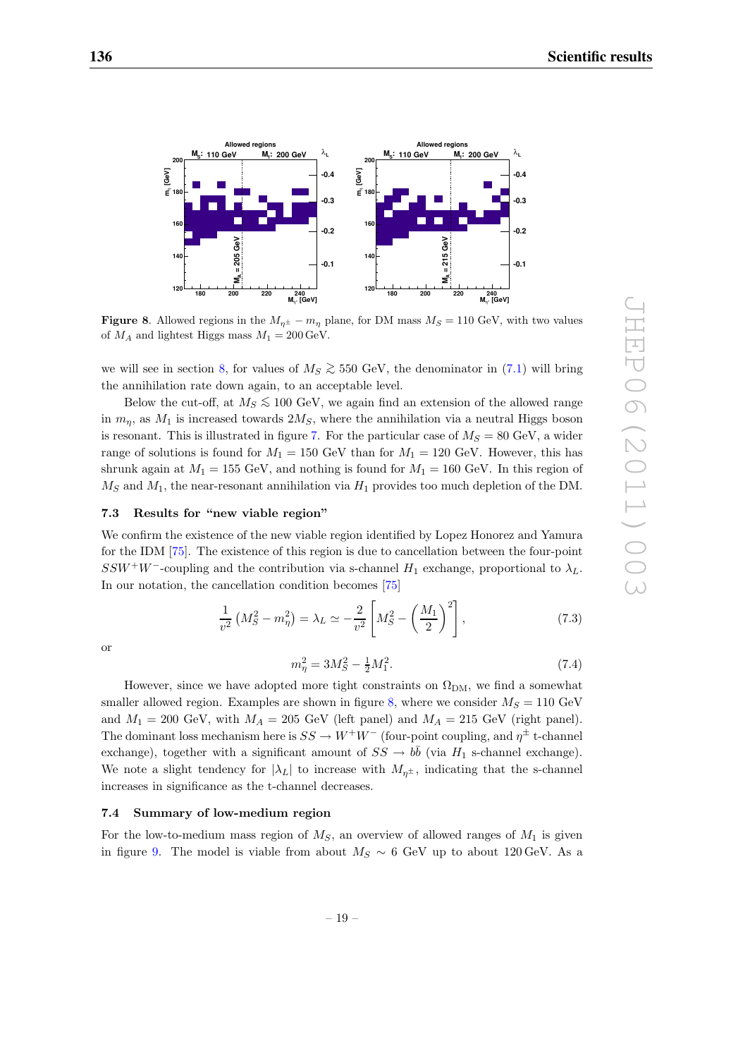**Figure 8**. Allowed regions in the $M_{\eta^\pm} - m_\eta$ plane, for DM mass $M_S = 110$ GeV, with two values of $M_A$ and lightest Higgs mass $M_1 = 200$ GeV.

we will see in section 8, for values of $M_S \gtrsim 550$ GeV, the denominator in (7.1) will bring the annihilation rate down again, to an acceptable level.

Below the cut-off, at $M_S \lesssim 100$ GeV, we again find an extension of the allowed range in $m_\eta$, as $M_1$ is increased towards $2M_S$, where the annihilation via a neutral Higgs boson is resonant. This is illustrated in figure 7. For the particular case of $M_S = 80$ GeV, a wider range of solutions is found for $M_1 = 150$ GeV than for $M_1 = 120$ GeV. However, this has shrunk again at $M_1 = 155$ GeV, and nothing is found for $M_1 = 160$ GeV. In this region of $M_S$ and $M_1$, the near-resonant annihilation via $H_1$ provides too much depletion of the DM.

### 7.3 Results for "new viable region"

We confirm the existence of the new viable region identified by Lopez Honorez and Yamura for the IDM [75]. The existence of this region is due to cancellation between the four-point $SSW^+W^-$-coupling and the contribution via s-channel $H_1$ exchange, proportional to $\lambda_L$. In our notation, the cancellation condition becomes [75]

$$\frac{1}{v^2}\left(M_S^2 - m_\eta^2\right) = \lambda_L \simeq -\frac{2}{v^2}\left[M_S^2 - \left(\frac{M_1}{2}\right)^2\right], \tag{7.3}$$

or

$$m_\eta^2 = 3M_S^2 - \tfrac{1}{2}M_1^2. \tag{7.4}$$

However, since we have adopted more tight constraints on $\Omega_{\rm DM}$, we find a somewhat smaller allowed region. Examples are shown in figure 8, where we consider $M_S = 110$ GeV and $M_1 = 200$ GeV, with $M_A = 205$ GeV (left panel) and $M_A = 215$ GeV (right panel). The dominant loss mechanism here is $SS \to W^+W^-$ (four-point coupling, and $\eta^\pm$ t-channel exchange), together with a significant amount of $SS \to b\bar{b}$ (via $H_1$ s-channel exchange). We note a slight tendency for $|\lambda_L|$ to increase with $M_{\eta^\pm}$, indicating that the s-channel increases in significance as the t-channel decreases.

### 7.4 Summary of low-medium region

For the low-to-medium mass region of $M_S$, an overview of allowed ranges of $M_1$ is given in figure 9. The model is viable from about $M_S \sim 6$ GeV up to about 120 GeV. As a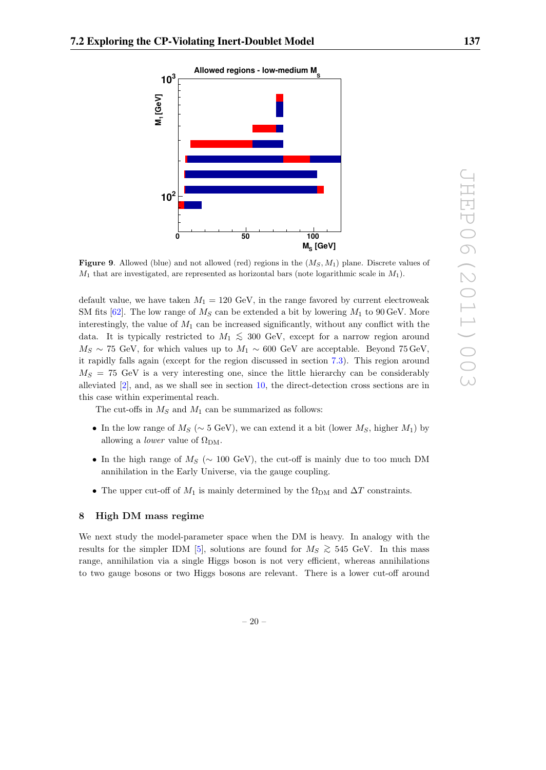**Figure 9**. Allowed (blue) and not allowed (red) regions in the $(M_S, M_1)$ plane. Discrete values of $M_1$ that are investigated, are represented as horizontal bars (note logarithmic scale in $M_1$).

default value, we have taken $M_1 = 120$ GeV, in the range favored by current electroweak SM fits [62]. The low range of $M_S$ can be extended a bit by lowering $M_1$ to 90 GeV. More interestingly, the value of $M_1$ can be increased significantly, without any conflict with the data. It is typically restricted to $M_1 \lesssim 300$ GeV, except for a narrow region around $M_S \sim 75$ GeV, for which values up to $M_1 \sim 600$ GeV are acceptable. Beyond 75 GeV, it rapidly falls again (except for the region discussed in section 7.3). This region around $M_S = 75$ GeV is a very interesting one, since the little hierarchy can be considerably alleviated [2], and, as we shall see in section 10, the direct-detection cross sections are in this case within experimental reach.

The cut-offs in $M_S$ and $M_1$ can be summarized as follows:

- In the low range of $M_S$ ($\sim 5$ GeV), we can extend it a bit (lower $M_S$, higher $M_1$) by allowing a *lower* value of $\Omega_{\rm DM}$.
- In the high range of $M_S$ ($\sim 100$ GeV), the cut-off is mainly due to too much DM annihilation in the Early Universe, via the gauge coupling.
- The upper cut-off of $M_1$ is mainly determined by the $\Omega_{\rm DM}$ and $\Delta T$ constraints.

## 8 High DM mass regime

We next study the model-parameter space when the DM is heavy. In analogy with the results for the simpler IDM [5], solutions are found for $M_S \gtrsim 545$ GeV. In this mass range, annihilation via a single Higgs boson is not very efficient, whereas annihilations to two gauge bosons or two Higgs bosons are relevant. There is a lower cut-off around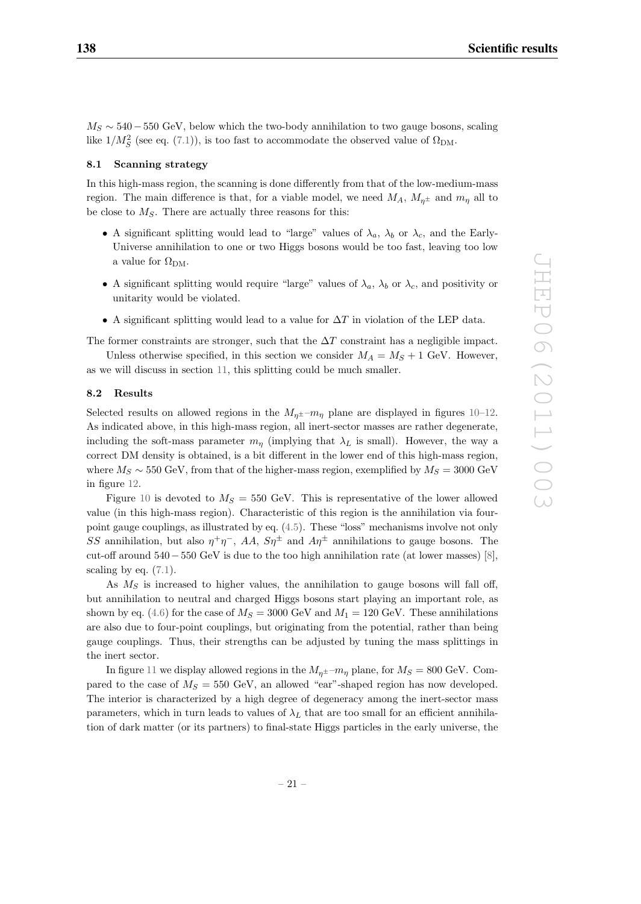$M_S \sim 540 - 550$ GeV, below which the two-body annihilation to two gauge bosons, scaling like $1/M_S^2$ (see eq. (7.1)), is too fast to accommodate the observed value of $\Omega_{\rm DM}$.

### 8.1 Scanning strategy

In this high-mass region, the scanning is done differently from that of the low-medium-mass region. The main difference is that, for a viable model, we need $M_A$, $M_{\eta^\pm}$ and $m_\eta$ all to be close to $M_S$. There are actually three reasons for this:

- A significant splitting would lead to "large" values of $\lambda_a$, $\lambda_b$ or $\lambda_c$, and the Early-Universe annihilation to one or two Higgs bosons would be too fast, leaving too low a value for $\Omega_{\rm DM}$.
- A significant splitting would require "large" values of $\lambda_a$, $\lambda_b$ or $\lambda_c$, and positivity or unitarity would be violated.
- A significant splitting would lead to a value for $\Delta T$ in violation of the LEP data.

The former constraints are stronger, such that the $\Delta T$ constraint has a negligible impact.

Unless otherwise specified, in this section we consider $M_A = M_S + 1$ GeV. However, as we will discuss in section 11, this splitting could be much smaller.

### 8.2 Results

Selected results on allowed regions in the $M_{\eta^\pm}$–$m_\eta$ plane are displayed in figures 10–12. As indicated above, in this high-mass region, all inert-sector masses are rather degenerate, including the soft-mass parameter $m_\eta$ (implying that $\lambda_L$ is small). However, the way a correct DM density is obtained, is a bit different in the lower end of this high-mass region, where $M_S \sim 550$ GeV, from that of the higher-mass region, exemplified by $M_S = 3000$ GeV in figure 12.

Figure 10 is devoted to $M_S = 550$ GeV. This is representative of the lower allowed value (in this high-mass region). Characteristic of this region is the annihilation via four-point gauge couplings, as illustrated by eq. (4.5). These "loss" mechanisms involve not only $SS$ annihilation, but also $\eta^+\eta^-$, $AA$, $S\eta^\pm$ and $A\eta^\pm$ annihilations to gauge bosons. The cut-off around $540 - 550$ GeV is due to the too high annihilation rate (at lower masses) [8], scaling by eq. (7.1).

As $M_S$ is increased to higher values, the annihilation to gauge bosons will fall off, but annihilation to neutral and charged Higgs bosons start playing an important role, as shown by eq. (4.6) for the case of $M_S = 3000$ GeV and $M_1 = 120$ GeV. These annihilations are also due to four-point couplings, but originating from the potential, rather than being gauge couplings. Thus, their strengths can be adjusted by tuning the mass splittings in the inert sector.

In figure 11 we display allowed regions in the $M_{\eta^\pm}$–$m_\eta$ plane, for $M_S = 800$ GeV. Compared to the case of $M_S = 550$ GeV, an allowed "ear"-shaped region has now developed. The interior is characterized by a high degree of degeneracy among the inert-sector mass parameters, which in turn leads to values of $\lambda_L$ that are too small for an efficient annihilation of dark matter (or its partners) to final-state Higgs particles in the early universe, the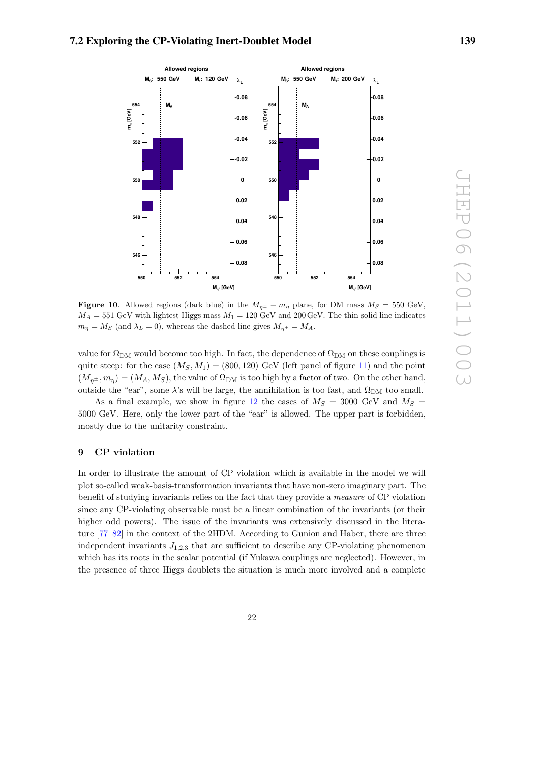**Figure 10**. Allowed regions (dark blue) in the $M_{\eta^\pm} - m_\eta$ plane, for DM mass $M_S = 550$ GeV, $M_A = 551$ GeV with lightest Higgs mass $M_1 = 120$ GeV and 200 GeV. The thin solid line indicates $m_\eta = M_S$ (and $\lambda_L = 0$), whereas the dashed line gives $M_{\eta^\pm} = M_A$.

value for $\Omega_{\rm DM}$ would become too high. In fact, the dependence of $\Omega_{\rm DM}$ on these couplings is quite steep: for the case $(M_S, M_1) = (800, 120)$ GeV (left panel of figure 11) and the point $(M_{\eta^\pm}, m_\eta) = (M_A, M_S)$, the value of $\Omega_{\rm DM}$ is too high by a factor of two. On the other hand, outside the "ear", some $\lambda$'s will be large, the annihilation is too fast, and $\Omega_{\rm DM}$ too small.

As a final example, we show in figure 12 the cases of $M_S = 3000$ GeV and $M_S = 5000$ GeV. Here, only the lower part of the "ear" is allowed. The upper part is forbidden, mostly due to the unitarity constraint.

## 9 CP violation

In order to illustrate the amount of CP violation which is available in the model we will plot so-called weak-basis-transformation invariants that have non-zero imaginary part. The benefit of studying invariants relies on the fact that they provide a *measure* of CP violation since any CP-violating observable must be a linear combination of the invariants (or their higher odd powers). The issue of the invariants was extensively discussed in the literature [77–82] in the context of the 2HDM. According to Gunion and Haber, there are three independent invariants $J_{1,2,3}$ that are sufficient to describe any CP-violating phenomenon which has its roots in the scalar potential (if Yukawa couplings are neglected). However, in the presence of three Higgs doublets the situation is much more involved and a complete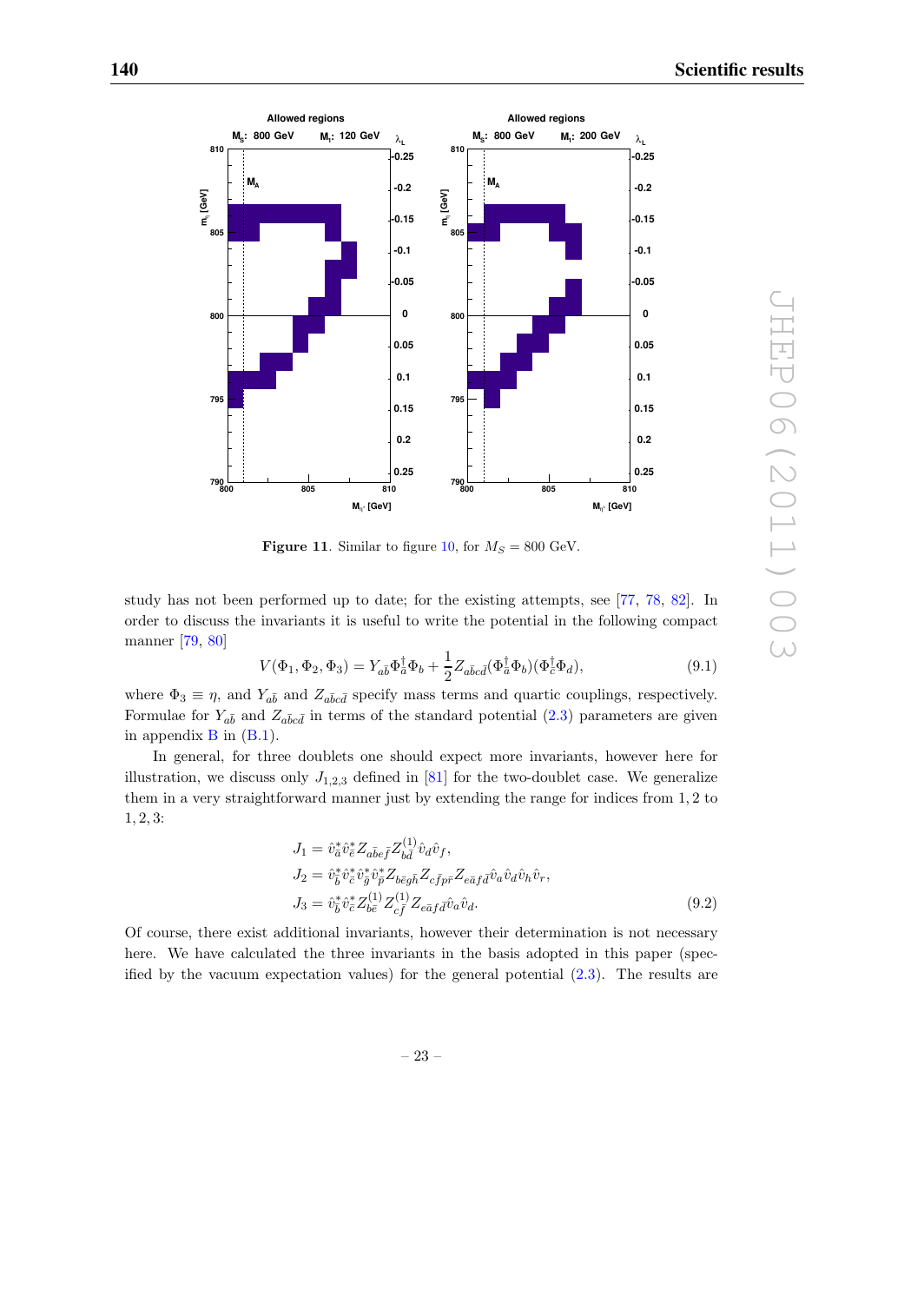**Figure 11**. Similar to figure 10, for $M_S = 800$ GeV.

study has not been performed up to date; for the existing attempts, see [77, 78, 82]. In order to discuss the invariants it is useful to write the potential in the following compact manner [79, 80]

$$V(\Phi_1, \Phi_2, \Phi_3) = Y_{a\bar{b}} \Phi_{\bar{a}}^\dagger \Phi_b + \frac{1}{2} Z_{a\bar{b}c\bar{d}} (\Phi_{\bar{a}}^\dagger \Phi_b)(\Phi_{\bar{c}}^\dagger \Phi_d), \tag{9.1}$$

where $\Phi_3 \equiv \eta$, and $Y_{a\bar{b}}$ and $Z_{a\bar{b}c\bar{d}}$ specify mass terms and quartic couplings, respectively. Formulae for $Y_{a\bar{b}}$ and $Z_{a\bar{b}c\bar{d}}$ in terms of the standard potential (2.3) parameters are given in appendix B in (B.1).

In general, for three doublets one should expect more invariants, however here for illustration, we discuss only $J_{1,2,3}$ defined in [81] for the two-doublet case. We generalize them in a very straightforward manner just by extending the range for indices from 1, 2 to 1, 2, 3:

$$\begin{aligned}
J_1 &= \hat{v}_{\bar{a}}^* \hat{v}_{\bar{e}}^* Z_{a\bar{b}e\bar{f}} Z_{b\bar{d}}^{(1)} \hat{v}_d \hat{v}_f, \\
J_2 &= \hat{v}_{\bar{b}}^* \hat{v}_{\bar{c}}^* \hat{v}_{\bar{g}}^* \hat{v}_{\bar{p}}^* Z_{b\bar{e}g\bar{h}} Z_{c\bar{f}p\bar{r}} Z_{e\bar{a}f\bar{d}} \hat{v}_a \hat{v}_d \hat{v}_h \hat{v}_r, \\
J_3 &= \hat{v}_{\bar{b}}^* \hat{v}_{\bar{c}}^* Z_{b\bar{e}}^{(1)} Z_{c\bar{f}}^{(1)} Z_{e\bar{a}f\bar{d}} \hat{v}_a \hat{v}_d.
\end{aligned} \tag{9.2}$$

Of course, there exist additional invariants, however their determination is not necessary here. We have calculated the three invariants in the basis adopted in this paper (specified by the vacuum expectation values) for the general potential (2.3). The results are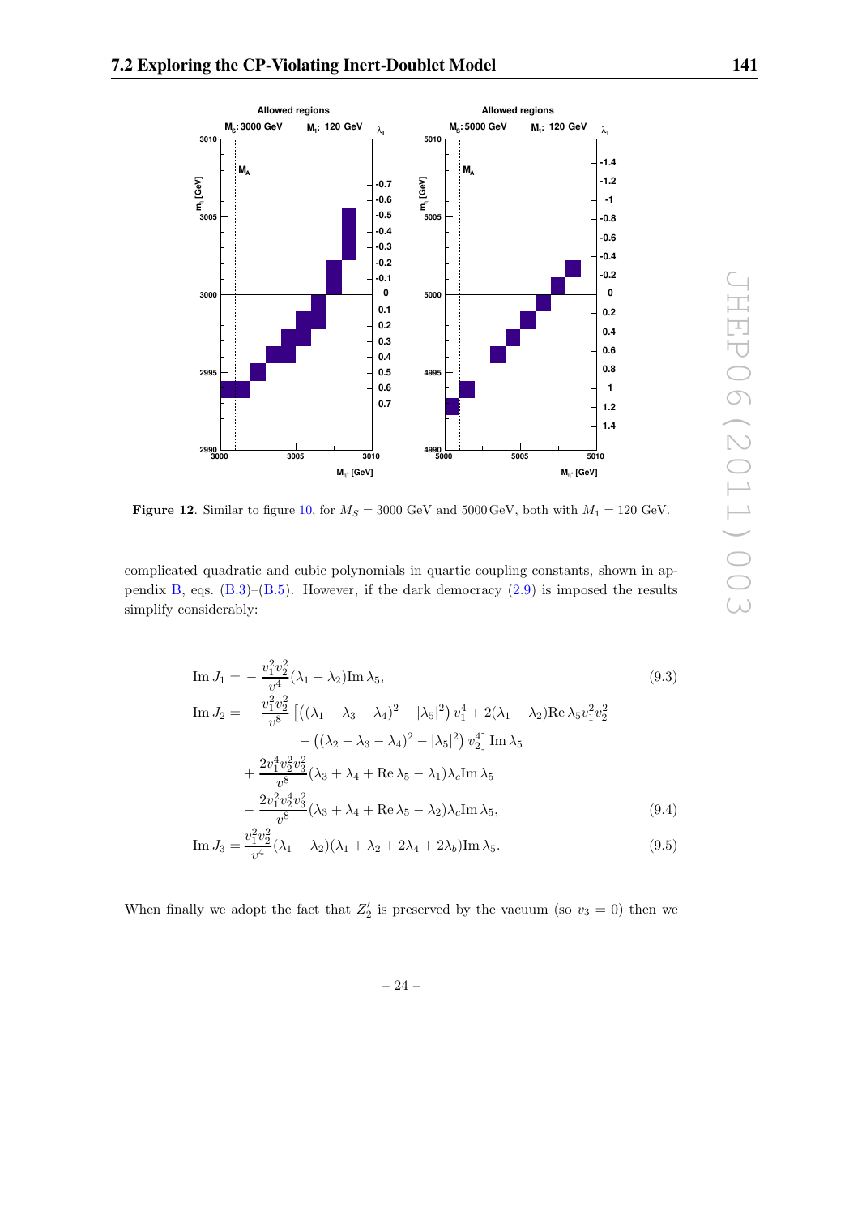**Figure 12**. Similar to figure 10, for $M_S = 3000$ GeV and 5000 GeV, both with $M_1 = 120$ GeV.

complicated quadratic and cubic polynomials in quartic coupling constants, shown in appendix B, eqs. (B.3)–(B.5). However, if the dark democracy (2.9) is imposed the results simplify considerably:

$$
\begin{aligned}
\operatorname{Im} J_1 &= -\frac{v_1^2 v_2^2}{v^4}(\lambda_1 - \lambda_2)\operatorname{Im}\lambda_5, &(9.3)\\
\operatorname{Im} J_2 &= -\frac{v_1^2 v_2^2}{v^8}\left[\left((\lambda_1 - \lambda_3 - \lambda_4)^2 - |\lambda_5|^2\right) v_1^4 + 2(\lambda_1 - \lambda_2)\operatorname{Re}\lambda_5 v_1^2 v_2^2\right.\\
&\qquad \left. - \left((\lambda_2 - \lambda_3 - \lambda_4)^2 - |\lambda_5|^2\right) v_2^4\right]\operatorname{Im}\lambda_5\\
&\quad + \frac{2 v_1^4 v_2^2 v_3^2}{v^8}(\lambda_3 + \lambda_4 + \operatorname{Re}\lambda_5 - \lambda_1)\lambda_c \operatorname{Im}\lambda_5\\
&\quad - \frac{2 v_1^2 v_2^4 v_3^2}{v^8}(\lambda_3 + \lambda_4 + \operatorname{Re}\lambda_5 - \lambda_2)\lambda_c \operatorname{Im}\lambda_5, &(9.4)\\
\operatorname{Im} J_3 &= \frac{v_1^2 v_2^2}{v^4}(\lambda_1 - \lambda_2)(\lambda_1 + \lambda_2 + 2\lambda_4 + 2\lambda_b)\operatorname{Im}\lambda_5. &(9.5)
\end{aligned}
$$

When finally we adopt the fact that $Z_2'$ is preserved by the vacuum (so $v_3 = 0$) then we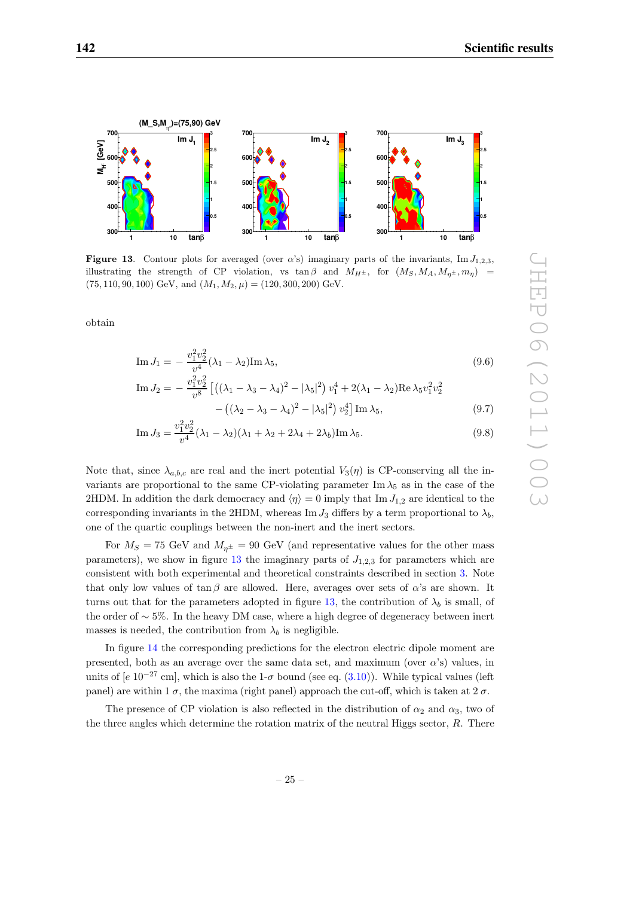**Figure 13**. Contour plots for averaged (over $\alpha$'s) imaginary parts of the invariants, $\mathrm{Im}\, J_{1,2,3}$, illustrating the strength of CP violation, vs $\tan\beta$ and $M_{H^\pm}$, for $(M_S, M_A, M_{\eta^\pm}, m_\eta) = (75, 110, 90, 100)$ GeV, and $(M_1, M_2, \mu) = (120, 300, 200)$ GeV.

obtain

$$\mathrm{Im}\, J_1 = -\frac{v_1^2 v_2^2}{v^4}(\lambda_1 - \lambda_2)\mathrm{Im}\,\lambda_5, \tag{9.6}$$

$$\mathrm{Im}\, J_2 = -\frac{v_1^2 v_2^2}{v^8}\left[\left((\lambda_1 - \lambda_3 - \lambda_4)^2 - |\lambda_5|^2\right) v_1^4 + 2(\lambda_1 - \lambda_2)\mathrm{Re}\,\lambda_5 v_1^2 v_2^2 \right.$$
$$\left. - \left((\lambda_2 - \lambda_3 - \lambda_4)^2 - |\lambda_5|^2\right) v_2^4\right] \mathrm{Im}\,\lambda_5, \tag{9.7}$$

$$\mathrm{Im}\, J_3 = \frac{v_1^2 v_2^2}{v^4}(\lambda_1 - \lambda_2)(\lambda_1 + \lambda_2 + 2\lambda_4 + 2\lambda_b)\mathrm{Im}\,\lambda_5. \tag{9.8}$$

Note that, since $\lambda_{a,b,c}$ are real and the inert potential $V_3(\eta)$ is CP-conserving all the invariants are proportional to the same CP-violating parameter $\mathrm{Im}\,\lambda_5$ as in the case of the 2HDM. In addition the dark democracy and $\langle\eta\rangle = 0$ imply that $\mathrm{Im}\, J_{1,2}$ are identical to the corresponding invariants in the 2HDM, whereas $\mathrm{Im}\, J_3$ differs by a term proportional to $\lambda_b$, one of the quartic couplings between the non-inert and the inert sectors.

For $M_S = 75$ GeV and $M_{\eta^\pm} = 90$ GeV (and representative values for the other mass parameters), we show in figure 13 the imaginary parts of $J_{1,2,3}$ for parameters which are consistent with both experimental and theoretical constraints described in section 3. Note that only low values of $\tan\beta$ are allowed. Here, averages over sets of $\alpha$'s are shown. It turns out that for the parameters adopted in figure 13, the contribution of $\lambda_b$ is small, of the order of $\sim 5\%$. In the heavy DM case, where a high degree of degeneracy between inert masses is needed, the contribution from $\lambda_b$ is negligible.

In figure 14 the corresponding predictions for the electron electric dipole moment are presented, both as an average over the same data set, and maximum (over $\alpha$'s) values, in units of [$e$ $10^{-27}$ cm], which is also the 1-$\sigma$ bound (see eq. (3.10)). While typical values (left panel) are within 1 $\sigma$, the maxima (right panel) approach the cut-off, which is taken at 2 $\sigma$.

The presence of CP violation is also reflected in the distribution of $\alpha_2$ and $\alpha_3$, two of the three angles which determine the rotation matrix of the neutral Higgs sector, $R$. There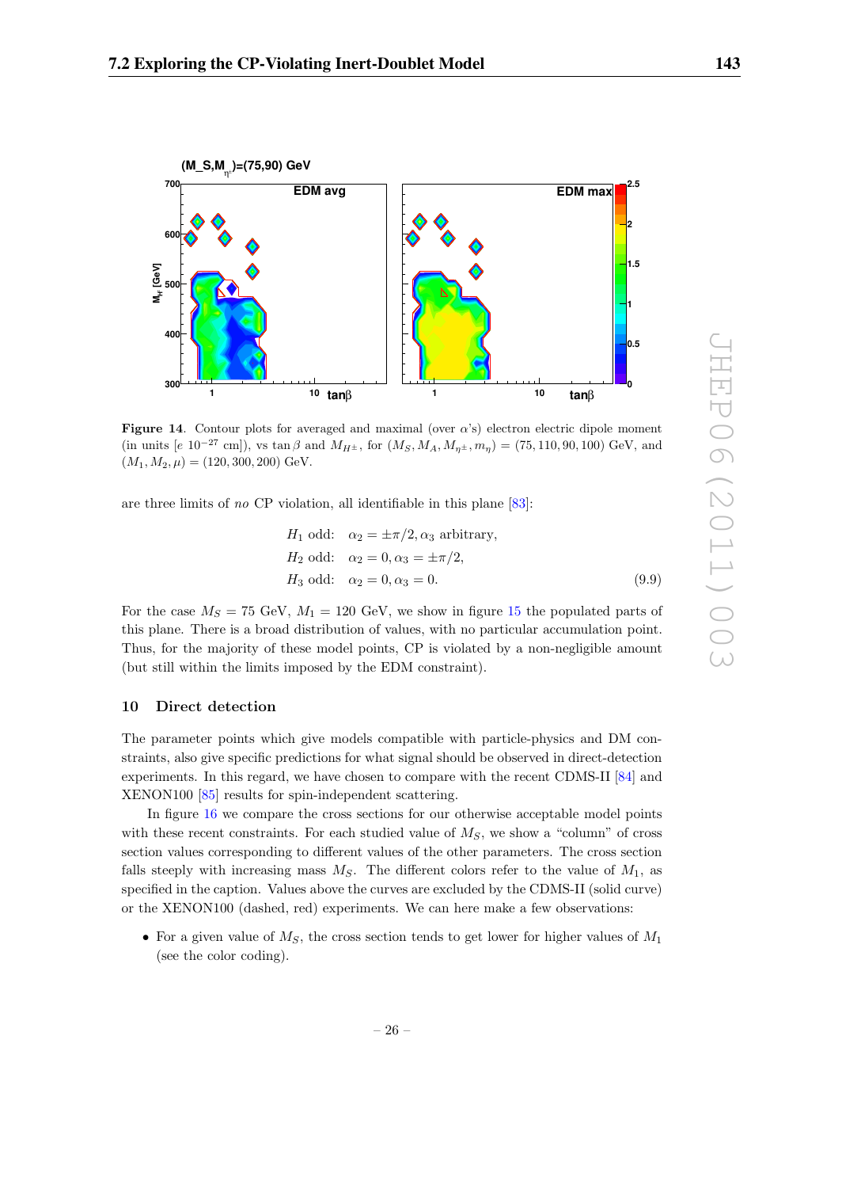**Figure 14**. Contour plots for averaged and maximal (over $\alpha$'s) electron electric dipole moment (in units $[e\ 10^{-27}\ \text{cm}]$), vs $\tan\beta$ and $M_{H^\pm}$, for $(M_S, M_A, M_{\eta^\pm}, m_\eta) = (75, 110, 90, 100)$ GeV, and $(M_1, M_2, \mu) = (120, 300, 200)$ GeV.

are three limits of *no* CP violation, all identifiable in this plane [83]:

$$
\begin{aligned}
H_1 \text{ odd:} &\quad \alpha_2 = \pm\pi/2, \alpha_3 \text{ arbitrary}, \\
H_2 \text{ odd:} &\quad \alpha_2 = 0, \alpha_3 = \pm\pi/2, \\
H_3 \text{ odd:} &\quad \alpha_2 = 0, \alpha_3 = 0.
\end{aligned} \tag{9.9}
$$

For the case $M_S = 75$ GeV, $M_1 = 120$ GeV, we show in figure 15 the populated parts of this plane. There is a broad distribution of values, with no particular accumulation point. Thus, for the majority of these model points, CP is violated by a non-negligible amount (but still within the limits imposed by the EDM constraint).

## 10 Direct detection

The parameter points which give models compatible with particle-physics and DM constraints, also give specific predictions for what signal should be observed in direct-detection experiments. In this regard, we have chosen to compare with the recent CDMS-II [84] and XENON100 [85] results for spin-independent scattering.

In figure 16 we compare the cross sections for our otherwise acceptable model points with these recent constraints. For each studied value of $M_S$, we show a "column" of cross section values corresponding to different values of the other parameters. The cross section falls steeply with increasing mass $M_S$. The different colors refer to the value of $M_1$, as specified in the caption. Values above the curves are excluded by the CDMS-II (solid curve) or the XENON100 (dashed, red) experiments. We can here make a few observations:

- For a given value of $M_S$, the cross section tends to get lower for higher values of $M_1$ (see the color coding).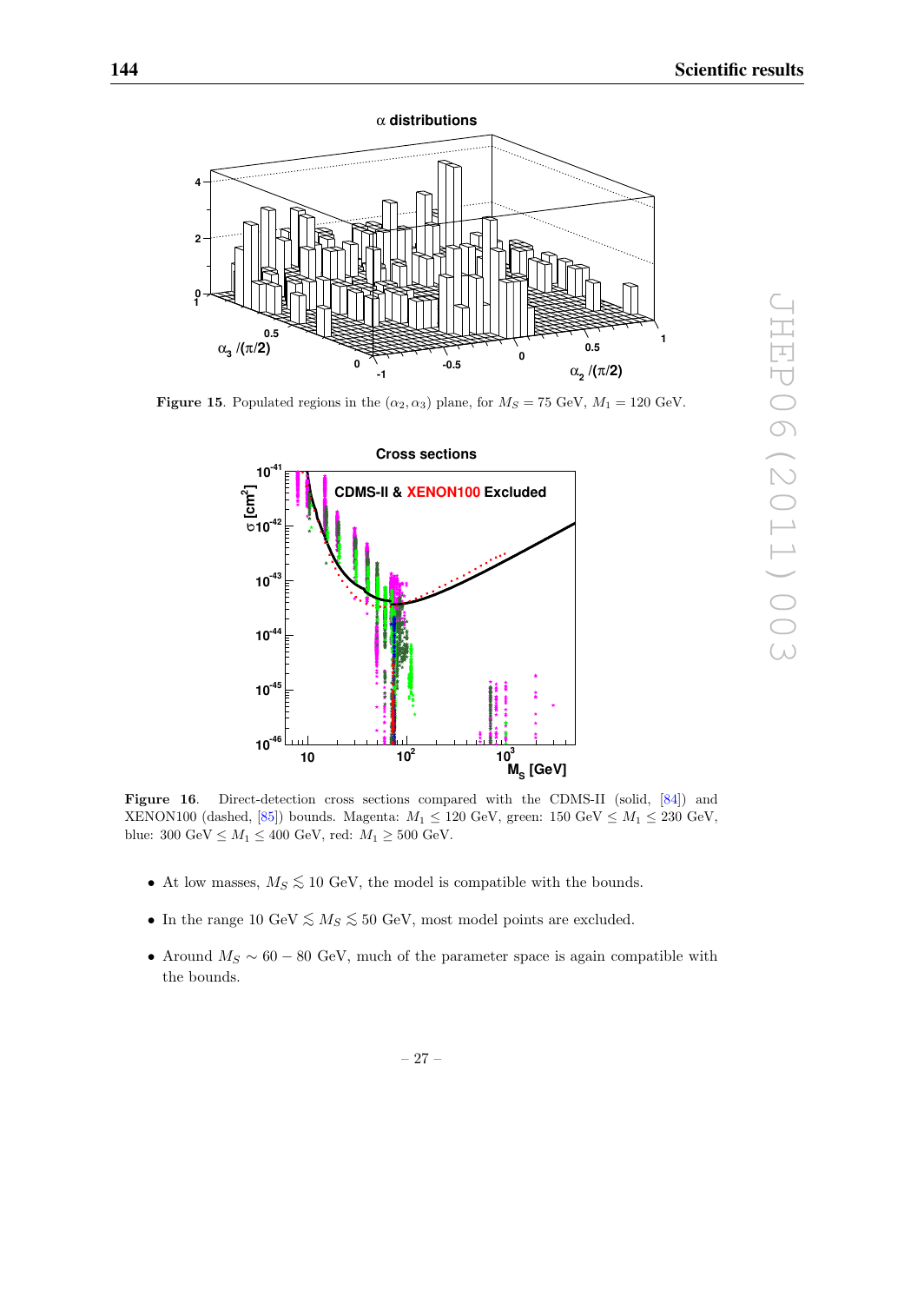**Figure 15**. Populated regions in the $(\alpha_2, \alpha_3)$ plane, for $M_S = 75$ GeV, $M_1 = 120$ GeV.

**Figure 16**. Direct-detection cross sections compared with the CDMS-II (solid, [84]) and XENON100 (dashed, [85]) bounds. Magenta: $M_1 \leq 120$ GeV, green: 150 GeV $\leq M_1 \leq 230$ GeV, blue: 300 GeV $\leq M_1 \leq 400$ GeV, red: $M_1 \geq 500$ GeV.

- At low masses, $M_S \lesssim 10$ GeV, the model is compatible with the bounds.
- In the range 10 GeV $\lesssim M_S \lesssim 50$ GeV, most model points are excluded.
- Around $M_S \sim 60 - 80$ GeV, much of the parameter space is again compatible with the bounds.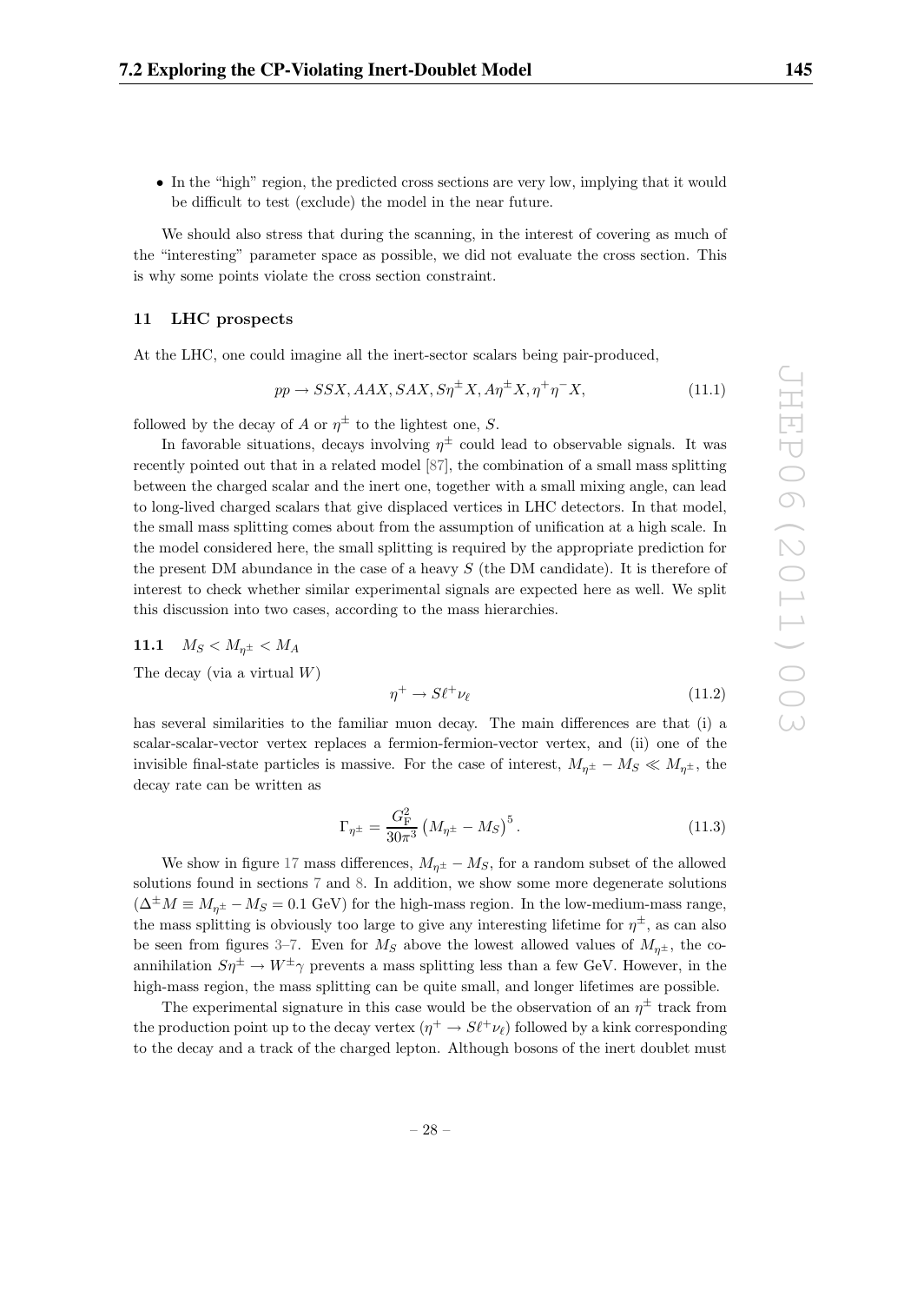- In the "high" region, the predicted cross sections are very low, implying that it would be difficult to test (exclude) the model in the near future.

We should also stress that during the scanning, in the interest of covering as much of the "interesting" parameter space as possible, we did not evaluate the cross section. This is why some points violate the cross section constraint.

## 11 LHC prospects

At the LHC, one could imagine all the inert-sector scalars being pair-produced,

$$pp \to SSX, AAX, SAX, S\eta^{\pm}X, A\eta^{\pm}X, \eta^{+}\eta^{-}X, \tag{11.1}$$

followed by the decay of $A$ or $\eta^{\pm}$ to the lightest one, $S$.

In favorable situations, decays involving $\eta^{\pm}$ could lead to observable signals. It was recently pointed out that in a related model [87], the combination of a small mass splitting between the charged scalar and the inert one, together with a small mixing angle, can lead to long-lived charged scalars that give displaced vertices in LHC detectors. In that model, the small mass splitting comes about from the assumption of unification at a high scale. In the model considered here, the small splitting is required by the appropriate prediction for the present DM abundance in the case of a heavy $S$ (the DM candidate). It is therefore of interest to check whether similar experimental signals are expected here as well. We split this discussion into two cases, according to the mass hierarchies.

### 11.1 $M_S < M_{\eta^{\pm}} < M_A$

The decay (via a virtual $W$)

$$\eta^{+} \to S\ell^{+}\nu_{\ell} \tag{11.2}$$

has several similarities to the familiar muon decay. The main differences are that (i) a scalar-scalar-vector vertex replaces a fermion-fermion-vector vertex, and (ii) one of the invisible final-state particles is massive. For the case of interest, $M_{\eta^{\pm}} - M_S \ll M_{\eta^{\pm}}$, the decay rate can be written as

$$\Gamma_{\eta^{\pm}} = \frac{G_{\rm F}^2}{30\pi^3}\left(M_{\eta^{\pm}} - M_S\right)^5. \tag{11.3}$$

We show in figure 17 mass differences, $M_{\eta^{\pm}} - M_S$, for a random subset of the allowed solutions found in sections 7 and 8. In addition, we show some more degenerate solutions ($\Delta^{\pm}M \equiv M_{\eta^{\pm}} - M_S = 0.1$ GeV) for the high-mass region. In the low-medium-mass range, the mass splitting is obviously too large to give any interesting lifetime for $\eta^{\pm}$, as can also be seen from figures 3–7. Even for $M_S$ above the lowest allowed values of $M_{\eta^{\pm}}$, the co-annihilation $S\eta^{\pm} \to W^{\pm}\gamma$ prevents a mass splitting less than a few GeV. However, in the high-mass region, the mass splitting can be quite small, and longer lifetimes are possible.

The experimental signature in this case would be the observation of an $\eta^{\pm}$ track from the production point up to the decay vertex ($\eta^{+} \to S\ell^{+}\nu_{\ell}$) followed by a kink corresponding to the decay and a track of the charged lepton. Although bosons of the inert doublet must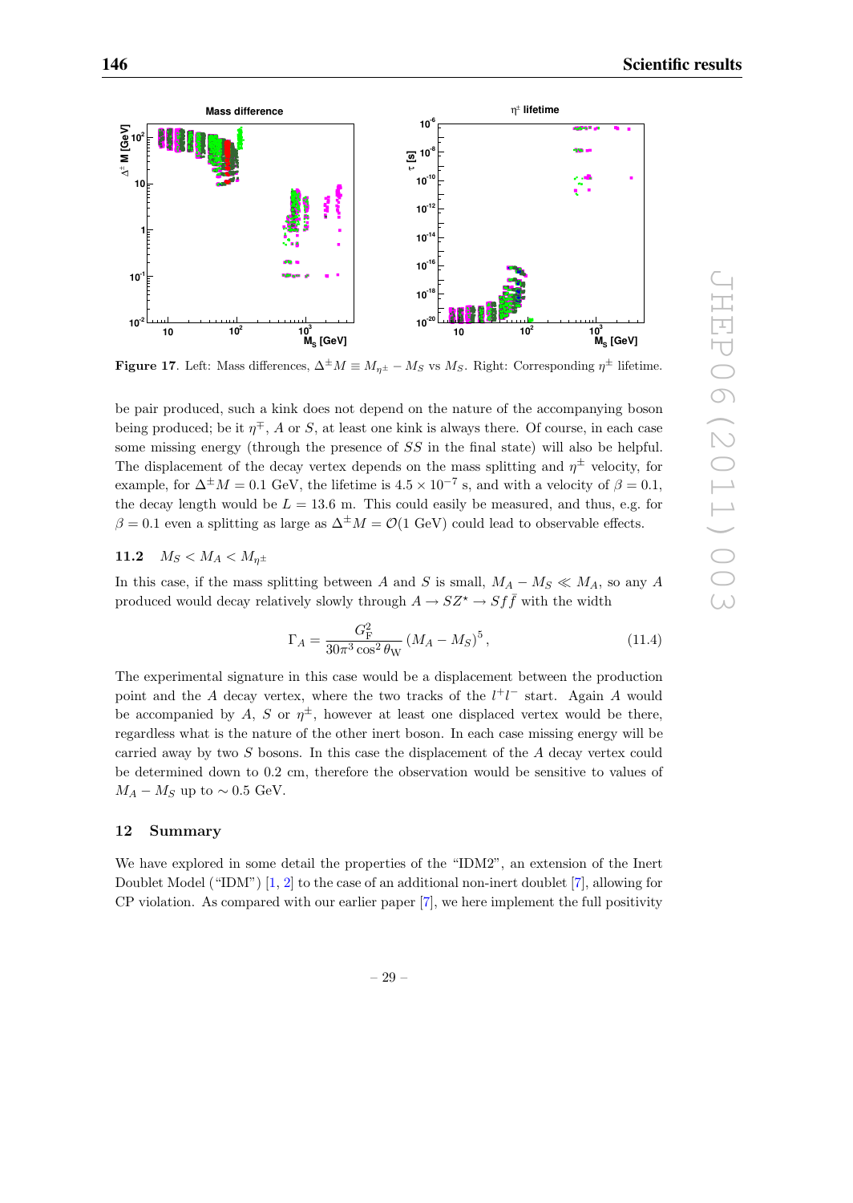**Figure 17**. Left: Mass differences, $\Delta^{\pm} M \equiv M_{\eta^{\pm}} - M_S$ vs $M_S$. Right: Corresponding $\eta^{\pm}$ lifetime.

be pair produced, such a kink does not depend on the nature of the accompanying boson being produced; be it $\eta^{\mp}$, $A$ or $S$, at least one kink is always there. Of course, in each case some missing energy (through the presence of $SS$ in the final state) will also be helpful. The displacement of the decay vertex depends on the mass splitting and $\eta^{\pm}$ velocity, for example, for $\Delta^{\pm} M = 0.1$ GeV, the lifetime is $4.5 \times 10^{-7}$ s, and with a velocity of $\beta = 0.1$, the decay length would be $L = 13.6$ m. This could easily be measured, and thus, e.g. for $\beta = 0.1$ even a splitting as large as $\Delta^{\pm} M = \mathcal{O}(1 \text{ GeV})$ could lead to observable effects.

### 11.2 $M_S < M_A < M_{\eta^{\pm}}$

In this case, if the mass splitting between $A$ and $S$ is small, $M_A - M_S \ll M_A$, so any $A$ produced would decay relatively slowly through $A \to SZ^{\star} \to Sf\bar{f}$ with the width

$$\Gamma_A = \frac{G_{\mathrm{F}}^2}{30\pi^3 \cos^2\theta_{\mathrm{W}}} (M_A - M_S)^5, \tag{11.4}$$

The experimental signature in this case would be a displacement between the production point and the $A$ decay vertex, where the two tracks of the $l^+l^-$ start. Again $A$ would be accompanied by $A$, $S$ or $\eta^{\pm}$, however at least one displaced vertex would be there, regardless what is the nature of the other inert boson. In each case missing energy will be carried away by two $S$ bosons. In this case the displacement of the $A$ decay vertex could be determined down to 0.2 cm, therefore the observation would be sensitive to values of $M_A - M_S$ up to $\sim 0.5$ GeV.

## 12 Summary

We have explored in some detail the properties of the "IDM2", an extension of the Inert Doublet Model ("IDM") [1, 2] to the case of an additional non-inert doublet [7], allowing for CP violation. As compared with our earlier paper [7], we here implement the full positivity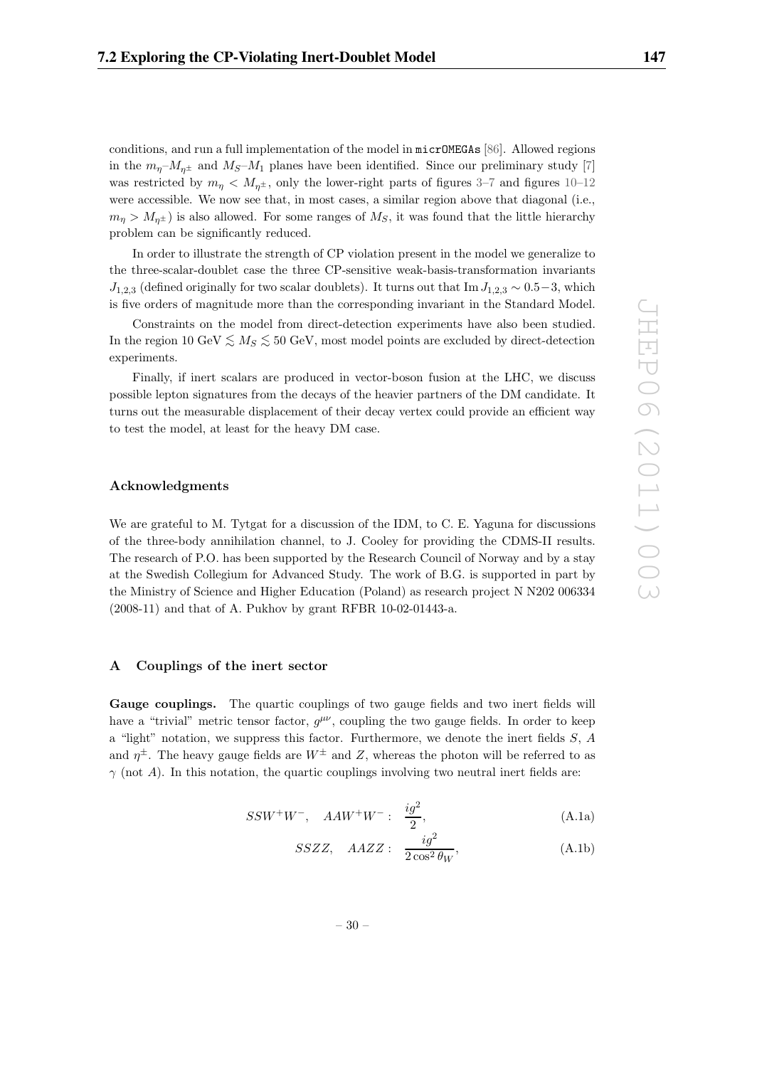conditions, and run a full implementation of the model in micrOMEGAs [86]. Allowed regions in the $m_\eta$–$M_{\eta^\pm}$ and $M_S$–$M_1$ planes have been identified. Since our preliminary study [7] was restricted by $m_\eta < M_{\eta^\pm}$, only the lower-right parts of figures 3–7 and figures 10–12 were accessible. We now see that, in most cases, a similar region above that diagonal (i.e., $m_\eta > M_{\eta^\pm}$) is also allowed. For some ranges of $M_S$, it was found that the little hierarchy problem can be significantly reduced.

In order to illustrate the strength of CP violation present in the model we generalize to the three-scalar-doublet case the three CP-sensitive weak-basis-transformation invariants $J_{1,2,3}$ (defined originally for two scalar doublets). It turns out that $\mathrm{Im}\, J_{1,2,3} \sim 0.5-3$, which is five orders of magnitude more than the corresponding invariant in the Standard Model.

Constraints on the model from direct-detection experiments have also been studied. In the region 10 GeV $\lesssim M_S \lesssim$ 50 GeV, most model points are excluded by direct-detection experiments.

Finally, if inert scalars are produced in vector-boson fusion at the LHC, we discuss possible lepton signatures from the decays of the heavier partners of the DM candidate. It turns out the measurable displacement of their decay vertex could provide an efficient way to test the model, at least for the heavy DM case.

## Acknowledgments

We are grateful to M. Tytgat for a discussion of the IDM, to C. E. Yaguna for discussions of the three-body annihilation channel, to J. Cooley for providing the CDMS-II results. The research of P.O. has been supported by the Research Council of Norway and by a stay at the Swedish Collegium for Advanced Study. The work of B.G. is supported in part by the Ministry of Science and Higher Education (Poland) as research project N N202 006334 (2008-11) and that of A. Pukhov by grant RFBR 10-02-01443-a.

## A Couplings of the inert sector

**Gauge couplings.** The quartic couplings of two gauge fields and two inert fields will have a "trivial" metric tensor factor, $g^{\mu\nu}$, coupling the two gauge fields. In order to keep a "light" notation, we suppress this factor. Furthermore, we denote the inert fields $S$, $A$ and $\eta^\pm$. The heavy gauge fields are $W^\pm$ and $Z$, whereas the photon will be referred to as $\gamma$ (not $A$). In this notation, the quartic couplings involving two neutral inert fields are:

$$SSW^+W^-, \quad AAW^+W^- : \quad \frac{ig^2}{2}, \tag{A.1a}$$

$$SSZZ, \quad AAZZ : \quad \frac{ig^2}{2\cos^2\theta_W}, \tag{A.1b}$$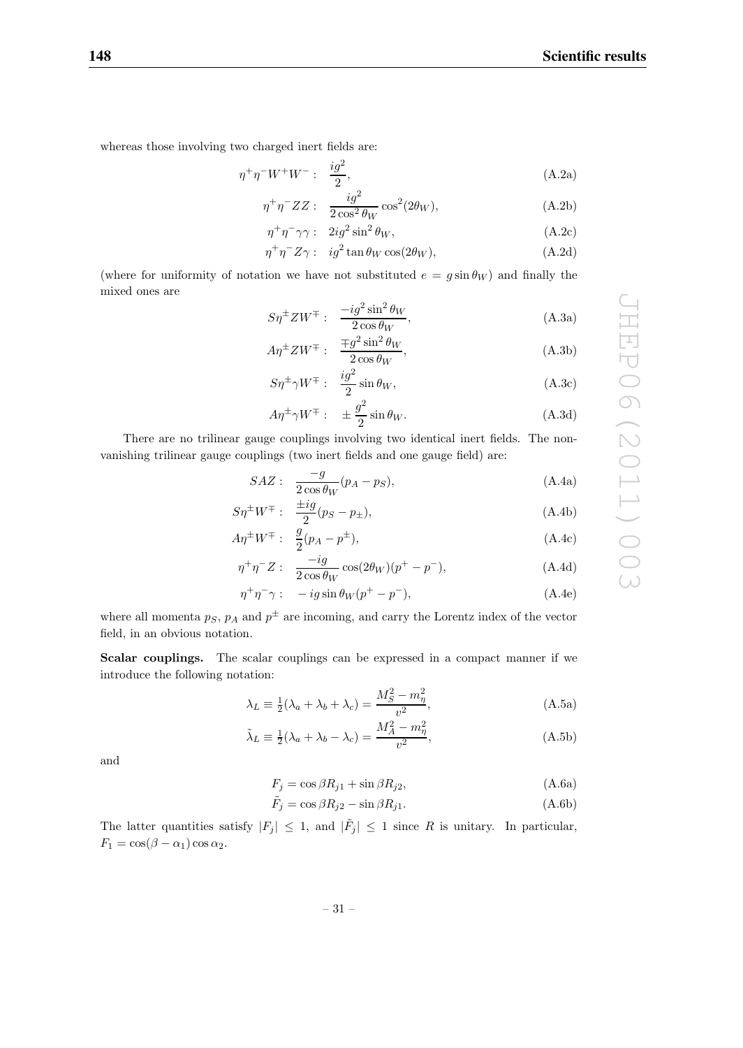whereas those involving two charged inert fields are:

$$\eta^+\eta^- W^+W^- : \quad \frac{ig^2}{2}, \tag{A.2a}$$

$$\eta^+\eta^- ZZ : \quad \frac{ig^2}{2\cos^2\theta_W}\cos^2(2\theta_W), \tag{A.2b}$$

$$\eta^+\eta^-\gamma\gamma : \quad 2ig^2\sin^2\theta_W, \tag{A.2c}$$

$$\eta^+\eta^- Z\gamma : \quad ig^2\tan\theta_W\cos(2\theta_W), \tag{A.2d}$$

(where for uniformity of notation we have not substituted $e = g\sin\theta_W$) and finally the mixed ones are

$$S\eta^\pm ZW^\mp : \quad \frac{-ig^2\sin^2\theta_W}{2\cos\theta_W}, \tag{A.3a}$$

$$A\eta^\pm ZW^\mp : \quad \frac{\mp g^2\sin^2\theta_W}{2\cos\theta_W}, \tag{A.3b}$$

$$S\eta^\pm\gamma W^\mp : \quad \frac{ig^2}{2}\sin\theta_W, \tag{A.3c}$$

$$A\eta^\pm\gamma W^\mp : \quad \pm\frac{g^2}{2}\sin\theta_W. \tag{A.3d}$$

There are no trilinear gauge couplings involving two identical inert fields. The non-vanishing trilinear gauge couplings (two inert fields and one gauge field) are:

$$SAZ : \quad \frac{-g}{2\cos\theta_W}(p_A - p_S), \tag{A.4a}$$

$$S\eta^\pm W^\mp : \quad \frac{\pm ig}{2}(p_S - p_\pm), \tag{A.4b}$$

$$A\eta^\pm W^\mp : \quad \frac{g}{2}(p_A - p^\pm), \tag{A.4c}$$

$$\eta^+\eta^- Z : \quad \frac{-ig}{2\cos\theta_W}\cos(2\theta_W)(p^+ - p^-), \tag{A.4d}$$

$$\eta^+\eta^-\gamma : \quad -ig\sin\theta_W(p^+ - p^-), \tag{A.4e}$$

where all momenta $p_S$, $p_A$ and $p^\pm$ are incoming, and carry the Lorentz index of the vector field, in an obvious notation.

**Scalar couplings.** The scalar couplings can be expressed in a compact manner if we introduce the following notation:

$$\lambda_L \equiv \tfrac{1}{2}(\lambda_a + \lambda_b + \lambda_c) = \frac{M_S^2 - m_\eta^2}{v^2}, \tag{A.5a}$$

$$\tilde{\lambda}_L \equiv \tfrac{1}{2}(\lambda_a + \lambda_b - \lambda_c) = \frac{M_A^2 - m_\eta^2}{v^2}, \tag{A.5b}$$

and

$$F_j = \cos\beta R_{j1} + \sin\beta R_{j2}, \tag{A.6a}$$

$$\tilde{F}_j = \cos\beta R_{j2} - \sin\beta R_{j1}. \tag{A.6b}$$

The latter quantities satisfy $|F_j| \leq 1$, and $|\tilde{F}_j| \leq 1$ since $R$ is unitary. In particular, $F_1 = \cos(\beta - \alpha_1)\cos\alpha_2$.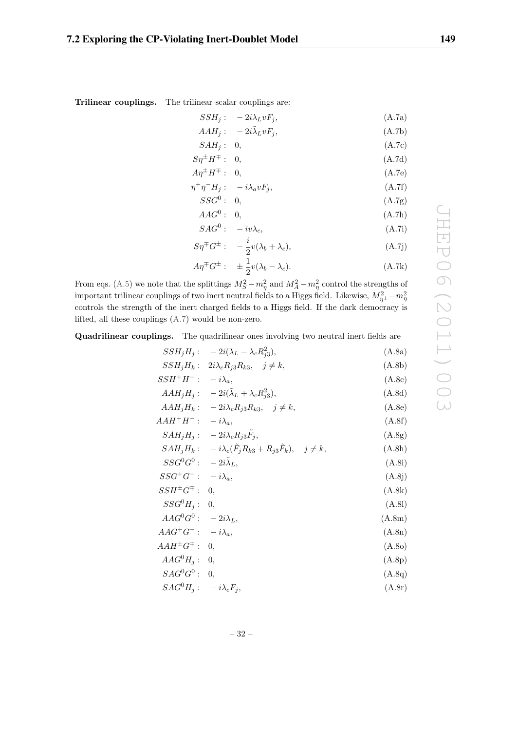**Trilinear couplings.** The trilinear scalar couplings are:

$$SSH_j: \quad -2i\lambda_L v F_j, \tag{A.7a}$$

$$AAH_j: \quad -2i\tilde{\lambda}_L v F_j, \tag{A.7b}$$

$$SAH_j: \quad 0, \tag{A.7c}$$

$$S\eta^\pm H^\mp: \quad 0, \tag{A.7d}$$

$$A\eta^\pm H^\mp: \quad 0, \tag{A.7e}$$

$$\eta^+\eta^- H_j: \quad -i\lambda_a v F_j, \tag{A.7f}$$

$$SSG^0: \quad 0, \tag{A.7g}$$

$$AAG^0: \quad 0, \tag{A.7h}$$

$$SAG^0: \quad -iv\lambda_c, \tag{A.7i}$$

$$S\eta^\mp G^\pm: \quad -\frac{i}{2}v(\lambda_b + \lambda_c), \tag{A.7j}$$

$$A\eta^\mp G^\pm: \quad \pm\frac{1}{2}v(\lambda_b - \lambda_c). \tag{A.7k}$$

From eqs. (A.5) we note that the splittings $M_S^2 - m_\eta^2$ and $M_A^2 - m_\eta^2$ control the strengths of important trilinear couplings of two inert neutral fields to a Higgs field. Likewise, $M_{\eta^\pm}^2 - m_\eta^2$ controls the strength of the inert charged fields to a Higgs field. If the dark democracy is lifted, all these couplings (A.7) would be non-zero.

**Quadrilinear couplings.** The quadrilinear ones involving two neutral inert fields are

$$SSH_jH_j: \quad -2i(\lambda_L - \lambda_c R_{j3}^2), \tag{A.8a}$$

$$SSH_jH_k: \quad 2i\lambda_c R_{j3}R_{k3}, \quad j \neq k, \tag{A.8b}$$

$$SSH^+H^-: \quad -i\lambda_a, \tag{A.8c}$$

$$AAH_jH_j: \quad -2i(\tilde{\lambda}_L + \lambda_c R_{j3}^2), \tag{A.8d}$$

$$AAH_jH_k: \quad -2i\lambda_c R_{j3}R_{k3}, \quad j \neq k, \tag{A.8e}$$

$$AAH^+H^-: \quad -i\lambda_a, \tag{A.8f}$$

$$SAH_jH_j: \quad -2i\lambda_c R_{j3}\tilde{F}_j, \tag{A.8g}$$

$$SAH_jH_k: \quad -i\lambda_c(\tilde{F}_j R_{k3} + R_{j3}\tilde{F}_k), \quad j \neq k, \tag{A.8h}$$

$$SSG^0G^0: \quad -2i\tilde{\lambda}_L, \tag{A.8i}$$

$$SSG^+G^-: \quad -i\lambda_a, \tag{A.8j}$$

$$SSH^\pm G^\mp: \quad 0, \tag{A.8k}$$

$$SSG^0H_j: \quad 0, \tag{A.8l}$$

$$AAG^0G^0: \quad -2i\lambda_L, \tag{A.8m}$$

$$AAG^+G^-: \quad -i\lambda_a, \tag{A.8n}$$

$$AAH^\pm G^\mp: \quad 0, \tag{A.8o}$$

$$AAG^0H_j: \quad 0, \tag{A.8p}$$

$$SAG^0G^0: \quad 0, \tag{A.8q}$$

$$SAG^0H_j: \quad -i\lambda_c F_j, \tag{A.8r}$$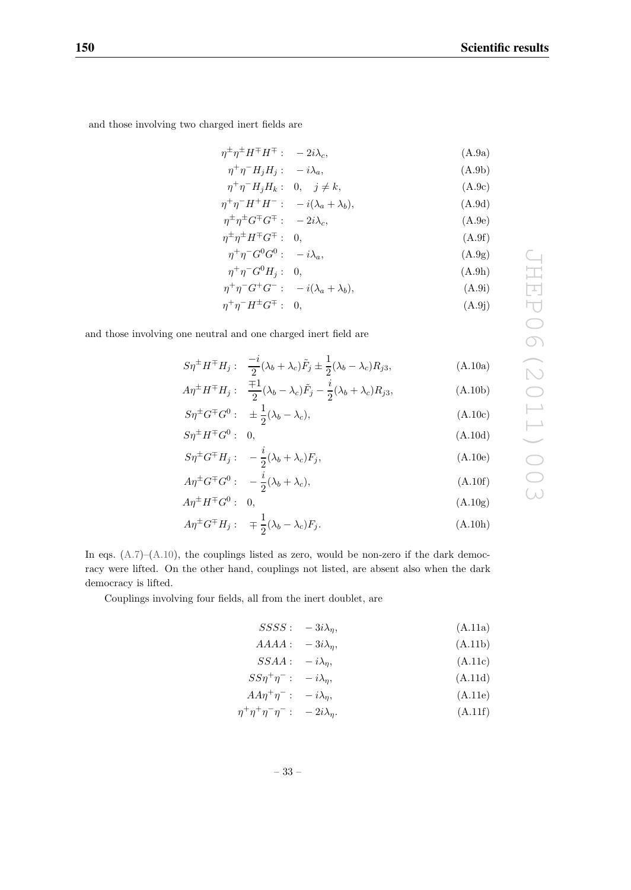and those involving two charged inert fields are

$$\eta^\pm\eta^\pm H^\mp H^\mp : \quad -2i\lambda_c, \tag{A.9a}$$

$$\eta^+\eta^- H_j H_j : \quad -i\lambda_a, \tag{A.9b}$$

$$\eta^+\eta^- H_j H_k : \quad 0, \quad j \neq k, \tag{A.9c}$$

$$\eta^+\eta^- H^+ H^- : \quad -i(\lambda_a + \lambda_b), \tag{A.9d}$$

$$\eta^\pm\eta^\pm G^\mp G^\mp : \quad -2i\lambda_c, \tag{A.9e}$$

$$\eta^\pm\eta^\pm H^\mp G^\mp : \quad 0, \tag{A.9f}$$

$$\eta^+\eta^- G^0 G^0 : \quad -i\lambda_a, \tag{A.9g}$$

$$\eta^+\eta^- G^0 H_j : \quad 0, \tag{A.9h}$$

$$\eta^+\eta^- G^+ G^- : \quad -i(\lambda_a + \lambda_b), \tag{A.9i}$$

$$\eta^+\eta^- H^\pm G^\mp : \quad 0, \tag{A.9j}$$

and those involving one neutral and one charged inert field are

$$S\eta^\pm H^\mp H_j : \quad \frac{-i}{2}(\lambda_b + \lambda_c)\tilde{F}_j \pm \frac{1}{2}(\lambda_b - \lambda_c)R_{j3}, \tag{A.10a}$$

$$A\eta^\pm H^\mp H_j : \quad \frac{\mp 1}{2}(\lambda_b - \lambda_c)\tilde{F}_j - \frac{i}{2}(\lambda_b + \lambda_c)R_{j3}, \tag{A.10b}$$

$$S\eta^\pm G^\mp G^0 : \quad \pm\frac{1}{2}(\lambda_b - \lambda_c), \tag{A.10c}$$

$$S\eta^\pm H^\mp G^0 : \quad 0, \tag{A.10d}$$

$$S\eta^\pm G^\mp H_j : \quad -\frac{i}{2}(\lambda_b + \lambda_c)F_j, \tag{A.10e}$$

$$A\eta^\pm G^\mp G^0 : \quad -\frac{i}{2}(\lambda_b + \lambda_c), \tag{A.10f}$$

$$A\eta^\pm H^\mp G^0 : \quad 0, \tag{A.10g}$$

$$A\eta^\pm G^\mp H_j : \quad \mp\frac{1}{2}(\lambda_b - \lambda_c)F_j. \tag{A.10h}$$

In eqs. (A.7)–(A.10), the couplings listed as zero, would be non-zero if the dark democracy were lifted. On the other hand, couplings not listed, are absent also when the dark democracy is lifted.

Couplings involving four fields, all from the inert doublet, are

$$SSSS : \quad -3i\lambda_\eta, \tag{A.11a}$$

$$AAAA : \quad -3i\lambda_\eta, \tag{A.11b}$$

$$SSAA : \quad -i\lambda_\eta, \tag{A.11c}$$

$$SS\eta^+\eta^- : \quad -i\lambda_\eta, \tag{A.11d}$$

$$AA\eta^+\eta^- : \quad -i\lambda_\eta, \tag{A.11e}$$

$$\eta^+\eta^+\eta^-\eta^- : \quad -2i\lambda_\eta. \tag{A.11f}$$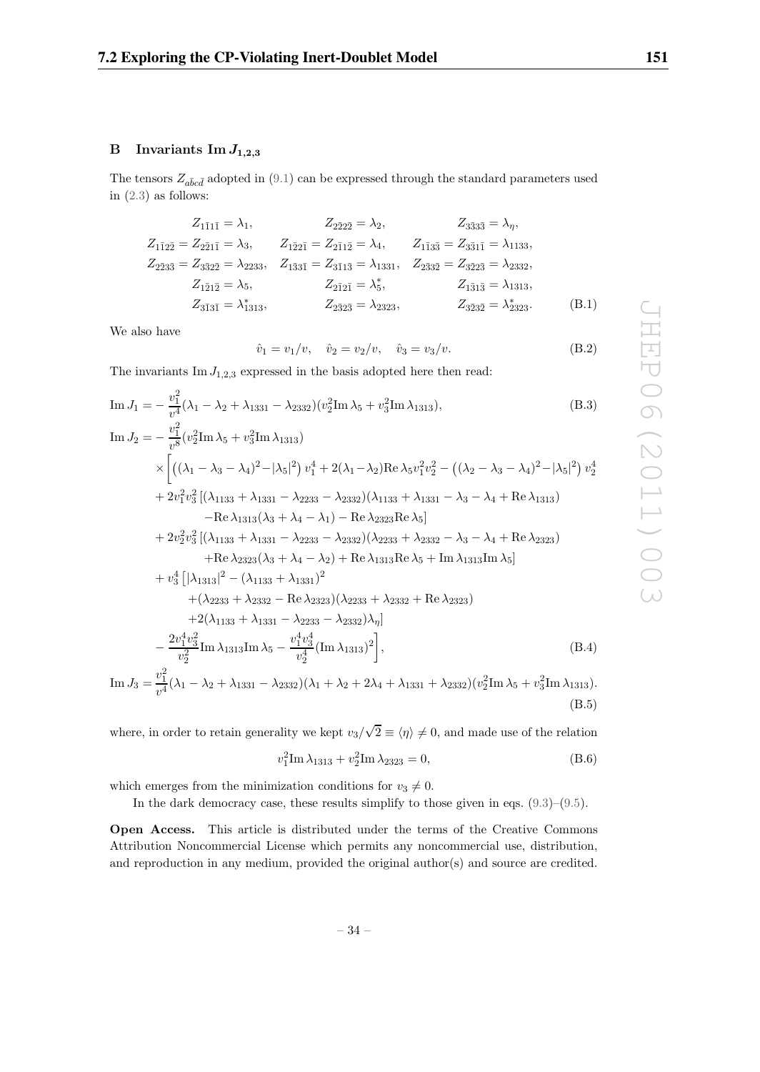## B Invariants $\mathrm{Im}\, J_{1,2,3}$

The tensors $Z_{a\bar{b}c\bar{d}}$ adopted in (9.1) can be expressed through the standard parameters used in (2.3) as follows:

$$
\begin{array}{ccc}
Z_{1\bar{1}1\bar{1}} = \lambda_1, & Z_{2\bar{2}2\bar{2}} = \lambda_2, & Z_{3\bar{3}3\bar{3}} = \lambda_\eta, \\
Z_{1\bar{1}2\bar{2}} = Z_{2\bar{2}1\bar{1}} = \lambda_3, & Z_{1\bar{2}2\bar{1}} = Z_{2\bar{1}1\bar{2}} = \lambda_4, & Z_{1\bar{1}3\bar{3}} = Z_{3\bar{3}1\bar{1}} = \lambda_{1133}, \\
Z_{2\bar{2}3\bar{3}} = Z_{3\bar{3}2\bar{2}} = \lambda_{2233}, & Z_{1\bar{3}3\bar{1}} = Z_{3\bar{1}1\bar{3}} = \lambda_{1331}, & Z_{2\bar{3}3\bar{2}} = Z_{3\bar{2}2\bar{3}} = \lambda_{2332}, \\
Z_{1\bar{2}1\bar{2}} = \lambda_5, & Z_{2\bar{1}2\bar{1}} = \lambda_5^*, & Z_{1\bar{3}1\bar{3}} = \lambda_{1313}, \\
Z_{3\bar{1}3\bar{1}} = \lambda_{1313}^*, & Z_{2\bar{3}2\bar{3}} = \lambda_{2323}, & Z_{3\bar{2}3\bar{2}} = \lambda_{2323}^*.
\end{array}
\tag{B.1}
$$

We also have

$$
\hat{v}_1 = v_1/v, \quad \hat{v}_2 = v_2/v, \quad \hat{v}_3 = v_3/v. \tag{B.2}
$$

The invariants $\mathrm{Im}\, J_{1,2,3}$ expressed in the basis adopted here then read:

$$
\mathrm{Im}\, J_1 = -\frac{v_1^2}{v^4}(\lambda_1 - \lambda_2 + \lambda_{1331} - \lambda_{2332})(v_2^2 \mathrm{Im}\, \lambda_5 + v_3^2 \mathrm{Im}\, \lambda_{1313}), \tag{B.3}
$$

$$
\begin{aligned}
\mathrm{Im}\, J_2 = &-\frac{v_1^2}{v^8}(v_2^2 \mathrm{Im}\, \lambda_5 + v_3^2 \mathrm{Im}\, \lambda_{1313}) \\
&\times \Bigg[ \left( (\lambda_1 - \lambda_3 - \lambda_4)^2 - |\lambda_5|^2 \right) v_1^4 + 2(\lambda_1 - \lambda_2) \mathrm{Re}\, \lambda_5 v_1^2 v_2^2 - \left( (\lambda_2 - \lambda_3 - \lambda_4)^2 - |\lambda_5|^2 \right) v_2^4 \\
&+ 2 v_1^2 v_3^2 \left[ (\lambda_{1133} + \lambda_{1331} - \lambda_{2233} - \lambda_{2332})(\lambda_{1133} + \lambda_{1331} - \lambda_3 - \lambda_4 + \mathrm{Re}\, \lambda_{1313}) \right. \\
&\qquad \left. - \mathrm{Re}\, \lambda_{1313}(\lambda_3 + \lambda_4 - \lambda_1) - \mathrm{Re}\, \lambda_{2323} \mathrm{Re}\, \lambda_5 \right] \\
&+ 2 v_2^2 v_3^2 \left[ (\lambda_{1133} + \lambda_{1331} - \lambda_{2233} - \lambda_{2332})(\lambda_{2233} + \lambda_{2332} - \lambda_3 - \lambda_4 + \mathrm{Re}\, \lambda_{2323}) \right. \\
&\qquad \left. + \mathrm{Re}\, \lambda_{2323}(\lambda_3 + \lambda_4 - \lambda_2) + \mathrm{Re}\, \lambda_{1313} \mathrm{Re}\, \lambda_5 + \mathrm{Im}\, \lambda_{1313} \mathrm{Im}\, \lambda_5 \right] \\
&+ v_3^4 \left[ |\lambda_{1313}|^2 - (\lambda_{1133} + \lambda_{1331})^2 \right. \\
&\qquad + (\lambda_{2233} + \lambda_{2332} - \mathrm{Re}\, \lambda_{2323})(\lambda_{2233} + \lambda_{2332} + \mathrm{Re}\, \lambda_{2323}) \\
&\qquad \left. + 2(\lambda_{1133} + \lambda_{1331} - \lambda_{2233} - \lambda_{2332}) \lambda_\eta \right] \\
&- \frac{2 v_1^4 v_3^2}{v_2^2} \mathrm{Im}\, \lambda_{1313} \mathrm{Im}\, \lambda_5 - \frac{v_1^4 v_3^4}{v_2^4} (\mathrm{Im}\, \lambda_{1313})^2 \Bigg],
\end{aligned}
\tag{B.4}
$$

$$
\mathrm{Im}\, J_3 = \frac{v_1^2}{v^4}(\lambda_1 - \lambda_2 + \lambda_{1331} - \lambda_{2332})(\lambda_1 + \lambda_2 + 2\lambda_4 + \lambda_{1331} + \lambda_{2332})(v_2^2 \mathrm{Im}\, \lambda_5 + v_3^2 \mathrm{Im}\, \lambda_{1313}). \tag{B.5}
$$

where, in order to retain generality we kept $v_3/\sqrt{2} \equiv \langle \eta \rangle \neq 0$, and made use of the relation

$$
v_1^2 \mathrm{Im}\, \lambda_{1313} + v_2^2 \mathrm{Im}\, \lambda_{2323} = 0, \tag{B.6}
$$

which emerges from the minimization conditions for $v_3 \neq 0$.

In the dark democracy case, these results simplify to those given in eqs. (9.3)–(9.5).

**Open Access.** This article is distributed under the terms of the Creative Commons Attribution Noncommercial License which permits any noncommercial use, distribution, and reproduction in any medium, provided the original author(s) and source are credited.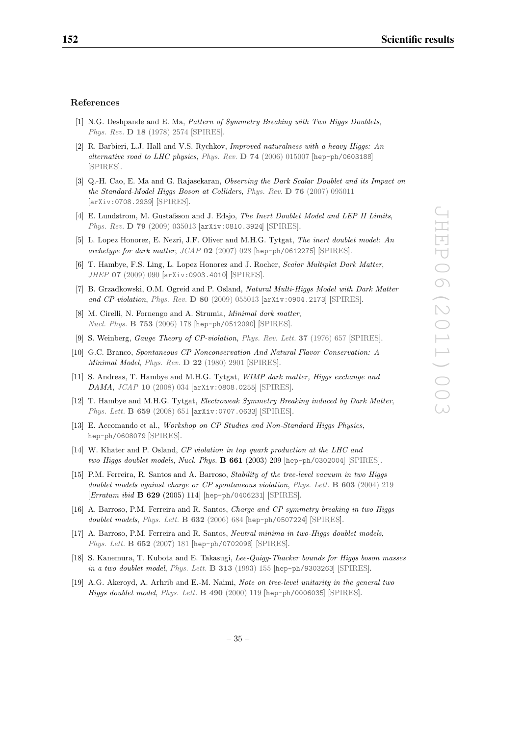### References

[1] N.G. Deshpande and E. Ma, *Pattern of Symmetry Breaking with Two Higgs Doublets*, *Phys. Rev.* **D 18** (1978) 2574 [SPIRES].

[2] R. Barbieri, L.J. Hall and V.S. Rychkov, *Improved naturalness with a heavy Higgs: An alternative road to LHC physics*, *Phys. Rev.* **D 74** (2006) 015007 [hep-ph/0603188] [SPIRES].

[3] Q.-H. Cao, E. Ma and G. Rajasekaran, *Observing the Dark Scalar Doublet and its Impact on the Standard-Model Higgs Boson at Colliders*, *Phys. Rev.* **D 76** (2007) 095011 [arXiv:0708.2939] [SPIRES].

[4] E. Lundstrom, M. Gustafsson and J. Edsjo, *The Inert Doublet Model and LEP II Limits*, *Phys. Rev.* **D 79** (2009) 035013 [arXiv:0810.3924] [SPIRES].

[5] L. Lopez Honorez, E. Nezri, J.F. Oliver and M.H.G. Tytgat, *The inert doublet model: An archetype for dark matter*, *JCAP* **02** (2007) 028 [hep-ph/0612275] [SPIRES].

[6] T. Hambye, F.S. Ling, L. Lopez Honorez and J. Rocher, *Scalar Multiplet Dark Matter*, *JHEP* **07** (2009) 090 [arXiv:0903.4010] [SPIRES].

[7] B. Grzadkowski, O.M. Ogreid and P. Osland, *Natural Multi-Higgs Model with Dark Matter and CP-violation*, *Phys. Rev.* **D 80** (2009) 055013 [arXiv:0904.2173] [SPIRES].

[8] M. Cirelli, N. Fornengo and A. Strumia, *Minimal dark matter*, *Nucl. Phys.* **B 753** (2006) 178 [hep-ph/0512090] [SPIRES].

[9] S. Weinberg, *Gauge Theory of CP-violation*, *Phys. Rev. Lett.* **37** (1976) 657 [SPIRES].

[10] G.C. Branco, *Spontaneous CP Nonconservation And Natural Flavor Conservation: A Minimal Model*, *Phys. Rev.* **D 22** (1980) 2901 [SPIRES].

[11] S. Andreas, T. Hambye and M.H.G. Tytgat, *WIMP dark matter, Higgs exchange and DAMA*, *JCAP* **10** (2008) 034 [arXiv:0808.0255] [SPIRES].

[12] T. Hambye and M.H.G. Tytgat, *Electroweak Symmetry Breaking induced by Dark Matter*, *Phys. Lett.* **B 659** (2008) 651 [arXiv:0707.0633] [SPIRES].

[13] E. Accomando et al., *Workshop on CP Studies and Non-Standard Higgs Physics*, hep-ph/0608079 [SPIRES].

[14] W. Khater and P. Osland, *CP violation in top quark production at the LHC and two-Higgs-doublet models*, *Nucl. Phys.* **B 661** (2003) 209 [hep-ph/0302004] [SPIRES].

[15] P.M. Ferreira, R. Santos and A. Barroso, *Stability of the tree-level vacuum in two Higgs doublet models against charge or CP spontaneous violation*, *Phys. Lett.* **B 603** (2004) 219 [*Erratum ibid* **B 629** (2005) 114] [hep-ph/0406231] [SPIRES].

[16] A. Barroso, P.M. Ferreira and R. Santos, *Charge and CP symmetry breaking in two Higgs doublet models*, *Phys. Lett.* **B 632** (2006) 684 [hep-ph/0507224] [SPIRES].

[17] A. Barroso, P.M. Ferreira and R. Santos, *Neutral minima in two-Higgs doublet models*, *Phys. Lett.* **B 652** (2007) 181 [hep-ph/0702098] [SPIRES].

[18] S. Kanemura, T. Kubota and E. Takasugi, *Lee-Quigg-Thacker bounds for Higgs boson masses in a two doublet model*, *Phys. Lett.* **B 313** (1993) 155 [hep-ph/9303263] [SPIRES].

[19] A.G. Akeroyd, A. Arhrib and E.-M. Naimi, *Note on tree-level unitarity in the general two Higgs doublet model*, *Phys. Lett.* **B 490** (2000) 119 [hep-ph/0006035] [SPIRES].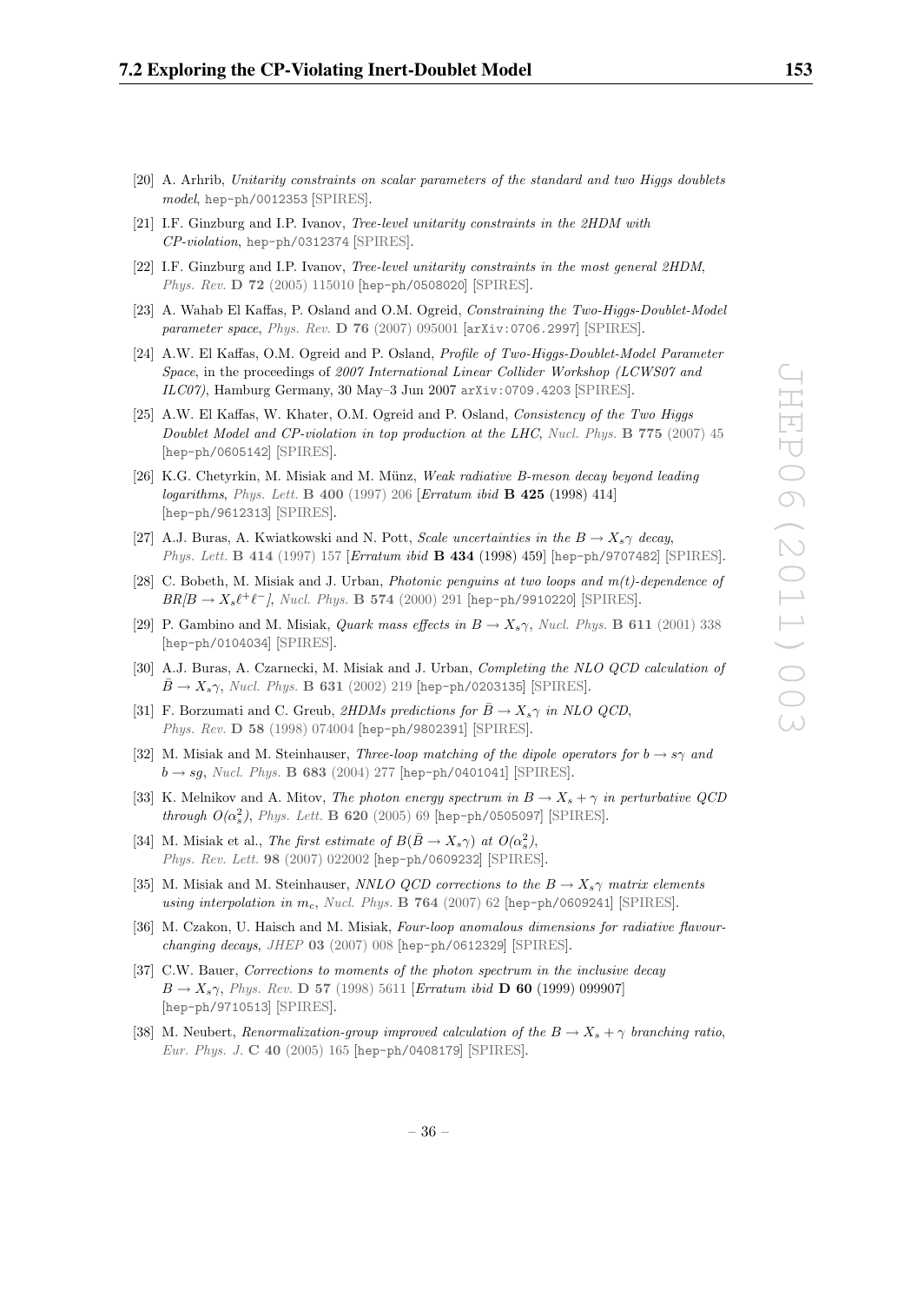[20] A. Arhrib, *Unitarity constraints on scalar parameters of the standard and two Higgs doublets model*, hep-ph/0012353 [SPIRES].

[21] I.F. Ginzburg and I.P. Ivanov, *Tree-level unitarity constraints in the 2HDM with CP-violation*, hep-ph/0312374 [SPIRES].

[22] I.F. Ginzburg and I.P. Ivanov, *Tree-level unitarity constraints in the most general 2HDM*, *Phys. Rev.* **D 72** (2005) 115010 [hep-ph/0508020] [SPIRES].

[23] A. Wahab El Kaffas, P. Osland and O.M. Ogreid, *Constraining the Two-Higgs-Doublet-Model parameter space*, *Phys. Rev.* **D 76** (2007) 095001 [arXiv:0706.2997] [SPIRES].

[24] A.W. El Kaffas, O.M. Ogreid and P. Osland, *Profile of Two-Higgs-Doublet-Model Parameter Space*, in the proceedings of *2007 International Linear Collider Workshop (LCWS07 and ILC07)*, Hamburg Germany, 30 May–3 Jun 2007 arXiv:0709.4203 [SPIRES].

[25] A.W. El Kaffas, W. Khater, O.M. Ogreid and P. Osland, *Consistency of the Two Higgs Doublet Model and CP-violation in top production at the LHC*, *Nucl. Phys.* **B 775** (2007) 45 [hep-ph/0605142] [SPIRES].

[26] K.G. Chetyrkin, M. Misiak and M. Münz, *Weak radiative B-meson decay beyond leading logarithms*, *Phys. Lett.* **B 400** (1997) 206 [*Erratum ibid* **B 425** (1998) 414] [hep-ph/9612313] [SPIRES].

[27] A.J. Buras, A. Kwiatkowski and N. Pott, *Scale uncertainties in the $B \to X_s\gamma$ decay*, *Phys. Lett.* **B 414** (1997) 157 [*Erratum ibid* **B 434** (1998) 459] [hep-ph/9707482] [SPIRES].

[28] C. Bobeth, M. Misiak and J. Urban, *Photonic penguins at two loops and m(t)-dependence of $BR[B \to X_s\ell^+\ell^-]$*, *Nucl. Phys.* **B 574** (2000) 291 [hep-ph/9910220] [SPIRES].

[29] P. Gambino and M. Misiak, *Quark mass effects in $B \to X_s\gamma$*, *Nucl. Phys.* **B 611** (2001) 338 [hep-ph/0104034] [SPIRES].

[30] A.J. Buras, A. Czarnecki, M. Misiak and J. Urban, *Completing the NLO QCD calculation of $\bar{B} \to X_s\gamma$*, *Nucl. Phys.* **B 631** (2002) 219 [hep-ph/0203135] [SPIRES].

[31] F. Borzumati and C. Greub, *2HDMs predictions for $\bar{B} \to X_s\gamma$ in NLO QCD*, *Phys. Rev.* **D 58** (1998) 074004 [hep-ph/9802391] [SPIRES].

[32] M. Misiak and M. Steinhauser, *Three-loop matching of the dipole operators for $b \to s\gamma$ and $b \to sg$*, *Nucl. Phys.* **B 683** (2004) 277 [hep-ph/0401041] [SPIRES].

[33] K. Melnikov and A. Mitov, *The photon energy spectrum in $B \to X_s + \gamma$ in perturbative QCD through $O(\alpha_s^2)$*, *Phys. Lett.* **B 620** (2005) 69 [hep-ph/0505097] [SPIRES].

[34] M. Misiak et al., *The first estimate of $B(\bar{B} \to X_s\gamma)$ at $O(\alpha_s^2)$*, *Phys. Rev. Lett.* **98** (2007) 022002 [hep-ph/0609232] [SPIRES].

[35] M. Misiak and M. Steinhauser, *NNLO QCD corrections to the $B \to X_s\gamma$ matrix elements using interpolation in $m_c$*, *Nucl. Phys.* **B 764** (2007) 62 [hep-ph/0609241] [SPIRES].

[36] M. Czakon, U. Haisch and M. Misiak, *Four-loop anomalous dimensions for radiative flavour-changing decays*, *JHEP* **03** (2007) 008 [hep-ph/0612329] [SPIRES].

[37] C.W. Bauer, *Corrections to moments of the photon spectrum in the inclusive decay $B \to X_s\gamma$*, *Phys. Rev.* **D 57** (1998) 5611 [*Erratum ibid* **D 60** (1999) 099907] [hep-ph/9710513] [SPIRES].

[38] M. Neubert, *Renormalization-group improved calculation of the $B \to X_s + \gamma$ branching ratio*, *Eur. Phys. J.* **C 40** (2005) 165 [hep-ph/0408179] [SPIRES].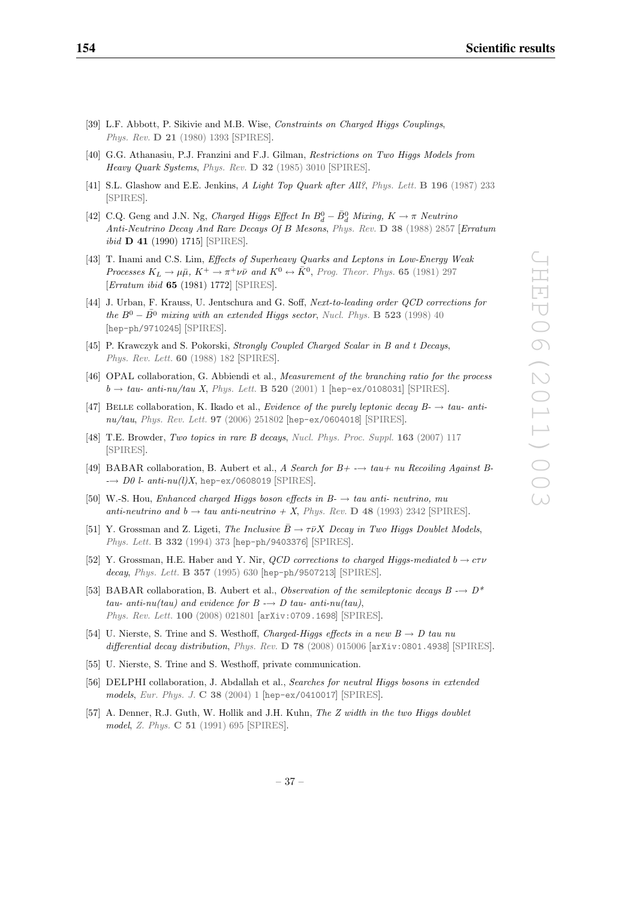[39] L.F. Abbott, P. Sikivie and M.B. Wise, *Constraints on Charged Higgs Couplings*, *Phys. Rev.* **D 21** (1980) 1393 [SPIRES].

[40] G.G. Athanasiu, P.J. Franzini and F.J. Gilman, *Restrictions on Two Higgs Models from Heavy Quark Systems*, *Phys. Rev.* **D 32** (1985) 3010 [SPIRES].

[41] S.L. Glashow and E.E. Jenkins, *A Light Top Quark after All?*, *Phys. Lett.* **B 196** (1987) 233 [SPIRES].

[42] C.Q. Geng and J.N. Ng, *Charged Higgs Effect In $B_d^0 - \bar{B}_d^0$ Mixing, $K \to \pi$ Neutrino Anti-Neutrino Decay And Rare Decays Of B Mesons*, *Phys. Rev.* **D 38** (1988) 2857 [*Erratum ibid* **D 41** (1990) 1715] [SPIRES].

[43] T. Inami and C.S. Lim, *Effects of Superheavy Quarks and Leptons in Low-Energy Weak Processes $K_L \to \mu\bar{\mu}$, $K^+ \to \pi^+\nu\bar{\nu}$ and $K^0 \leftrightarrow \bar{K}^0$*, *Prog. Theor. Phys.* **65** (1981) 297 [*Erratum ibid* **65** (1981) 1772] [SPIRES].

[44] J. Urban, F. Krauss, U. Jentschura and G. Soff, *Next-to-leading order QCD corrections for the $B^0 - \bar{B}^0$ mixing with an extended Higgs sector*, *Nucl. Phys.* **B 523** (1998) 40 [hep-ph/9710245] [SPIRES].

[45] P. Krawczyk and S. Pokorski, *Strongly Coupled Charged Scalar in B and t Decays*, *Phys. Rev. Lett.* **60** (1988) 182 [SPIRES].

[46] OPAL collaboration, G. Abbiendi et al., *Measurement of the branching ratio for the process $b \to$ tau- anti-nu/tau X*, *Phys. Lett.* **B 520** (2001) 1 [hep-ex/0108031] [SPIRES].

[47] Belle collaboration, K. Ikado et al., *Evidence of the purely leptonic decay B- $\to$ tau- anti-nu/tau*, *Phys. Rev. Lett.* **97** (2006) 251802 [hep-ex/0604018] [SPIRES].

[48] T.E. Browder, *Two topics in rare B decays*, *Nucl. Phys. Proc. Suppl.* **163** (2007) 117 [SPIRES].

[49] BABAR collaboration, B. Aubert et al., *A Search for B+ -$\to$ tau+ nu Recoiling Against B- -$\to$ D0 l- anti-nu(l)X*, hep-ex/0608019 [SPIRES].

[50] W.-S. Hou, *Enhanced charged Higgs boson effects in B- $\to$ tau anti- neutrino, mu anti-neutrino and $b \to$ tau anti-neutrino + X*, *Phys. Rev.* **D 48** (1993) 2342 [SPIRES].

[51] Y. Grossman and Z. Ligeti, *The Inclusive $\bar{B} \to \tau\bar{\nu}X$ Decay in Two Higgs Doublet Models*, *Phys. Lett.* **B 332** (1994) 373 [hep-ph/9403376] [SPIRES].

[52] Y. Grossman, H.E. Haber and Y. Nir, *QCD corrections to charged Higgs-mediated $b \to c\tau\nu$ decay*, *Phys. Lett.* **B 357** (1995) 630 [hep-ph/9507213] [SPIRES].

[53] BABAR collaboration, B. Aubert et al., *Observation of the semileptonic decays B -$\to$ D* tau- anti-nu(tau) and evidence for B -$\to$ D tau- anti-nu(tau)*, *Phys. Rev. Lett.* **100** (2008) 021801 [arXiv:0709.1698] [SPIRES].

[54] U. Nierste, S. Trine and S. Westhoff, *Charged-Higgs effects in a new $B \to D$ tau nu differential decay distribution*, *Phys. Rev.* **D 78** (2008) 015006 [arXiv:0801.4938] [SPIRES].

[55] U. Nierste, S. Trine and S. Westhoff, private communication.

[56] DELPHI collaboration, J. Abdallah et al., *Searches for neutral Higgs bosons in extended models*, *Eur. Phys. J.* **C 38** (2004) 1 [hep-ex/0410017] [SPIRES].

[57] A. Denner, R.J. Guth, W. Hollik and J.H. Kuhn, *The Z width in the two Higgs doublet model*, *Z. Phys.* **C 51** (1991) 695 [SPIRES].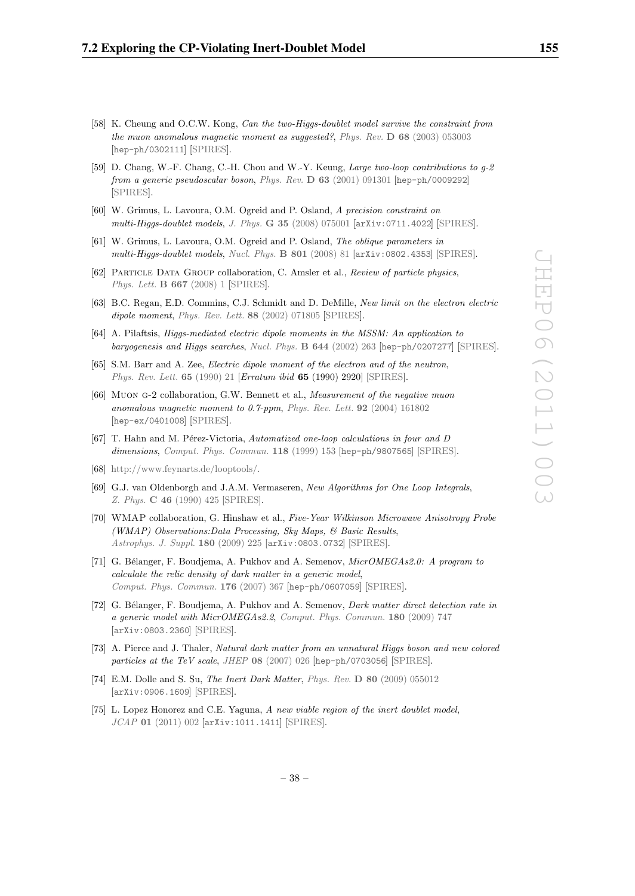[58] K. Cheung and O.C.W. Kong, *Can the two-Higgs-doublet model survive the constraint from the muon anomalous magnetic moment as suggested?*, *Phys. Rev.* **D 68** (2003) 053003 [hep-ph/0302111] [SPIRES].

[59] D. Chang, W.-F. Chang, C.-H. Chou and W.-Y. Keung, *Large two-loop contributions to g-2 from a generic pseudoscalar boson*, *Phys. Rev.* **D 63** (2001) 091301 [hep-ph/0009292] [SPIRES].

[60] W. Grimus, L. Lavoura, O.M. Ogreid and P. Osland, *A precision constraint on multi-Higgs-doublet models*, *J. Phys.* **G 35** (2008) 075001 [arXiv:0711.4022] [SPIRES].

[61] W. Grimus, L. Lavoura, O.M. Ogreid and P. Osland, *The oblique parameters in multi-Higgs-doublet models*, *Nucl. Phys.* **B 801** (2008) 81 [arXiv:0802.4353] [SPIRES].

[62] Particle Data Group collaboration, C. Amsler et al., *Review of particle physics*, *Phys. Lett.* **B 667** (2008) 1 [SPIRES].

[63] B.C. Regan, E.D. Commins, C.J. Schmidt and D. DeMille, *New limit on the electron electric dipole moment*, *Phys. Rev. Lett.* **88** (2002) 071805 [SPIRES].

[64] A. Pilaftsis, *Higgs-mediated electric dipole moments in the MSSM: An application to baryogenesis and Higgs searches*, *Nucl. Phys.* **B 644** (2002) 263 [hep-ph/0207277] [SPIRES].

[65] S.M. Barr and A. Zee, *Electric dipole moment of the electron and of the neutron*, *Phys. Rev. Lett.* **65** (1990) 21 [*Erratum ibid* **65** (1990) 2920] [SPIRES].

[66] Muon g-2 collaboration, G.W. Bennett et al., *Measurement of the negative muon anomalous magnetic moment to 0.7-ppm*, *Phys. Rev. Lett.* **92** (2004) 161802 [hep-ex/0401008] [SPIRES].

[67] T. Hahn and M. Pérez-Victoria, *Automatized one-loop calculations in four and D dimensions*, *Comput. Phys. Commun.* **118** (1999) 153 [hep-ph/9807565] [SPIRES].

[68] http://www.feynarts.de/looptools/.

[69] G.J. van Oldenborgh and J.A.M. Vermaseren, *New Algorithms for One Loop Integrals*, *Z. Phys.* **C 46** (1990) 425 [SPIRES].

[70] WMAP collaboration, G. Hinshaw et al., *Five-Year Wilkinson Microwave Anisotropy Probe (WMAP) Observations:Data Processing, Sky Maps, & Basic Results*, *Astrophys. J. Suppl.* **180** (2009) 225 [arXiv:0803.0732] [SPIRES].

[71] G. Bélanger, F. Boudjema, A. Pukhov and A. Semenov, *MicrOMEGAs2.0: A program to calculate the relic density of dark matter in a generic model*, *Comput. Phys. Commun.* **176** (2007) 367 [hep-ph/0607059] [SPIRES].

[72] G. Bélanger, F. Boudjema, A. Pukhov and A. Semenov, *Dark matter direct detection rate in a generic model with MicrOMEGAs2.2*, *Comput. Phys. Commun.* **180** (2009) 747 [arXiv:0803.2360] [SPIRES].

[73] A. Pierce and J. Thaler, *Natural dark matter from an unnatural Higgs boson and new colored particles at the TeV scale*, *JHEP* **08** (2007) 026 [hep-ph/0703056] [SPIRES].

[74] E.M. Dolle and S. Su, *The Inert Dark Matter*, *Phys. Rev.* **D 80** (2009) 055012 [arXiv:0906.1609] [SPIRES].

[75] L. Lopez Honorez and C.E. Yaguna, *A new viable region of the inert doublet model*, *JCAP* **01** (2011) 002 [arXiv:1011.1411] [SPIRES].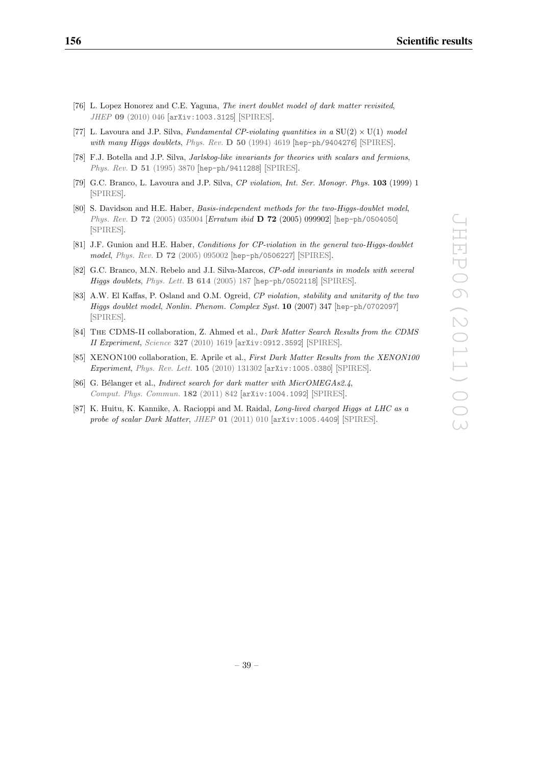[76] L. Lopez Honorez and C.E. Yaguna, *The inert doublet model of dark matter revisited*, *JHEP* **09** (2010) 046 [arXiv:1003.3125] [SPIRES].

[77] L. Lavoura and J.P. Silva, *Fundamental CP-violating quantities in a* $\mathrm{SU}(2) \times \mathrm{U}(1)$ *model with many Higgs doublets*, *Phys. Rev.* **D 50** (1994) 4619 [hep-ph/9404276] [SPIRES].

[78] F.J. Botella and J.P. Silva, *Jarlskog-like invariants for theories with scalars and fermions*, *Phys. Rev.* **D 51** (1995) 3870 [hep-ph/9411288] [SPIRES].

[79] G.C. Branco, L. Lavoura and J.P. Silva, *CP violation*, *Int. Ser. Monogr. Phys.* **103** (1999) 1 [SPIRES].

[80] S. Davidson and H.E. Haber, *Basis-independent methods for the two-Higgs-doublet model*, *Phys. Rev.* **D 72** (2005) 035004 [*Erratum ibid* **D 72** (2005) 099902] [hep-ph/0504050] [SPIRES].

[81] J.F. Gunion and H.E. Haber, *Conditions for CP-violation in the general two-Higgs-doublet model*, *Phys. Rev.* **D 72** (2005) 095002 [hep-ph/0506227] [SPIRES].

[82] G.C. Branco, M.N. Rebelo and J.I. Silva-Marcos, *CP-odd invariants in models with several Higgs doublets*, *Phys. Lett.* **B 614** (2005) 187 [hep-ph/0502118] [SPIRES].

[83] A.W. El Kaffas, P. Osland and O.M. Ogreid, *CP violation, stability and unitarity of the two Higgs doublet model*, *Nonlin. Phenom. Complex Syst.* **10** (2007) 347 [hep-ph/0702097] [SPIRES].

[84] The CDMS-II collaboration, Z. Ahmed et al., *Dark Matter Search Results from the CDMS II Experiment*, *Science* **327** (2010) 1619 [arXiv:0912.3592] [SPIRES].

[85] XENON100 collaboration, E. Aprile et al., *First Dark Matter Results from the XENON100 Experiment*, *Phys. Rev. Lett.* **105** (2010) 131302 [arXiv:1005.0380] [SPIRES].

[86] G. Bélanger et al., *Indirect search for dark matter with MicrOMEGAs2.4*, *Comput. Phys. Commun.* **182** (2011) 842 [arXiv:1004.1092] [SPIRES].

[87] K. Huitu, K. Kannike, A. Racioppi and M. Raidal, *Long-lived charged Higgs at LHC as a probe of scalar Dark Matter*, *JHEP* **01** (2011) 010 [arXiv:1005.4409] [SPIRES].